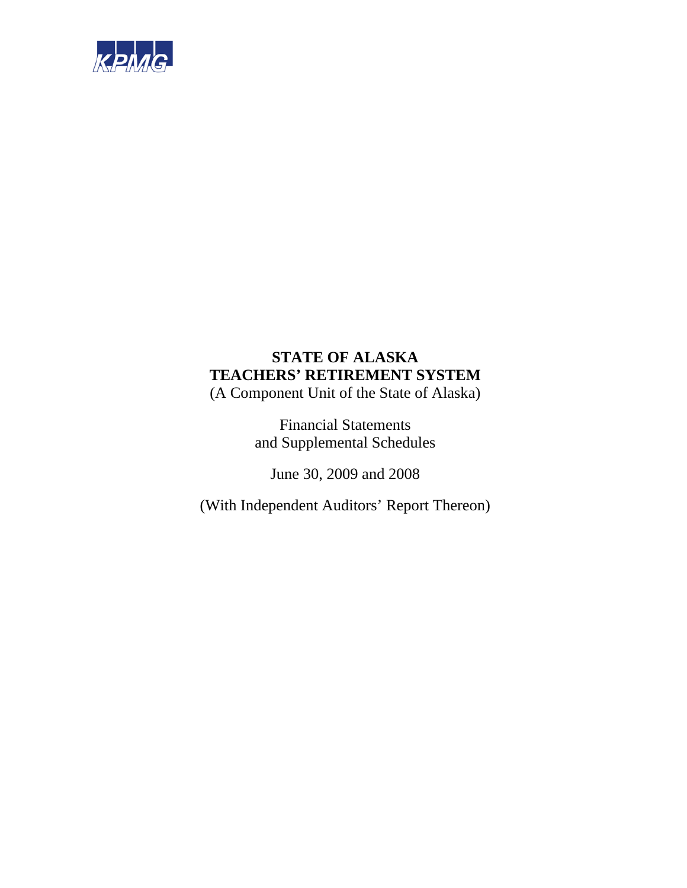KPMG

# STATE OF ALASKA
# TEACHERS' RETIREMENT SYSTEM

(A Component Unit of the State of Alaska)

Financial Statements
and Supplemental Schedules

June 30, 2009 and 2008

(With Independent Auditors' Report Thereon)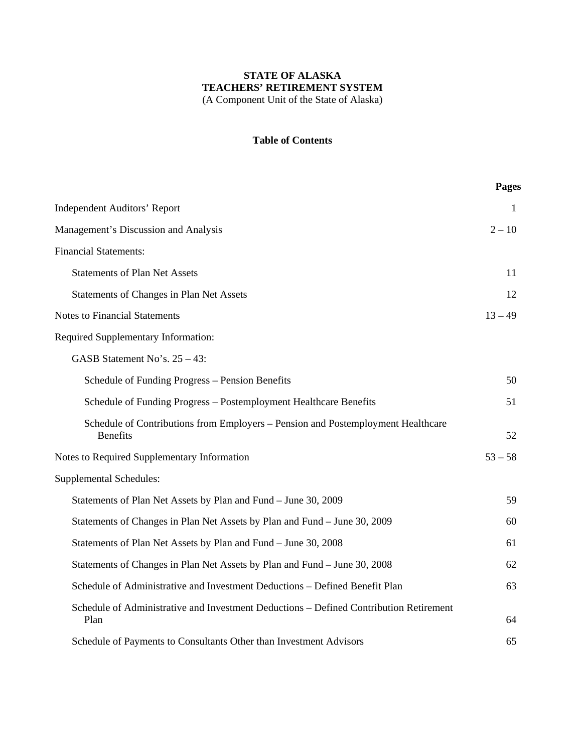**STATE OF ALASKA**
**TEACHERS' RETIREMENT SYSTEM**
(A Component Unit of the State of Alaska)

**Table of Contents**

| | **Pages** |
|---|---|
| Independent Auditors' Report | 1 |
| Management's Discussion and Analysis | 2 – 10 |
| Financial Statements: | |
| Statements of Plan Net Assets | 11 |
| Statements of Changes in Plan Net Assets | 12 |
| Notes to Financial Statements | 13 – 49 |
| Required Supplementary Information: | |
| GASB Statement No's. 25 – 43: | |
| Schedule of Funding Progress – Pension Benefits | 50 |
| Schedule of Funding Progress – Postemployment Healthcare Benefits | 51 |
| Schedule of Contributions from Employers – Pension and Postemployment Healthcare Benefits | 52 |
| Notes to Required Supplementary Information | 53 – 58 |
| Supplemental Schedules: | |
| Statements of Plan Net Assets by Plan and Fund – June 30, 2009 | 59 |
| Statements of Changes in Plan Net Assets by Plan and Fund – June 30, 2009 | 60 |
| Statements of Plan Net Assets by Plan and Fund – June 30, 2008 | 61 |
| Statements of Changes in Plan Net Assets by Plan and Fund – June 30, 2008 | 62 |
| Schedule of Administrative and Investment Deductions – Defined Benefit Plan | 63 |
| Schedule of Administrative and Investment Deductions – Defined Contribution Retirement Plan | 64 |
| Schedule of Payments to Consultants Other than Investment Advisors | 65 |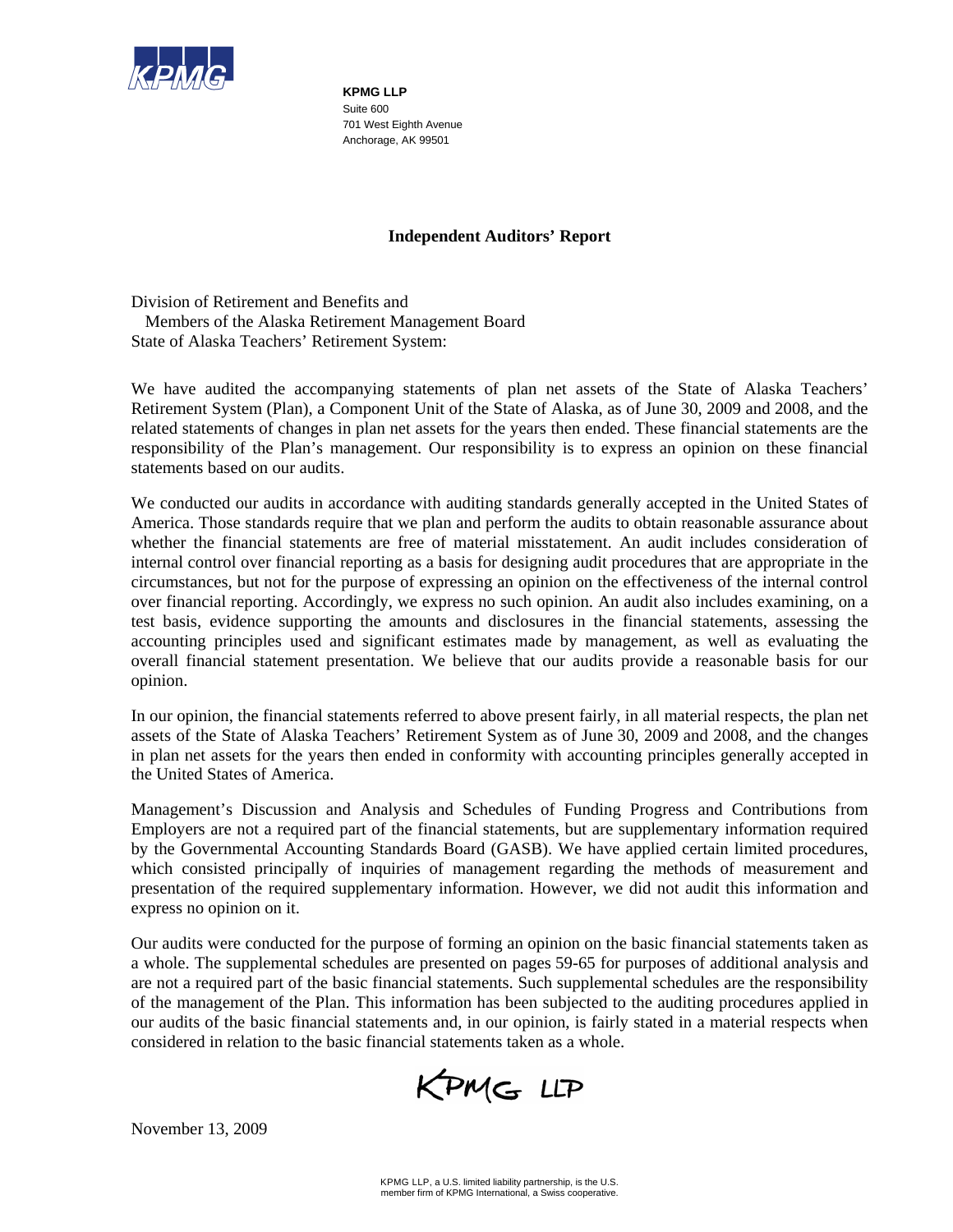**KPMG LLP**
Suite 600
701 West Eighth Avenue
Anchorage, AK 99501

## Independent Auditors' Report

Division of Retirement and Benefits and
Members of the Alaska Retirement Management Board
State of Alaska Teachers' Retirement System:

We have audited the accompanying statements of plan net assets of the State of Alaska Teachers' Retirement System (Plan), a Component Unit of the State of Alaska, as of June 30, 2009 and 2008, and the related statements of changes in plan net assets for the years then ended. These financial statements are the responsibility of the Plan's management. Our responsibility is to express an opinion on these financial statements based on our audits.

We conducted our audits in accordance with auditing standards generally accepted in the United States of America. Those standards require that we plan and perform the audits to obtain reasonable assurance about whether the financial statements are free of material misstatement. An audit includes consideration of internal control over financial reporting as a basis for designing audit procedures that are appropriate in the circumstances, but not for the purpose of expressing an opinion on the effectiveness of the internal control over financial reporting. Accordingly, we express no such opinion. An audit also includes examining, on a test basis, evidence supporting the amounts and disclosures in the financial statements, assessing the accounting principles used and significant estimates made by management, as well as evaluating the overall financial statement presentation. We believe that our audits provide a reasonable basis for our opinion.

In our opinion, the financial statements referred to above present fairly, in all material respects, the plan net assets of the State of Alaska Teachers' Retirement System as of June 30, 2009 and 2008, and the changes in plan net assets for the years then ended in conformity with accounting principles generally accepted in the United States of America.

Management's Discussion and Analysis and Schedules of Funding Progress and Contributions from Employers are not a required part of the financial statements, but are supplementary information required by the Governmental Accounting Standards Board (GASB). We have applied certain limited procedures, which consisted principally of inquiries of management regarding the methods of measurement and presentation of the required supplementary information. However, we did not audit this information and express no opinion on it.

Our audits were conducted for the purpose of forming an opinion on the basic financial statements taken as a whole. The supplemental schedules are presented on pages 59-65 for purposes of additional analysis and are not a required part of the basic financial statements. Such supplemental schedules are the responsibility of the management of the Plan. This information has been subjected to the auditing procedures applied in our audits of the basic financial statements and, in our opinion, is fairly stated in a material respects when considered in relation to the basic financial statements taken as a whole.

KPMG LLP

November 13, 2009

KPMG LLP, a U.S. limited liability partnership, is the U.S. member firm of KPMG International, a Swiss cooperative.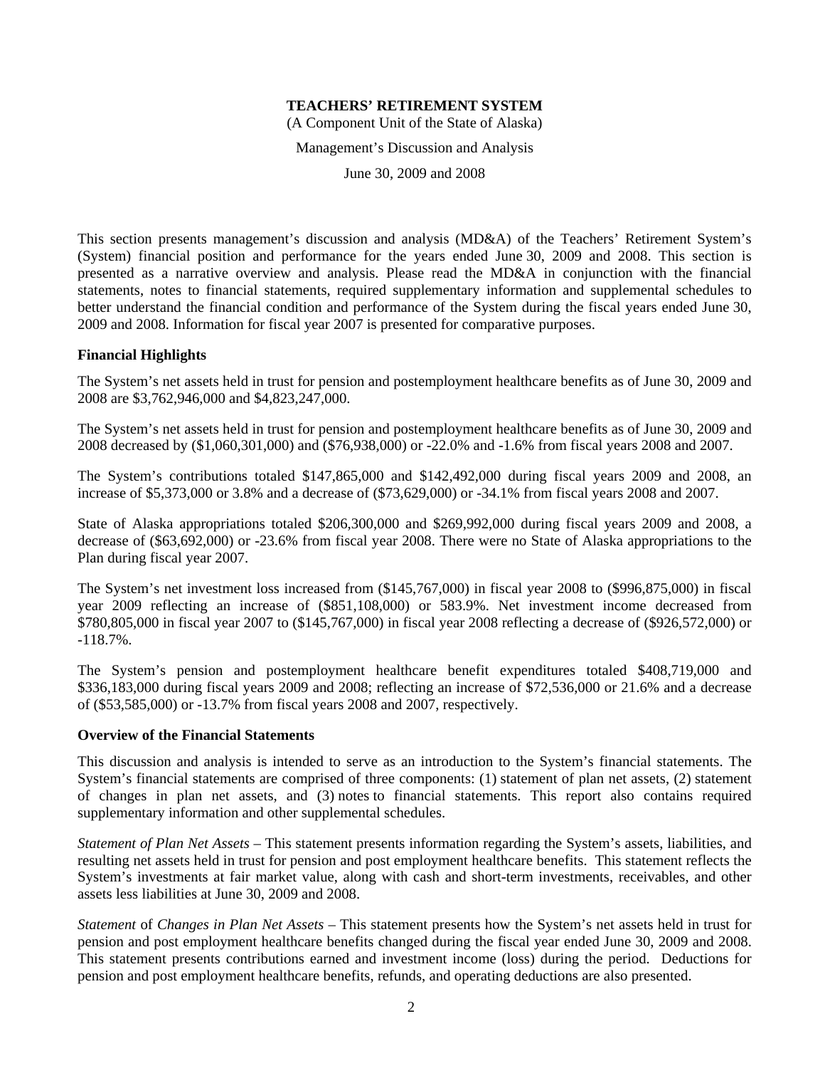**TEACHERS' RETIREMENT SYSTEM**

(A Component Unit of the State of Alaska)

Management's Discussion and Analysis

June 30, 2009 and 2008

This section presents management's discussion and analysis (MD&A) of the Teachers' Retirement System's (System) financial position and performance for the years ended June 30, 2009 and 2008. This section is presented as a narrative overview and analysis. Please read the MD&A in conjunction with the financial statements, notes to financial statements, required supplementary information and supplemental schedules to better understand the financial condition and performance of the System during the fiscal years ended June 30, 2009 and 2008. Information for fiscal year 2007 is presented for comparative purposes.

**Financial Highlights**

The System's net assets held in trust for pension and postemployment healthcare benefits as of June 30, 2009 and 2008 are $3,762,946,000 and $4,823,247,000.

The System's net assets held in trust for pension and postemployment healthcare benefits as of June 30, 2009 and 2008 decreased by ($1,060,301,000) and ($76,938,000) or -22.0% and -1.6% from fiscal years 2008 and 2007.

The System's contributions totaled $147,865,000 and $142,492,000 during fiscal years 2009 and 2008, an increase of $5,373,000 or 3.8% and a decrease of ($73,629,000) or -34.1% from fiscal years 2008 and 2007.

State of Alaska appropriations totaled $206,300,000 and $269,992,000 during fiscal years 2009 and 2008, a decrease of ($63,692,000) or -23.6% from fiscal year 2008. There were no State of Alaska appropriations to the Plan during fiscal year 2007.

The System's net investment loss increased from ($145,767,000) in fiscal year 2008 to ($996,875,000) in fiscal year 2009 reflecting an increase of ($851,108,000) or 583.9%. Net investment income decreased from $780,805,000 in fiscal year 2007 to ($145,767,000) in fiscal year 2008 reflecting a decrease of ($926,572,000) or -118.7%.

The System's pension and postemployment healthcare benefit expenditures totaled $408,719,000 and $336,183,000 during fiscal years 2009 and 2008; reflecting an increase of $72,536,000 or 21.6% and a decrease of ($53,585,000) or -13.7% from fiscal years 2008 and 2007, respectively.

**Overview of the Financial Statements**

This discussion and analysis is intended to serve as an introduction to the System's financial statements. The System's financial statements are comprised of three components: (1) statement of plan net assets, (2) statement of changes in plan net assets, and (3) notes to financial statements. This report also contains required supplementary information and other supplemental schedules.

*Statement of Plan Net Assets* – This statement presents information regarding the System's assets, liabilities, and resulting net assets held in trust for pension and post employment healthcare benefits. This statement reflects the System's investments at fair market value, along with cash and short-term investments, receivables, and other assets less liabilities at June 30, 2009 and 2008.

*Statement* of *Changes in Plan Net Assets* – This statement presents how the System's net assets held in trust for pension and post employment healthcare benefits changed during the fiscal year ended June 30, 2009 and 2008. This statement presents contributions earned and investment income (loss) during the period. Deductions for pension and post employment healthcare benefits, refunds, and operating deductions are also presented.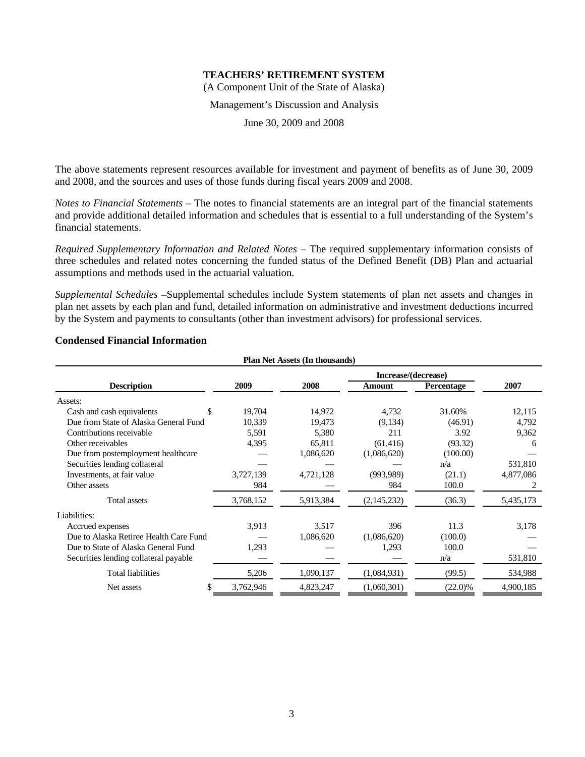# TEACHERS' RETIREMENT SYSTEM

(A Component Unit of the State of Alaska)

Management's Discussion and Analysis

June 30, 2009 and 2008

The above statements represent resources available for investment and payment of benefits as of June 30, 2009 and 2008, and the sources and uses of those funds during fiscal years 2009 and 2008.

*Notes to Financial Statements* – The notes to financial statements are an integral part of the financial statements and provide additional detailed information and schedules that is essential to a full understanding of the System's financial statements.

*Required Supplementary Information and Related Notes* – The required supplementary information consists of three schedules and related notes concerning the funded status of the Defined Benefit (DB) Plan and actuarial assumptions and methods used in the actuarial valuation.

*Supplemental Schedules* –Supplemental schedules include System statements of plan net assets and changes in plan net assets by each plan and fund, detailed information on administrative and investment deductions incurred by the System and payments to consultants (other than investment advisors) for professional services.

## Condensed Financial Information

**Plan Net Assets (In thousands)**

| Description | 2009 | 2008 | Increase/(decrease) Amount | Increase/(decrease) Percentage | 2007 |
|---|---|---|---|---|---|
| Assets: | | | | | |
| Cash and cash equivalents | $ 19,704 | 14,972 | 4,732 | 31.60% | 12,115 |
| Due from State of Alaska General Fund | 10,339 | 19,473 | (9,134) | (46.91) | 4,792 |
| Contributions receivable | 5,591 | 5,380 | 211 | 3.92 | 9,362 |
| Other receivables | 4,395 | 65,811 | (61,416) | (93.32) | 6 |
| Due from postemployment healthcare | — | 1,086,620 | (1,086,620) | (100.00) | — |
| Securities lending collateral | — | — | — | n/a | 531,810 |
| Investments, at fair value | 3,727,139 | 4,721,128 | (993,989) | (21.1) | 4,877,086 |
| Other assets | 984 | — | 984 | 100.0 | 2 |
| Total assets | 3,768,152 | 5,913,384 | (2,145,232) | (36.3) | 5,435,173 |
| Liabilities: | | | | | |
| Accrued expenses | 3,913 | 3,517 | 396 | 11.3 | 3,178 |
| Due to Alaska Retiree Health Care Fund | — | 1,086,620 | (1,086,620) | (100.0) | — |
| Due to State of Alaska General Fund | 1,293 | — | 1,293 | 100.0 | — |
| Securities lending collateral payable | — | — | — | n/a | 531,810 |
| Total liabilities | 5,206 | 1,090,137 | (1,084,931) | (99.5) | 534,988 |
| Net assets | $ 3,762,946 | 4,823,247 | (1,060,301) | (22.0)% | 4,900,185 |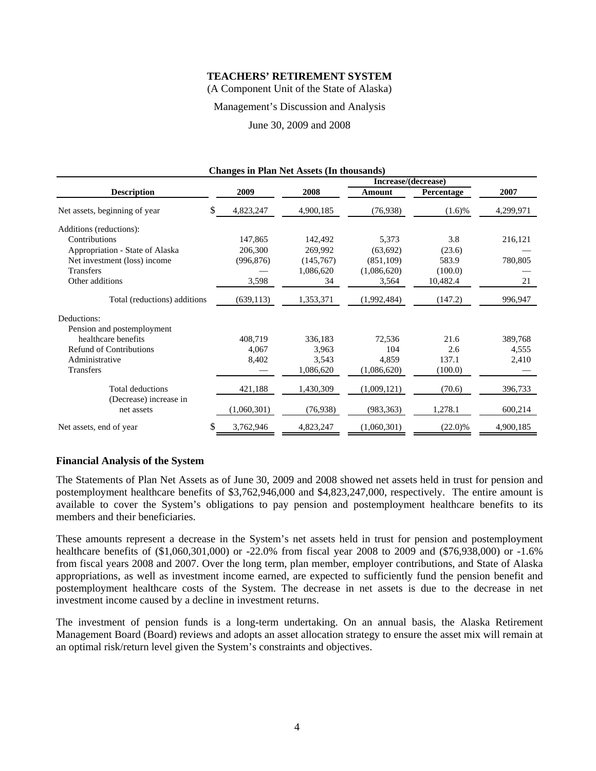**TEACHERS' RETIREMENT SYSTEM**

(A Component Unit of the State of Alaska)

Management's Discussion and Analysis

June 30, 2009 and 2008

**Changes in Plan Net Assets (In thousands)**

| Description | 2009 | 2008 | Increase/(decrease) Amount | Percentage | 2007 |
|---|---|---|---|---|---|
| Net assets, beginning of year | $ 4,823,247 | 4,900,185 | (76,938) | (1.6)% | 4,299,971 |
| Additions (reductions): | | | | | |
| Contributions | 147,865 | 142,492 | 5,373 | 3.8 | 216,121 |
| Appropriation - State of Alaska | 206,300 | 269,992 | (63,692) | (23.6) | — |
| Net investment (loss) income | (996,876) | (145,767) | (851,109) | 583.9 | 780,805 |
| Transfers | — | 1,086,620 | (1,086,620) | (100.0) | — |
| Other additions | 3,598 | 34 | 3,564 | 10,482.4 | 21 |
| Total (reductions) additions | (639,113) | 1,353,371 | (1,992,484) | (147.2) | 996,947 |
| Deductions: | | | | | |
| Pension and postemployment healthcare benefits | 408,719 | 336,183 | 72,536 | 21.6 | 389,768 |
| Refund of Contributions | 4,067 | 3,963 | 104 | 2.6 | 4,555 |
| Administrative | 8,402 | 3,543 | 4,859 | 137.1 | 2,410 |
| Transfers | — | 1,086,620 | (1,086,620) | (100.0) | — |
| Total deductions | 421,188 | 1,430,309 | (1,009,121) | (70.6) | 396,733 |
| (Decrease) increase in net assets | (1,060,301) | (76,938) | (983,363) | 1,278.1 | 600,214 |
| Net assets, end of year | $ 3,762,946 | 4,823,247 | (1,060,301) | (22.0)% | 4,900,185 |

## Financial Analysis of the System

The Statements of Plan Net Assets as of June 30, 2009 and 2008 showed net assets held in trust for pension and postemployment healthcare benefits of $3,762,946,000 and $4,823,247,000, respectively. The entire amount is available to cover the System's obligations to pay pension and postemployment healthcare benefits to its members and their beneficiaries.

These amounts represent a decrease in the System's net assets held in trust for pension and postemployment healthcare benefits of ($1,060,301,000) or -22.0% from fiscal year 2008 to 2009 and ($76,938,000) or -1.6% from fiscal years 2008 and 2007. Over the long term, plan member, employer contributions, and State of Alaska appropriations, as well as investment income earned, are expected to sufficiently fund the pension benefit and postemployment healthcare costs of the System. The decrease in net assets is due to the decrease in net investment income caused by a decline in investment returns.

The investment of pension funds is a long-term undertaking. On an annual basis, the Alaska Retirement Management Board (Board) reviews and adopts an asset allocation strategy to ensure the asset mix will remain at an optimal risk/return level given the System's constraints and objectives.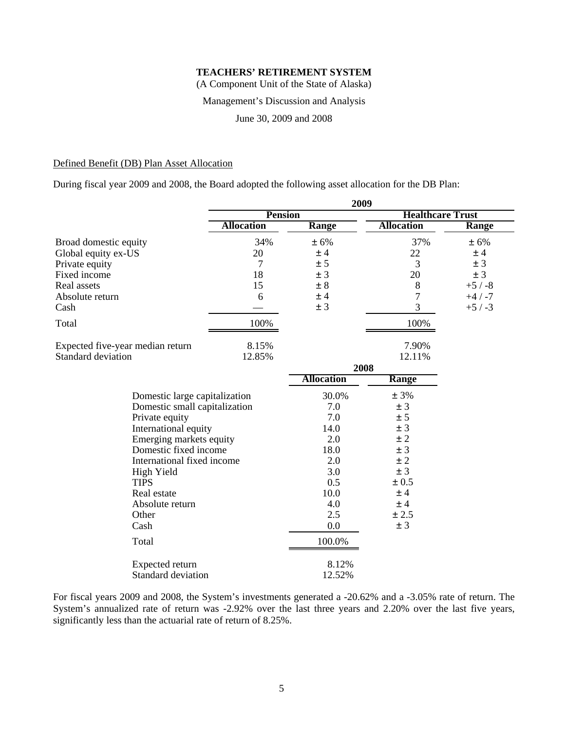**TEACHERS' RETIREMENT SYSTEM**

(A Component Unit of the State of Alaska)

Management's Discussion and Analysis

June 30, 2009 and 2008

Defined Benefit (DB) Plan Asset Allocation

During fiscal year 2009 and 2008, the Board adopted the following asset allocation for the DB Plan:

| | 2009 | | | |
|---|---|---|---|---|
| | Pension | | Healthcare Trust | |
| | Allocation | Range | Allocation | Range |
| Broad domestic equity | 34% | ± 6% | 37% | ± 6% |
| Global equity ex-US | 20 | ± 4 | 22 | ± 4 |
| Private equity | 7 | ± 5 | 3 | ± 3 |
| Fixed income | 18 | ± 3 | 20 | ± 3 |
| Real assets | 15 | ± 8 | 8 | +5 / -8 |
| Absolute return | 6 | ± 4 | 7 | +4 / -7 |
| Cash | — | ± 3 | 3 | +5 / -3 |
| Total | 100% | | 100% | |
| Expected five-year median return | 8.15% | | 7.90% | |
| Standard deviation | 12.85% | | 12.11% | |

| | 2008 | |
|---|---|---|
| | Allocation | Range |
| Domestic large capitalization | 30.0% | ± 3% |
| Domestic small capitalization | 7.0 | ± 3 |
| Private equity | 7.0 | ± 5 |
| International equity | 14.0 | ± 3 |
| Emerging markets equity | 2.0 | ± 2 |
| Domestic fixed income | 18.0 | ± 3 |
| International fixed income | 2.0 | ± 2 |
| High Yield | 3.0 | ± 3 |
| TIPS | 0.5 | ± 0.5 |
| Real estate | 10.0 | ± 4 |
| Absolute return | 4.0 | ± 4 |
| Other | 2.5 | ± 2.5 |
| Cash | 0.0 | ± 3 |
| Total | 100.0% | |
| Expected return | 8.12% | |
| Standard deviation | 12.52% | |

For fiscal years 2009 and 2008, the System's investments generated a -20.62% and a -3.05% rate of return. The System's annualized rate of return was -2.92% over the last three years and 2.20% over the last five years, significantly less than the actuarial rate of return of 8.25%.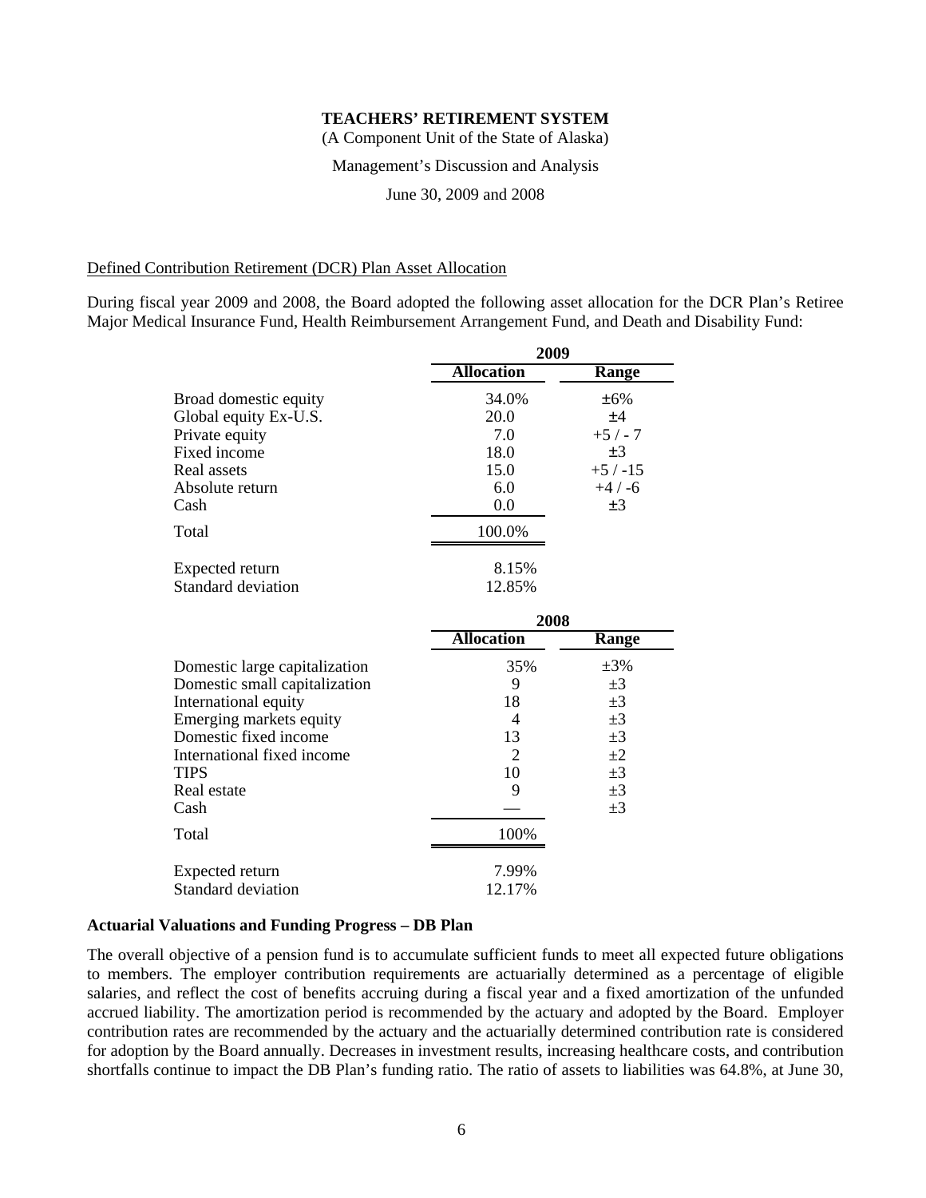**TEACHERS' RETIREMENT SYSTEM**

(A Component Unit of the State of Alaska)

Management's Discussion and Analysis

June 30, 2009 and 2008

Defined Contribution Retirement (DCR) Plan Asset Allocation

During fiscal year 2009 and 2008, the Board adopted the following asset allocation for the DCR Plan's Retiree Major Medical Insurance Fund, Health Reimbursement Arrangement Fund, and Death and Disability Fund:

| | 2009 | |
|---|---|---|
| | **Allocation** | **Range** |
| Broad domestic equity | 34.0% | ±6% |
| Global equity Ex-U.S. | 20.0 | ±4 |
| Private equity | 7.0 | +5 / - 7 |
| Fixed income | 18.0 | ±3 |
| Real assets | 15.0 | +5 / -15 |
| Absolute return | 6.0 | +4 / -6 |
| Cash | 0.0 | ±3 |
| Total | 100.0% | |
| Expected return | 8.15% | |
| Standard deviation | 12.85% | |

| | 2008 | |
|---|---|---|
| | **Allocation** | **Range** |
| Domestic large capitalization | 35% | ±3% |
| Domestic small capitalization | 9 | ±3 |
| International equity | 18 | ±3 |
| Emerging markets equity | 4 | ±3 |
| Domestic fixed income | 13 | ±3 |
| International fixed income | 2 | ±2 |
| TIPS | 10 | ±3 |
| Real estate | 9 | ±3 |
| Cash | — | ±3 |
| Total | 100% | |
| Expected return | 7.99% | |
| Standard deviation | 12.17% | |

**Actuarial Valuations and Funding Progress – DB Plan**

The overall objective of a pension fund is to accumulate sufficient funds to meet all expected future obligations to members. The employer contribution requirements are actuarially determined as a percentage of eligible salaries, and reflect the cost of benefits accruing during a fiscal year and a fixed amortization of the unfunded accrued liability. The amortization period is recommended by the actuary and adopted by the Board. Employer contribution rates are recommended by the actuary and the actuarially determined contribution rate is considered for adoption by the Board annually. Decreases in investment results, increasing healthcare costs, and contribution shortfalls continue to impact the DB Plan's funding ratio. The ratio of assets to liabilities was 64.8%, at June 30,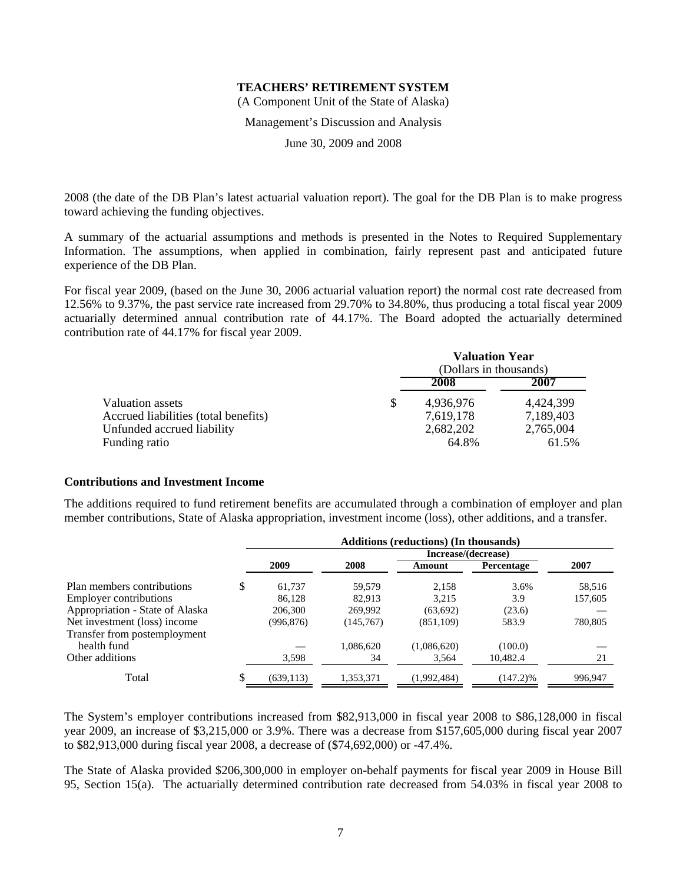2008 (the date of the DB Plan's latest actuarial valuation report). The goal for the DB Plan is to make progress toward achieving the funding objectives.

A summary of the actuarial assumptions and methods is presented in the Notes to Required Supplementary Information. The assumptions, when applied in combination, fairly represent past and anticipated future experience of the DB Plan.

For fiscal year 2009, (based on the June 30, 2006 actuarial valuation report) the normal cost rate decreased from 12.56% to 9.37%, the past service rate increased from 29.70% to 34.80%, thus producing a total fiscal year 2009 actuarially determined annual contribution rate of 44.17%. The Board adopted the actuarially determined contribution rate of 44.17% for fiscal year 2009.

| | Valuation Year (Dollars in thousands) | |
|---|---|---|
| | 2008 | 2007 |
| Valuation assets | $ 4,936,976 | 4,424,399 |
| Accrued liabilities (total benefits) | 7,619,178 | 7,189,403 |
| Unfunded accrued liability | 2,682,202 | 2,765,004 |
| Funding ratio | 64.8% | 61.5% |

## Contributions and Investment Income

The additions required to fund retirement benefits are accumulated through a combination of employer and plan member contributions, State of Alaska appropriation, investment income (loss), other additions, and a transfer.

| | Additions (reductions) (In thousands) | | | | |
|---|---|---|---|---|---|
| | | | Increase/(decrease) | | |
| | 2009 | 2008 | Amount | Percentage | 2007 |
| Plan members contributions | $ 61,737 | 59,579 | 2,158 | 3.6% | 58,516 |
| Employer contributions | 86,128 | 82,913 | 3,215 | 3.9 | 157,605 |
| Appropriation - State of Alaska | 206,300 | 269,992 | (63,692) | (23.6) | — |
| Net investment (loss) income | (996,876) | (145,767) | (851,109) | 583.9 | 780,805 |
| Transfer from postemployment health fund | — | 1,086,620 | (1,086,620) | (100.0) | — |
| Other additions | 3,598 | 34 | 3,564 | 10,482.4 | 21 |
| Total | $ (639,113) | 1,353,371 | (1,992,484) | (147.2)% | 996,947 |

The System's employer contributions increased from $82,913,000 in fiscal year 2008 to $86,128,000 in fiscal year 2009, an increase of $3,215,000 or 3.9%. There was a decrease from $157,605,000 during fiscal year 2007 to $82,913,000 during fiscal year 2008, a decrease of ($74,692,000) or -47.4%.

The State of Alaska provided $206,300,000 in employer on-behalf payments for fiscal year 2009 in House Bill 95, Section 15(a). The actuarially determined contribution rate decreased from 54.03% in fiscal year 2008 to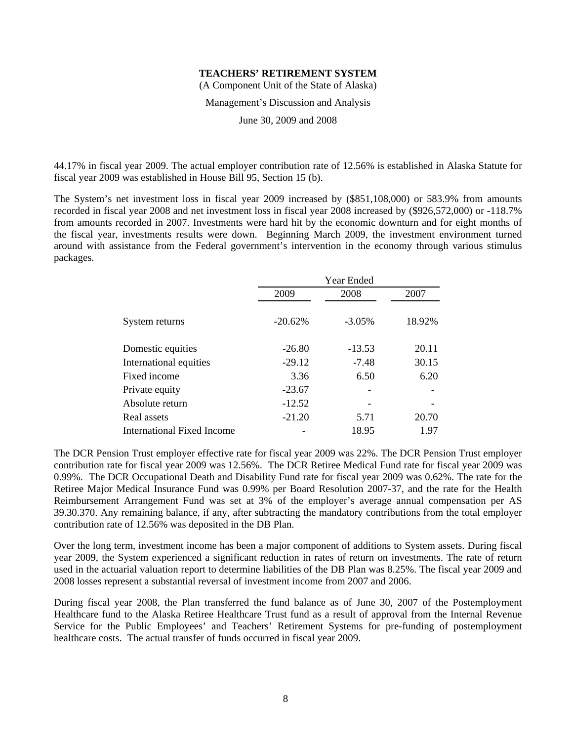44.17% in fiscal year 2009. The actual employer contribution rate of 12.56% is established in Alaska Statute for fiscal year 2009 was established in House Bill 95, Section 15 (b).

The System's net investment loss in fiscal year 2009 increased by ($851,108,000) or 583.9% from amounts recorded in fiscal year 2008 and net investment loss in fiscal year 2008 increased by ($926,572,000) or -118.7% from amounts recorded in 2007. Investments were hard hit by the economic downturn and for eight months of the fiscal year, investments results were down. Beginning March 2009, the investment environment turned around with assistance from the Federal government's intervention in the economy through various stimulus packages.

| | Year Ended | | |
|---|---|---|---|
| | 2009 | 2008 | 2007 |
| System returns | -20.62% | -3.05% | 18.92% |
| Domestic equities | -26.80 | -13.53 | 20.11 |
| International equities | -29.12 | -7.48 | 30.15 |
| Fixed income | 3.36 | 6.50 | 6.20 |
| Private equity | -23.67 | - | - |
| Absolute return | -12.52 | - | - |
| Real assets | -21.20 | 5.71 | 20.70 |
| International Fixed Income | - | 18.95 | 1.97 |

The DCR Pension Trust employer effective rate for fiscal year 2009 was 22%. The DCR Pension Trust employer contribution rate for fiscal year 2009 was 12.56%. The DCR Retiree Medical Fund rate for fiscal year 2009 was 0.99%. The DCR Occupational Death and Disability Fund rate for fiscal year 2009 was 0.62%. The rate for the Retiree Major Medical Insurance Fund was 0.99% per Board Resolution 2007-37, and the rate for the Health Reimbursement Arrangement Fund was set at 3% of the employer's average annual compensation per AS 39.30.370. Any remaining balance, if any, after subtracting the mandatory contributions from the total employer contribution rate of 12.56% was deposited in the DB Plan.

Over the long term, investment income has been a major component of additions to System assets. During fiscal year 2009, the System experienced a significant reduction in rates of return on investments. The rate of return used in the actuarial valuation report to determine liabilities of the DB Plan was 8.25%. The fiscal year 2009 and 2008 losses represent a substantial reversal of investment income from 2007 and 2006.

During fiscal year 2008, the Plan transferred the fund balance as of June 30, 2007 of the Postemployment Healthcare fund to the Alaska Retiree Healthcare Trust fund as a result of approval from the Internal Revenue Service for the Public Employees' and Teachers' Retirement Systems for pre-funding of postemployment healthcare costs. The actual transfer of funds occurred in fiscal year 2009.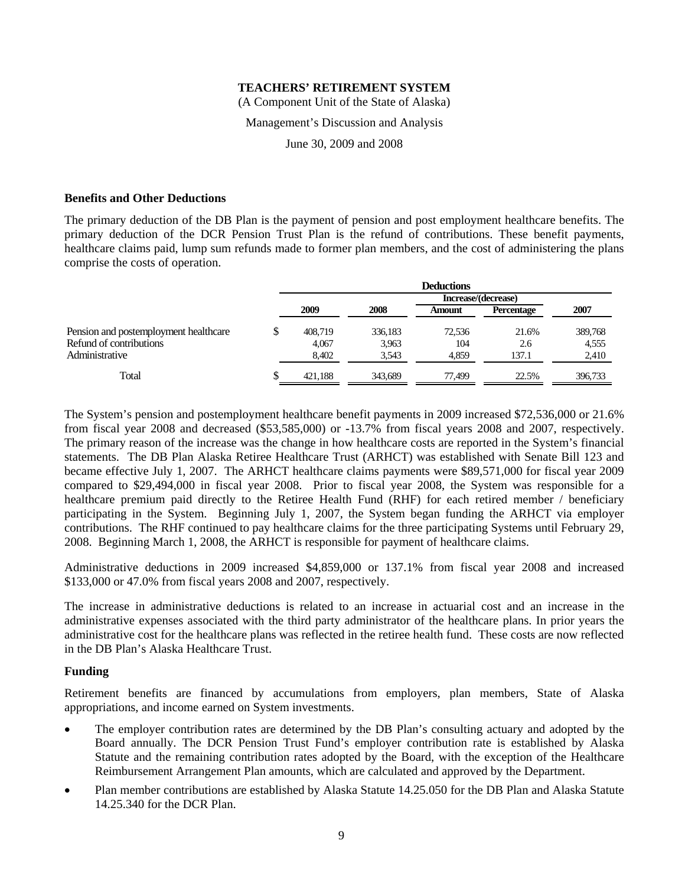**TEACHERS' RETIREMENT SYSTEM**

(A Component Unit of the State of Alaska)

Management's Discussion and Analysis

June 30, 2009 and 2008

### Benefits and Other Deductions

The primary deduction of the DB Plan is the payment of pension and post employment healthcare benefits. The primary deduction of the DCR Pension Trust Plan is the refund of contributions. These benefit payments, healthcare claims paid, lump sum refunds made to former plan members, and the cost of administering the plans comprise the costs of operation.

| | Deductions | | | | |
|---|---|---|---|---|---|
| | | | Increase/(decrease) | | |
| | 2009 | 2008 | Amount | Percentage | 2007 |
| Pension and postemployment healthcare | $ 408,719 | 336,183 | 72,536 | 21.6% | 389,768 |
| Refund of contributions | 4,067 | 3,963 | 104 | 2.6 | 4,555 |
| Administrative | 8,402 | 3,543 | 4,859 | 137.1 | 2,410 |
| Total | $ 421,188 | 343,689 | 77,499 | 22.5% | 396,733 |

The System's pension and postemployment healthcare benefit payments in 2009 increased $72,536,000 or 21.6% from fiscal year 2008 and decreased ($53,585,000) or -13.7% from fiscal years 2008 and 2007, respectively. The primary reason of the increase was the change in how healthcare costs are reported in the System's financial statements. The DB Plan Alaska Retiree Healthcare Trust (ARHCT) was established with Senate Bill 123 and became effective July 1, 2007. The ARHCT healthcare claims payments were $89,571,000 for fiscal year 2009 compared to $29,494,000 in fiscal year 2008. Prior to fiscal year 2008, the System was responsible for a healthcare premium paid directly to the Retiree Health Fund (RHF) for each retired member / beneficiary participating in the System. Beginning July 1, 2007, the System began funding the ARHCT via employer contributions. The RHF continued to pay healthcare claims for the three participating Systems until February 29, 2008. Beginning March 1, 2008, the ARHCT is responsible for payment of healthcare claims.

Administrative deductions in 2009 increased $4,859,000 or 137.1% from fiscal year 2008 and increased $133,000 or 47.0% from fiscal years 2008 and 2007, respectively.

The increase in administrative deductions is related to an increase in actuarial cost and an increase in the administrative expenses associated with the third party administrator of the healthcare plans. In prior years the administrative cost for the healthcare plans was reflected in the retiree health fund. These costs are now reflected in the DB Plan's Alaska Healthcare Trust.

### Funding

Retirement benefits are financed by accumulations from employers, plan members, State of Alaska appropriations, and income earned on System investments.

- The employer contribution rates are determined by the DB Plan's consulting actuary and adopted by the Board annually. The DCR Pension Trust Fund's employer contribution rate is established by Alaska Statute and the remaining contribution rates adopted by the Board, with the exception of the Healthcare Reimbursement Arrangement Plan amounts, which are calculated and approved by the Department.
- Plan member contributions are established by Alaska Statute 14.25.050 for the DB Plan and Alaska Statute 14.25.340 for the DCR Plan.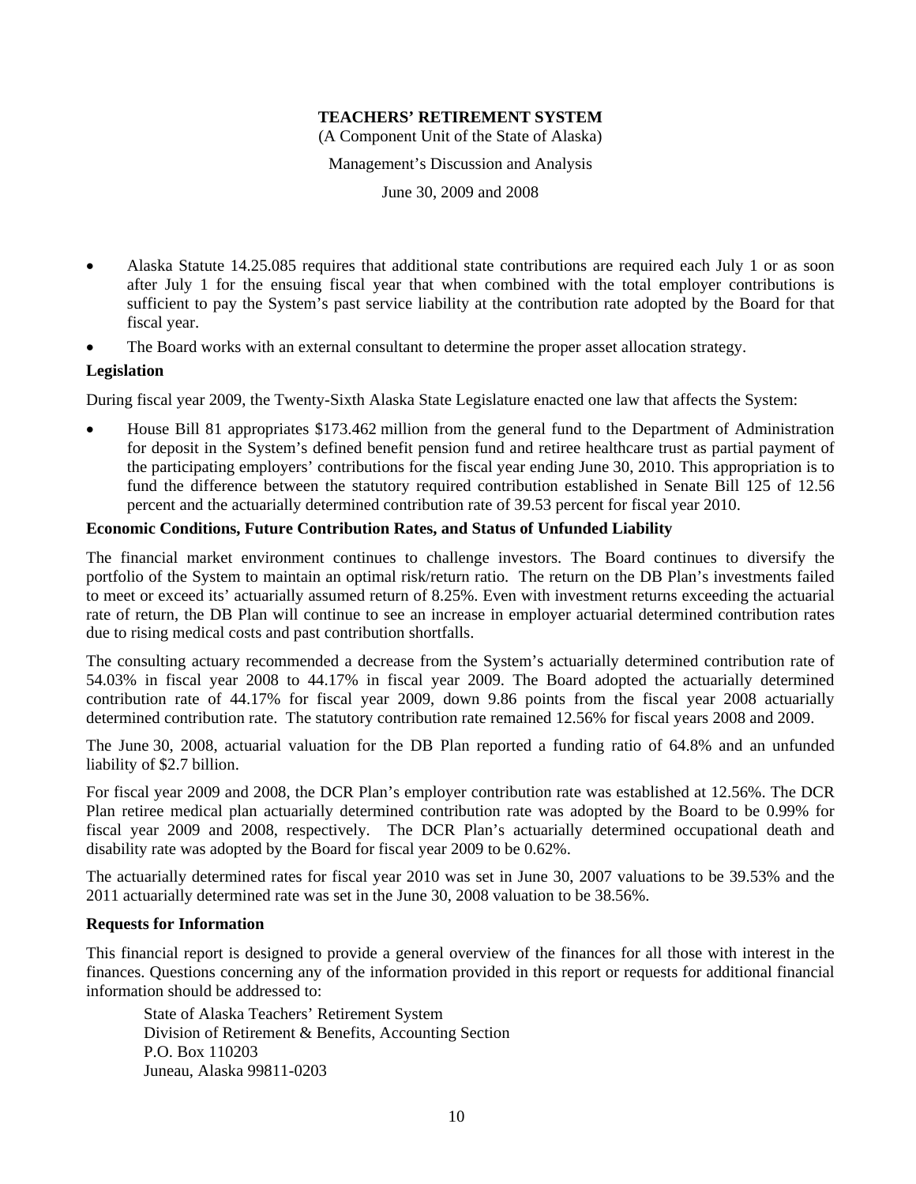- Alaska Statute 14.25.085 requires that additional state contributions are required each July 1 or as soon after July 1 for the ensuing fiscal year that when combined with the total employer contributions is sufficient to pay the System's past service liability at the contribution rate adopted by the Board for that fiscal year.
- The Board works with an external consultant to determine the proper asset allocation strategy.

**Legislation**

During fiscal year 2009, the Twenty-Sixth Alaska State Legislature enacted one law that affects the System:

- House Bill 81 appropriates $173.462 million from the general fund to the Department of Administration for deposit in the System's defined benefit pension fund and retiree healthcare trust as partial payment of the participating employers' contributions for the fiscal year ending June 30, 2010. This appropriation is to fund the difference between the statutory required contribution established in Senate Bill 125 of 12.56 percent and the actuarially determined contribution rate of 39.53 percent for fiscal year 2010.

**Economic Conditions, Future Contribution Rates, and Status of Unfunded Liability**

The financial market environment continues to challenge investors. The Board continues to diversify the portfolio of the System to maintain an optimal risk/return ratio. The return on the DB Plan's investments failed to meet or exceed its' actuarially assumed return of 8.25%. Even with investment returns exceeding the actuarial rate of return, the DB Plan will continue to see an increase in employer actuarial determined contribution rates due to rising medical costs and past contribution shortfalls.

The consulting actuary recommended a decrease from the System's actuarially determined contribution rate of 54.03% in fiscal year 2008 to 44.17% in fiscal year 2009. The Board adopted the actuarially determined contribution rate of 44.17% for fiscal year 2009, down 9.86 points from the fiscal year 2008 actuarially determined contribution rate. The statutory contribution rate remained 12.56% for fiscal years 2008 and 2009.

The June 30, 2008, actuarial valuation for the DB Plan reported a funding ratio of 64.8% and an unfunded liability of $2.7 billion.

For fiscal year 2009 and 2008, the DCR Plan's employer contribution rate was established at 12.56%. The DCR Plan retiree medical plan actuarially determined contribution rate was adopted by the Board to be 0.99% for fiscal year 2009 and 2008, respectively. The DCR Plan's actuarially determined occupational death and disability rate was adopted by the Board for fiscal year 2009 to be 0.62%.

The actuarially determined rates for fiscal year 2010 was set in June 30, 2007 valuations to be 39.53% and the 2011 actuarially determined rate was set in the June 30, 2008 valuation to be 38.56%.

**Requests for Information**

This financial report is designed to provide a general overview of the finances for all those with interest in the finances. Questions concerning any of the information provided in this report or requests for additional financial information should be addressed to:

State of Alaska Teachers' Retirement System
Division of Retirement & Benefits, Accounting Section
P.O. Box 110203
Juneau, Alaska 99811-0203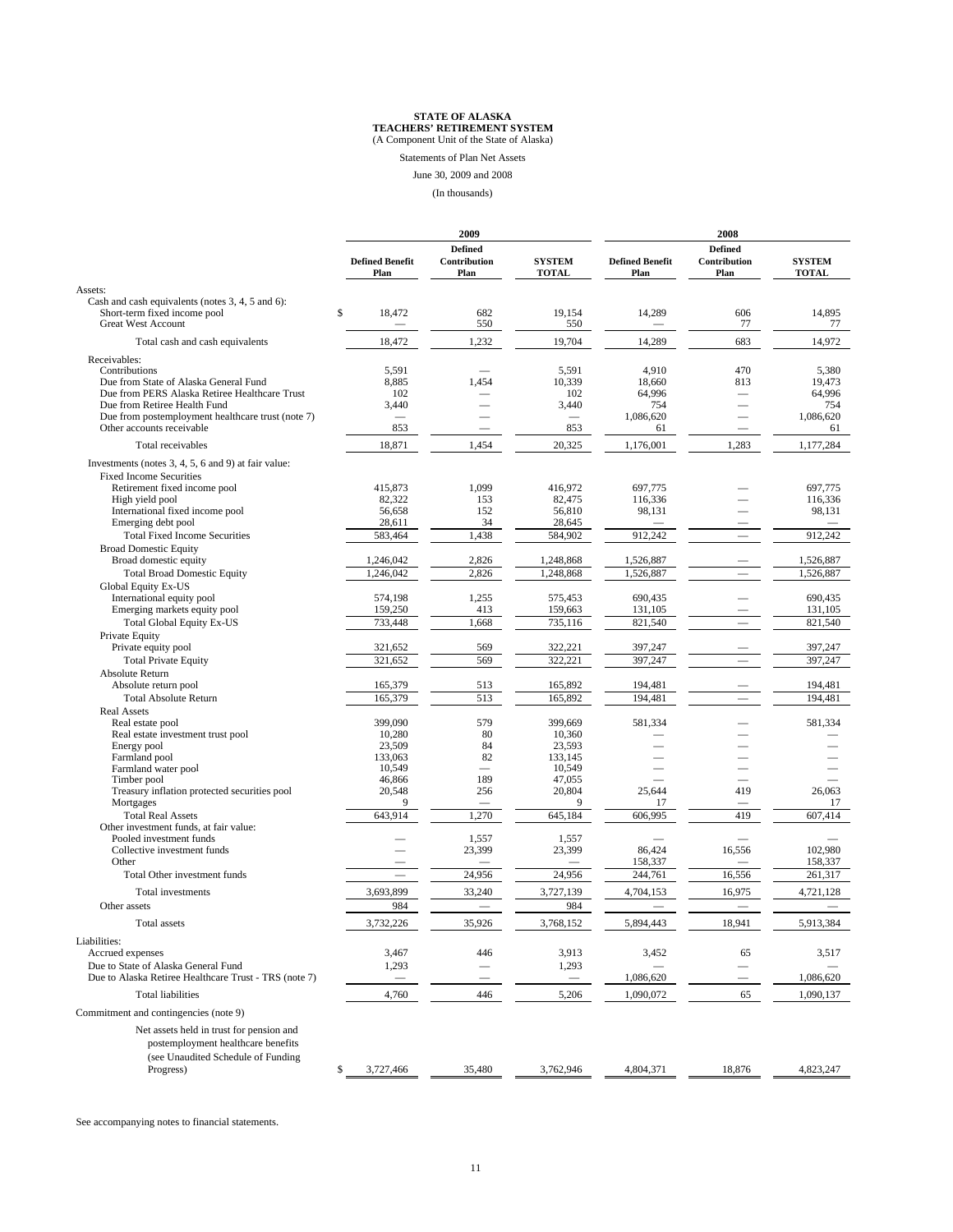# STATE OF ALASKA
# TEACHERS' RETIREMENT SYSTEM
(A Component Unit of the State of Alaska)

Statements of Plan Net Assets

June 30, 2009 and 2008

(In thousands)

| | 2009 | | | 2008 | | |
|---|---|---|---|---|---|---|
| | Defined Benefit Plan | Defined Contribution Plan | SYSTEM TOTAL | Defined Benefit Plan | Defined Contribution Plan | SYSTEM TOTAL |
| Assets: | | | | | | |
| Cash and cash equivalents (notes 3, 4, 5 and 6): | | | | | | |
| Short-term fixed income pool | $ 18,472 | 682 | 19,154 | 14,289 | 606 | 14,895 |
| Great West Account | — | 550 | 550 | — | 77 | 77 |
| Total cash and cash equivalents | 18,472 | 1,232 | 19,704 | 14,289 | 683 | 14,972 |
| Receivables: | | | | | | |
| Contributions | 5,591 | — | 5,591 | 4,910 | 470 | 5,380 |
| Due from State of Alaska General Fund | 8,885 | 1,454 | 10,339 | 18,660 | 813 | 19,473 |
| Due from PERS Alaska Retiree Healthcare Trust | 102 | — | 102 | 64,996 | — | 64,996 |
| Due from Retiree Health Fund | 3,440 | — | 3,440 | 754 | — | 754 |
| Due from postemployment healthcare trust (note 7) | — | — | — | 1,086,620 | — | 1,086,620 |
| Other accounts receivable | 853 | — | 853 | 61 | — | 61 |
| Total receivables | 18,871 | 1,454 | 20,325 | 1,176,001 | 1,283 | 1,177,284 |
| Investments (notes 3, 4, 5, 6 and 9) at fair value: | | | | | | |
| Fixed Income Securities | | | | | | |
| Retirement fixed income pool | 415,873 | 1,099 | 416,972 | 697,775 | — | 697,775 |
| High yield pool | 82,322 | 153 | 82,475 | 116,336 | — | 116,336 |
| International fixed income pool | 56,658 | 152 | 56,810 | 98,131 | — | 98,131 |
| Emerging debt pool | 28,611 | 34 | 28,645 | — | — | — |
| Total Fixed Income Securities | 583,464 | 1,438 | 584,902 | 912,242 | — | 912,242 |
| Broad Domestic Equity | | | | | | |
| Broad domestic equity | 1,246,042 | 2,826 | 1,248,868 | 1,526,887 | — | 1,526,887 |
| Total Broad Domestic Equity | 1,246,042 | 2,826 | 1,248,868 | 1,526,887 | — | 1,526,887 |
| Global Equity Ex-US | | | | | | |
| International equity pool | 574,198 | 1,255 | 575,453 | 690,435 | — | 690,435 |
| Emerging markets equity pool | 159,250 | 413 | 159,663 | 131,105 | — | 131,105 |
| Total Global Equity Ex-US | 733,448 | 1,668 | 735,116 | 821,540 | — | 821,540 |
| Private Equity | | | | | | |
| Private equity pool | 321,652 | 569 | 322,221 | 397,247 | — | 397,247 |
| Total Private Equity | 321,652 | 569 | 322,221 | 397,247 | — | 397,247 |
| Absolute Return | | | | | | |
| Absolute return pool | 165,379 | 513 | 165,892 | 194,481 | — | 194,481 |
| Total Absolute Return | 165,379 | 513 | 165,892 | 194,481 | — | 194,481 |
| Real Assets | | | | | | |
| Real estate pool | 399,090 | 579 | 399,669 | 581,334 | — | 581,334 |
| Real estate investment trust pool | 10,280 | 80 | 10,360 | — | — | — |
| Energy pool | 23,509 | 84 | 23,593 | — | — | — |
| Farmland pool | 133,063 | 82 | 133,145 | — | — | — |
| Farmland water pool | 10,549 | — | 10,549 | — | — | — |
| Timber pool | 46,866 | 189 | 47,055 | — | — | — |
| Treasury inflation protected securities pool | 20,548 | 256 | 20,804 | 25,644 | 419 | 26,063 |
| Mortgages | 9 | — | 9 | 17 | — | 17 |
| Total Real Assets | 643,914 | 1,270 | 645,184 | 606,995 | 419 | 607,414 |
| Other investment funds, at fair value: | | | | | | |
| Pooled investment funds | — | 1,557 | 1,557 | — | — | — |
| Collective investment funds | — | 23,399 | 23,399 | 86,424 | 16,556 | 102,980 |
| Other | — | — | — | 158,337 | — | 158,337 |
| Total Other investment funds | — | 24,956 | 24,956 | 244,761 | 16,556 | 261,317 |
| Total investments | 3,693,899 | 33,240 | 3,727,139 | 4,704,153 | 16,975 | 4,721,128 |
| Other assets | 984 | — | 984 | — | — | — |
| Total assets | 3,732,226 | 35,926 | 3,768,152 | 5,894,443 | 18,941 | 5,913,384 |
| Liabilities: | | | | | | |
| Accrued expenses | 3,467 | 446 | 3,913 | 3,452 | 65 | 3,517 |
| Due to State of Alaska General Fund | 1,293 | — | 1,293 | — | — | — |
| Due to Alaska Retiree Healthcare Trust - TRS (note 7) | — | — | — | 1,086,620 | — | 1,086,620 |
| Total liabilities | 4,760 | 446 | 5,206 | 1,090,072 | 65 | 1,090,137 |
| Commitment and contingencies (note 9) | | | | | | |
| Net assets held in trust for pension and postemployment healthcare benefits (see Unaudited Schedule of Funding Progress) | $ 3,727,466 | 35,480 | 3,762,946 | 4,804,371 | 18,876 | 4,823,247 |

See accompanying notes to financial statements.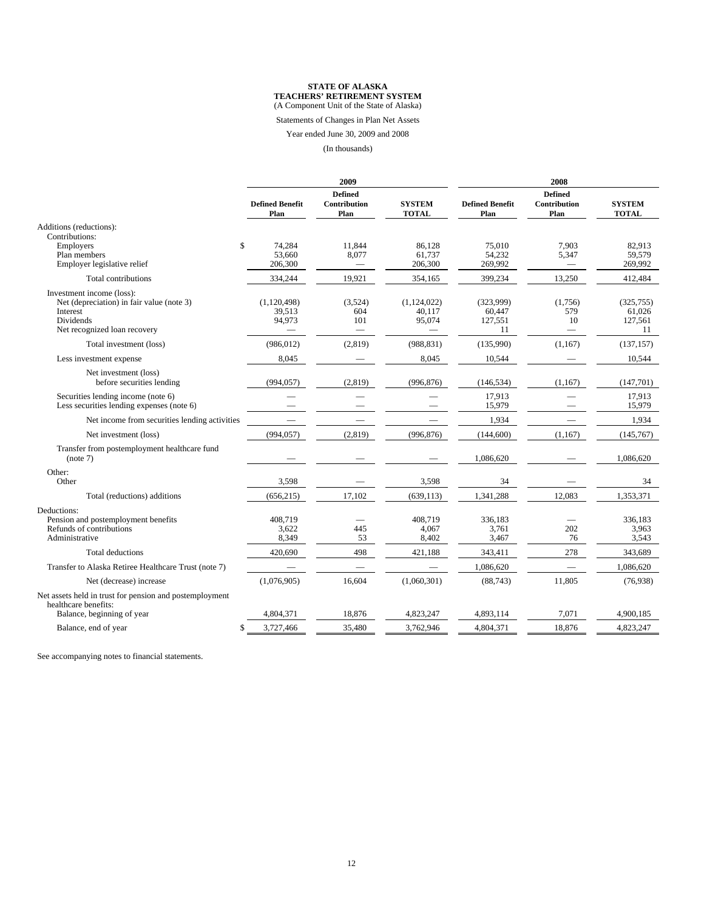**STATE OF ALASKA**
**TEACHERS' RETIREMENT SYSTEM**
(A Component Unit of the State of Alaska)

Statements of Changes in Plan Net Assets

Year ended June 30, 2009 and 2008

(In thousands)

| | 2009 | | | 2008 | | |
|---|---|---|---|---|---|---|
| | **Defined Benefit Plan** | **Defined Contribution Plan** | **SYSTEM TOTAL** | **Defined Benefit Plan** | **Defined Contribution Plan** | **SYSTEM TOTAL** |
| Additions (reductions): | | | | | | |
| Contributions: | | | | | | |
| Employers | $ 74,284 | 11,844 | 86,128 | 75,010 | 7,903 | 82,913 |
| Plan members | 53,660 | 8,077 | 61,737 | 54,232 | 5,347 | 59,579 |
| Employer legislative relief | 206,300 | — | 206,300 | 269,992 | — | 269,992 |
| Total contributions | 334,244 | 19,921 | 354,165 | 399,234 | 13,250 | 412,484 |
| Investment income (loss): | | | | | | |
| Net (depreciation) in fair value (note 3) | (1,120,498) | (3,524) | (1,124,022) | (323,999) | (1,756) | (325,755) |
| Interest | 39,513 | 604 | 40,117 | 60,447 | 579 | 61,026 |
| Dividends | 94,973 | 101 | 95,074 | 127,551 | 10 | 127,561 |
| Net recognized loan recovery | — | — | — | 11 | — | 11 |
| Total investment (loss) | (986,012) | (2,819) | (988,831) | (135,990) | (1,167) | (137,157) |
| Less investment expense | 8,045 | — | 8,045 | 10,544 | — | 10,544 |
| Net investment (loss) before securities lending | (994,057) | (2,819) | (996,876) | (146,534) | (1,167) | (147,701) |
| Securities lending income (note 6) | — | — | — | 17,913 | — | 17,913 |
| Less securities lending expenses (note 6) | — | — | — | 15,979 | — | 15,979 |
| Net income from securities lending activities | — | — | — | 1,934 | — | 1,934 |
| Net investment (loss) | (994,057) | (2,819) | (996,876) | (144,600) | (1,167) | (145,767) |
| Transfer from postemployment healthcare fund (note 7) | — | — | — | 1,086,620 | — | 1,086,620 |
| Other: | | | | | | |
| Other | 3,598 | — | 3,598 | 34 | — | 34 |
| Total (reductions) additions | (656,215) | 17,102 | (639,113) | 1,341,288 | 12,083 | 1,353,371 |
| Deductions: | | | | | | |
| Pension and postemployment benefits | 408,719 | — | 408,719 | 336,183 | — | 336,183 |
| Refunds of contributions | 3,622 | 445 | 4,067 | 3,761 | 202 | 3,963 |
| Administrative | 8,349 | 53 | 8,402 | 3,467 | 76 | 3,543 |
| Total deductions | 420,690 | 498 | 421,188 | 343,411 | 278 | 343,689 |
| Transfer to Alaska Retiree Healthcare Trust (note 7) | — | — | — | 1,086,620 | — | 1,086,620 |
| Net (decrease) increase | (1,076,905) | 16,604 | (1,060,301) | (88,743) | 11,805 | (76,938) |
| Net assets held in trust for pension and postemployment healthcare benefits: | | | | | | |
| Balance, beginning of year | 4,804,371 | 18,876 | 4,823,247 | 4,893,114 | 7,071 | 4,900,185 |
| Balance, end of year | $ 3,727,466 | 35,480 | 3,762,946 | 4,804,371 | 18,876 | 4,823,247 |

See accompanying notes to financial statements.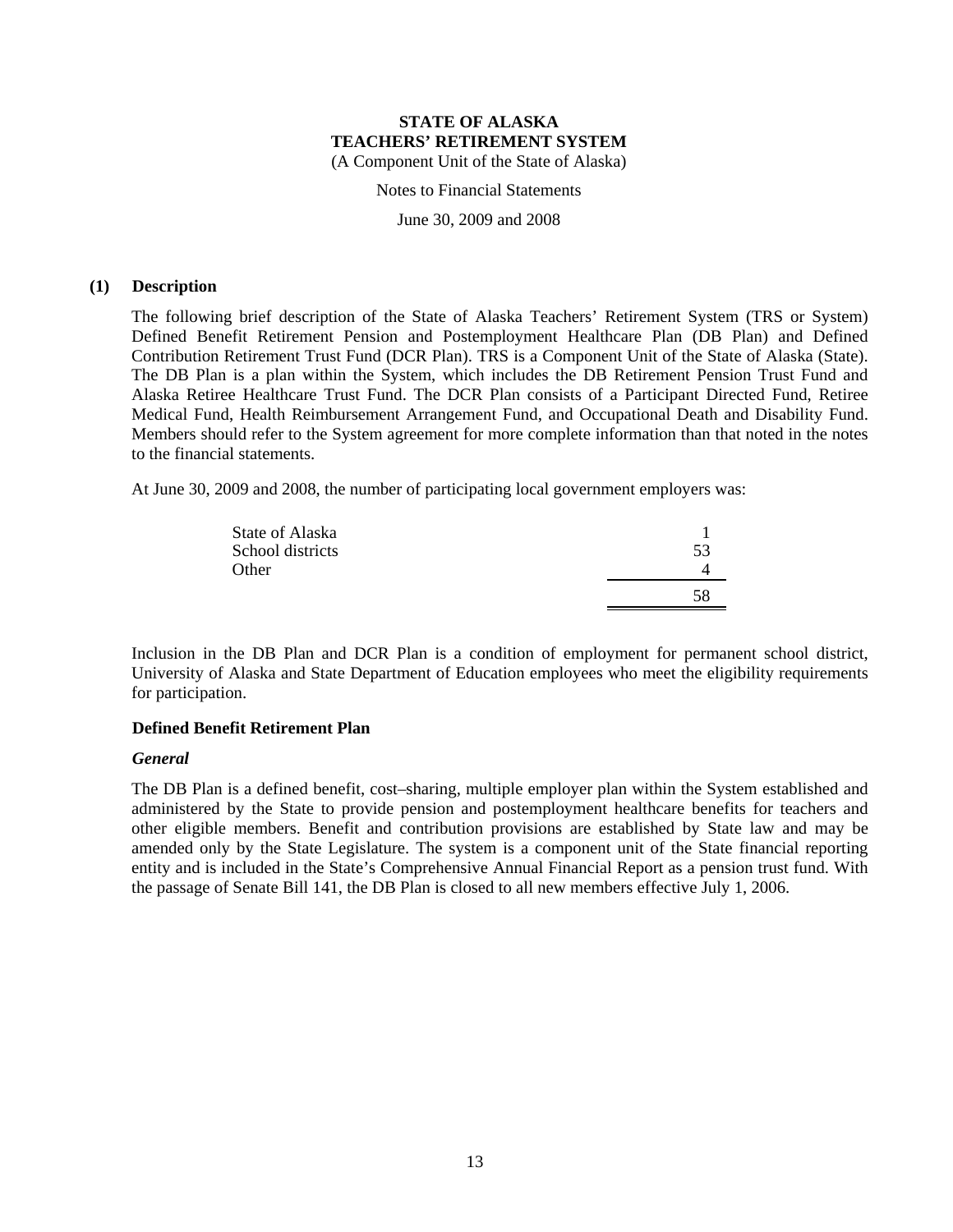**STATE OF ALASKA**
**TEACHERS' RETIREMENT SYSTEM**
(A Component Unit of the State of Alaska)

Notes to Financial Statements

June 30, 2009 and 2008

## (1) Description

The following brief description of the State of Alaska Teachers' Retirement System (TRS or System) Defined Benefit Retirement Pension and Postemployment Healthcare Plan (DB Plan) and Defined Contribution Retirement Trust Fund (DCR Plan). TRS is a Component Unit of the State of Alaska (State). The DB Plan is a plan within the System, which includes the DB Retirement Pension Trust Fund and Alaska Retiree Healthcare Trust Fund. The DCR Plan consists of a Participant Directed Fund, Retiree Medical Fund, Health Reimbursement Arrangement Fund, and Occupational Death and Disability Fund. Members should refer to the System agreement for more complete information than that noted in the notes to the financial statements.

At June 30, 2009 and 2008, the number of participating local government employers was:

| | |
|---|---|
| State of Alaska | 1 |
| School districts | 53 |
| Other | 4 |
| | 58 |

Inclusion in the DB Plan and DCR Plan is a condition of employment for permanent school district, University of Alaska and State Department of Education employees who meet the eligibility requirements for participation.

### Defined Benefit Retirement Plan

#### *General*

The DB Plan is a defined benefit, cost–sharing, multiple employer plan within the System established and administered by the State to provide pension and postemployment healthcare benefits for teachers and other eligible members. Benefit and contribution provisions are established by State law and may be amended only by the State Legislature. The system is a component unit of the State financial reporting entity and is included in the State's Comprehensive Annual Financial Report as a pension trust fund. With the passage of Senate Bill 141, the DB Plan is closed to all new members effective July 1, 2006.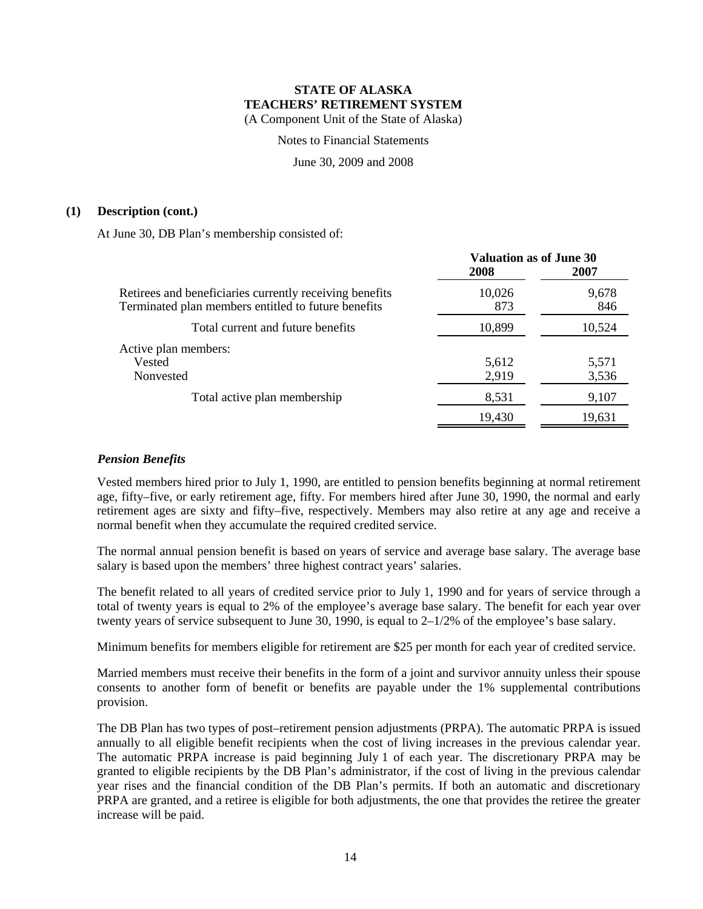**STATE OF ALASKA**
**TEACHERS' RETIREMENT SYSTEM**
(A Component Unit of the State of Alaska)

Notes to Financial Statements

June 30, 2009 and 2008

**(1) Description (cont.)**

At June 30, DB Plan's membership consisted of:

| | Valuation as of June 30 | |
|---|---|---|
| | **2008** | **2007** |
| Retirees and beneficiaries currently receiving benefits | 10,026 | 9,678 |
| Terminated plan members entitled to future benefits | 873 | 846 |
| Total current and future benefits | 10,899 | 10,524 |
| Active plan members: | | |
| Vested | 5,612 | 5,571 |
| Nonvested | 2,919 | 3,536 |
| Total active plan membership | 8,531 | 9,107 |
| | 19,430 | 19,631 |

***Pension Benefits***

Vested members hired prior to July 1, 1990, are entitled to pension benefits beginning at normal retirement age, fifty–five, or early retirement age, fifty. For members hired after June 30, 1990, the normal and early retirement ages are sixty and fifty–five, respectively. Members may also retire at any age and receive a normal benefit when they accumulate the required credited service.

The normal annual pension benefit is based on years of service and average base salary. The average base salary is based upon the members' three highest contract years' salaries.

The benefit related to all years of credited service prior to July 1, 1990 and for years of service through a total of twenty years is equal to 2% of the employee's average base salary. The benefit for each year over twenty years of service subsequent to June 30, 1990, is equal to 2–1/2% of the employee's base salary.

Minimum benefits for members eligible for retirement are $25 per month for each year of credited service.

Married members must receive their benefits in the form of a joint and survivor annuity unless their spouse consents to another form of benefit or benefits are payable under the 1% supplemental contributions provision.

The DB Plan has two types of post–retirement pension adjustments (PRPA). The automatic PRPA is issued annually to all eligible benefit recipients when the cost of living increases in the previous calendar year. The automatic PRPA increase is paid beginning July 1 of each year. The discretionary PRPA may be granted to eligible recipients by the DB Plan's administrator, if the cost of living in the previous calendar year rises and the financial condition of the DB Plan's permits. If both an automatic and discretionary PRPA are granted, and a retiree is eligible for both adjustments, the one that provides the retiree the greater increase will be paid.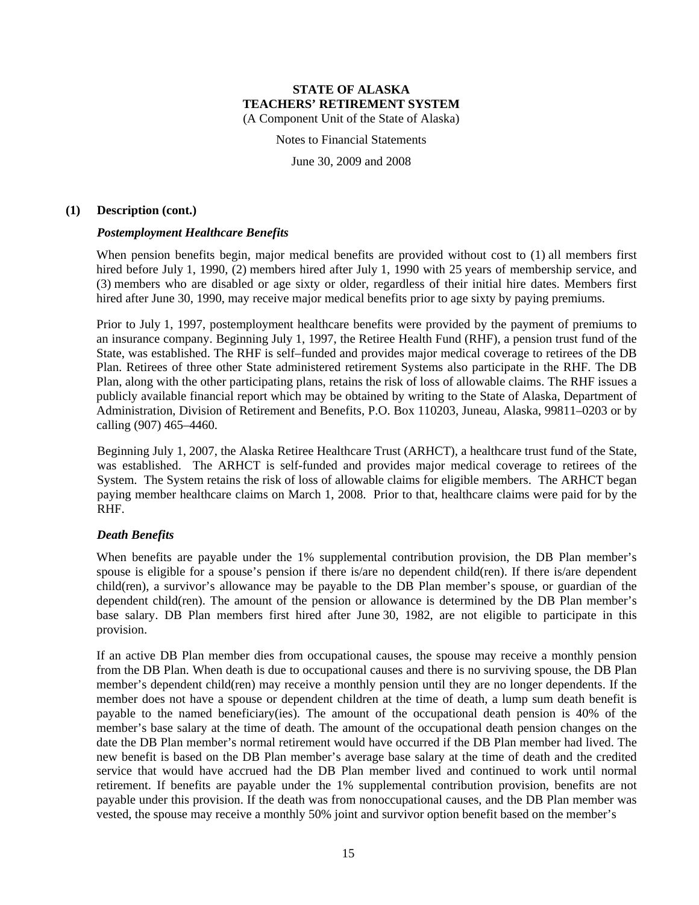### (1) Description (cont.)

#### *Postemployment Healthcare Benefits*

When pension benefits begin, major medical benefits are provided without cost to (1) all members first hired before July 1, 1990, (2) members hired after July 1, 1990 with 25 years of membership service, and (3) members who are disabled or age sixty or older, regardless of their initial hire dates. Members first hired after June 30, 1990, may receive major medical benefits prior to age sixty by paying premiums.

Prior to July 1, 1997, postemployment healthcare benefits were provided by the payment of premiums to an insurance company. Beginning July 1, 1997, the Retiree Health Fund (RHF), a pension trust fund of the State, was established. The RHF is self–funded and provides major medical coverage to retirees of the DB Plan. Retirees of three other State administered retirement Systems also participate in the RHF. The DB Plan, along with the other participating plans, retains the risk of loss of allowable claims. The RHF issues a publicly available financial report which may be obtained by writing to the State of Alaska, Department of Administration, Division of Retirement and Benefits, P.O. Box 110203, Juneau, Alaska, 99811–0203 or by calling (907) 465–4460.

Beginning July 1, 2007, the Alaska Retiree Healthcare Trust (ARHCT), a healthcare trust fund of the State, was established. The ARHCT is self-funded and provides major medical coverage to retirees of the System. The System retains the risk of loss of allowable claims for eligible members. The ARHCT began paying member healthcare claims on March 1, 2008. Prior to that, healthcare claims were paid for by the RHF.

#### *Death Benefits*

When benefits are payable under the 1% supplemental contribution provision, the DB Plan member's spouse is eligible for a spouse's pension if there is/are no dependent child(ren). If there is/are dependent child(ren), a survivor's allowance may be payable to the DB Plan member's spouse, or guardian of the dependent child(ren). The amount of the pension or allowance is determined by the DB Plan member's base salary. DB Plan members first hired after June 30, 1982, are not eligible to participate in this provision.

If an active DB Plan member dies from occupational causes, the spouse may receive a monthly pension from the DB Plan. When death is due to occupational causes and there is no surviving spouse, the DB Plan member's dependent child(ren) may receive a monthly pension until they are no longer dependents. If the member does not have a spouse or dependent children at the time of death, a lump sum death benefit is payable to the named beneficiary(ies). The amount of the occupational death pension is 40% of the member's base salary at the time of death. The amount of the occupational death pension changes on the date the DB Plan member's normal retirement would have occurred if the DB Plan member had lived. The new benefit is based on the DB Plan member's average base salary at the time of death and the credited service that would have accrued had the DB Plan member lived and continued to work until normal retirement. If benefits are payable under the 1% supplemental contribution provision, benefits are not payable under this provision. If the death was from nonoccupational causes, and the DB Plan member was vested, the spouse may receive a monthly 50% joint and survivor option benefit based on the member's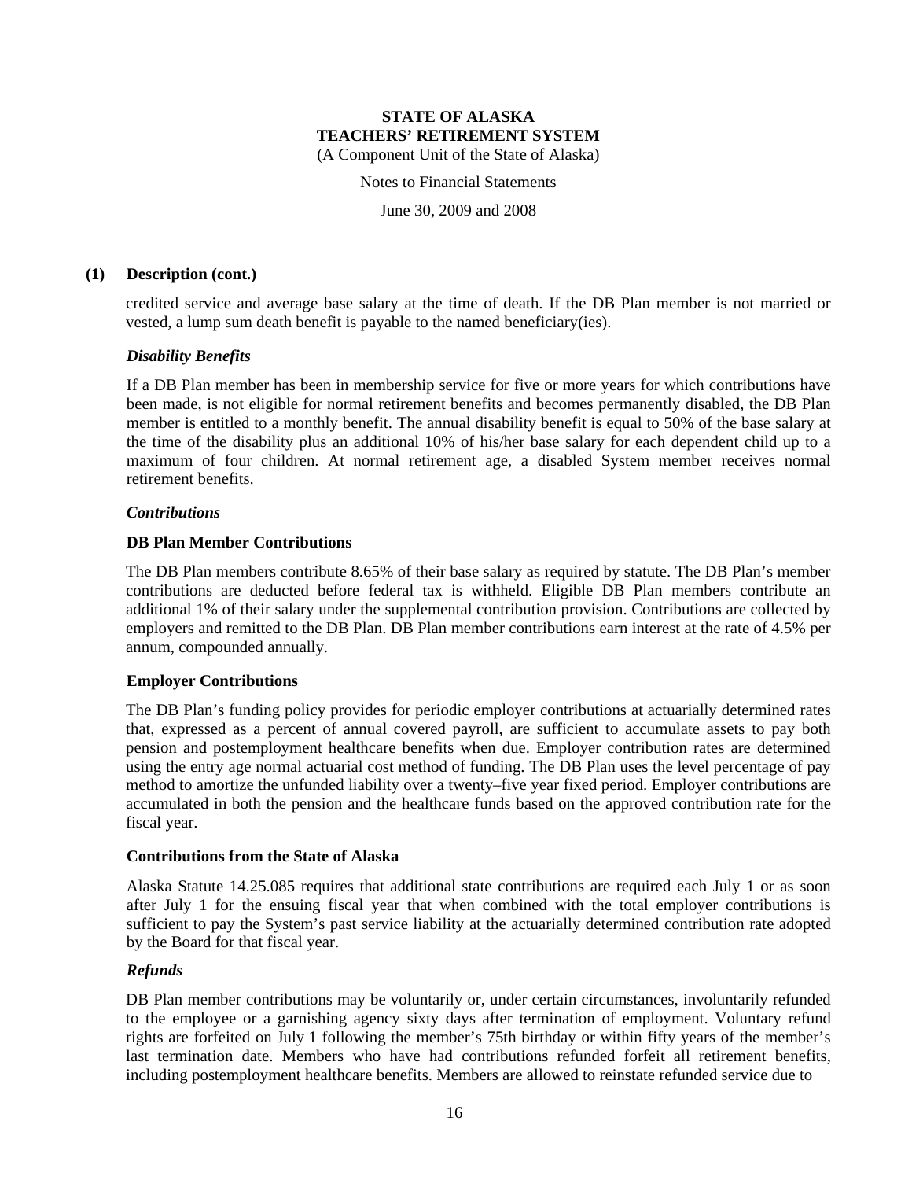## (1) Description (cont.)

credited service and average base salary at the time of death. If the DB Plan member is not married or vested, a lump sum death benefit is payable to the named beneficiary(ies).

### *Disability Benefits*

If a DB Plan member has been in membership service for five or more years for which contributions have been made, is not eligible for normal retirement benefits and becomes permanently disabled, the DB Plan member is entitled to a monthly benefit. The annual disability benefit is equal to 50% of the base salary at the time of the disability plus an additional 10% of his/her base salary for each dependent child up to a maximum of four children. At normal retirement age, a disabled System member receives normal retirement benefits.

### *Contributions*

**DB Plan Member Contributions**

The DB Plan members contribute 8.65% of their base salary as required by statute. The DB Plan's member contributions are deducted before federal tax is withheld. Eligible DB Plan members contribute an additional 1% of their salary under the supplemental contribution provision. Contributions are collected by employers and remitted to the DB Plan. DB Plan member contributions earn interest at the rate of 4.5% per annum, compounded annually.

**Employer Contributions**

The DB Plan's funding policy provides for periodic employer contributions at actuarially determined rates that, expressed as a percent of annual covered payroll, are sufficient to accumulate assets to pay both pension and postemployment healthcare benefits when due. Employer contribution rates are determined using the entry age normal actuarial cost method of funding. The DB Plan uses the level percentage of pay method to amortize the unfunded liability over a twenty–five year fixed period. Employer contributions are accumulated in both the pension and the healthcare funds based on the approved contribution rate for the fiscal year.

**Contributions from the State of Alaska**

Alaska Statute 14.25.085 requires that additional state contributions are required each July 1 or as soon after July 1 for the ensuing fiscal year that when combined with the total employer contributions is sufficient to pay the System's past service liability at the actuarially determined contribution rate adopted by the Board for that fiscal year.

### *Refunds*

DB Plan member contributions may be voluntarily or, under certain circumstances, involuntarily refunded to the employee or a garnishing agency sixty days after termination of employment. Voluntary refund rights are forfeited on July 1 following the member's 75th birthday or within fifty years of the member's last termination date. Members who have had contributions refunded forfeit all retirement benefits, including postemployment healthcare benefits. Members are allowed to reinstate refunded service due to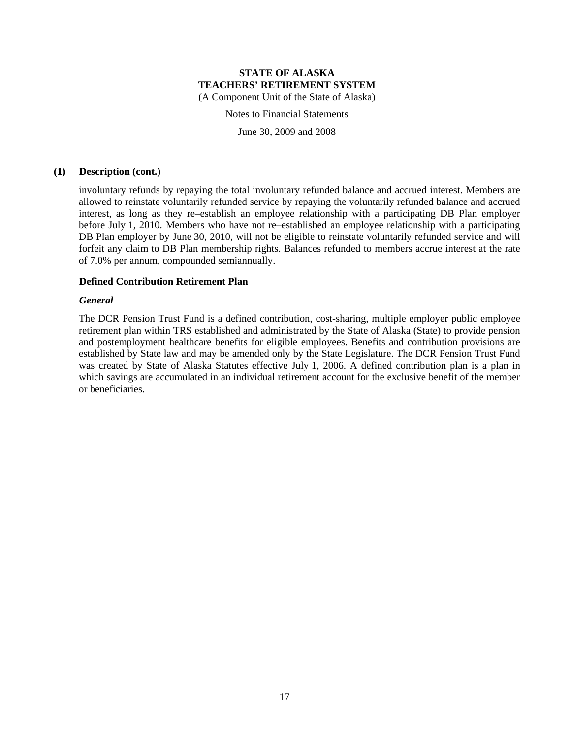## (1) Description (cont.)

involuntary refunds by repaying the total involuntary refunded balance and accrued interest. Members are allowed to reinstate voluntarily refunded service by repaying the voluntarily refunded balance and accrued interest, as long as they re–establish an employee relationship with a participating DB Plan employer before July 1, 2010. Members who have not re–established an employee relationship with a participating DB Plan employer by June 30, 2010, will not be eligible to reinstate voluntarily refunded service and will forfeit any claim to DB Plan membership rights. Balances refunded to members accrue interest at the rate of 7.0% per annum, compounded semiannually.

### Defined Contribution Retirement Plan

#### *General*

The DCR Pension Trust Fund is a defined contribution, cost-sharing, multiple employer public employee retirement plan within TRS established and administrated by the State of Alaska (State) to provide pension and postemployment healthcare benefits for eligible employees. Benefits and contribution provisions are established by State law and may be amended only by the State Legislature. The DCR Pension Trust Fund was created by State of Alaska Statutes effective July 1, 2006. A defined contribution plan is a plan in which savings are accumulated in an individual retirement account for the exclusive benefit of the member or beneficiaries.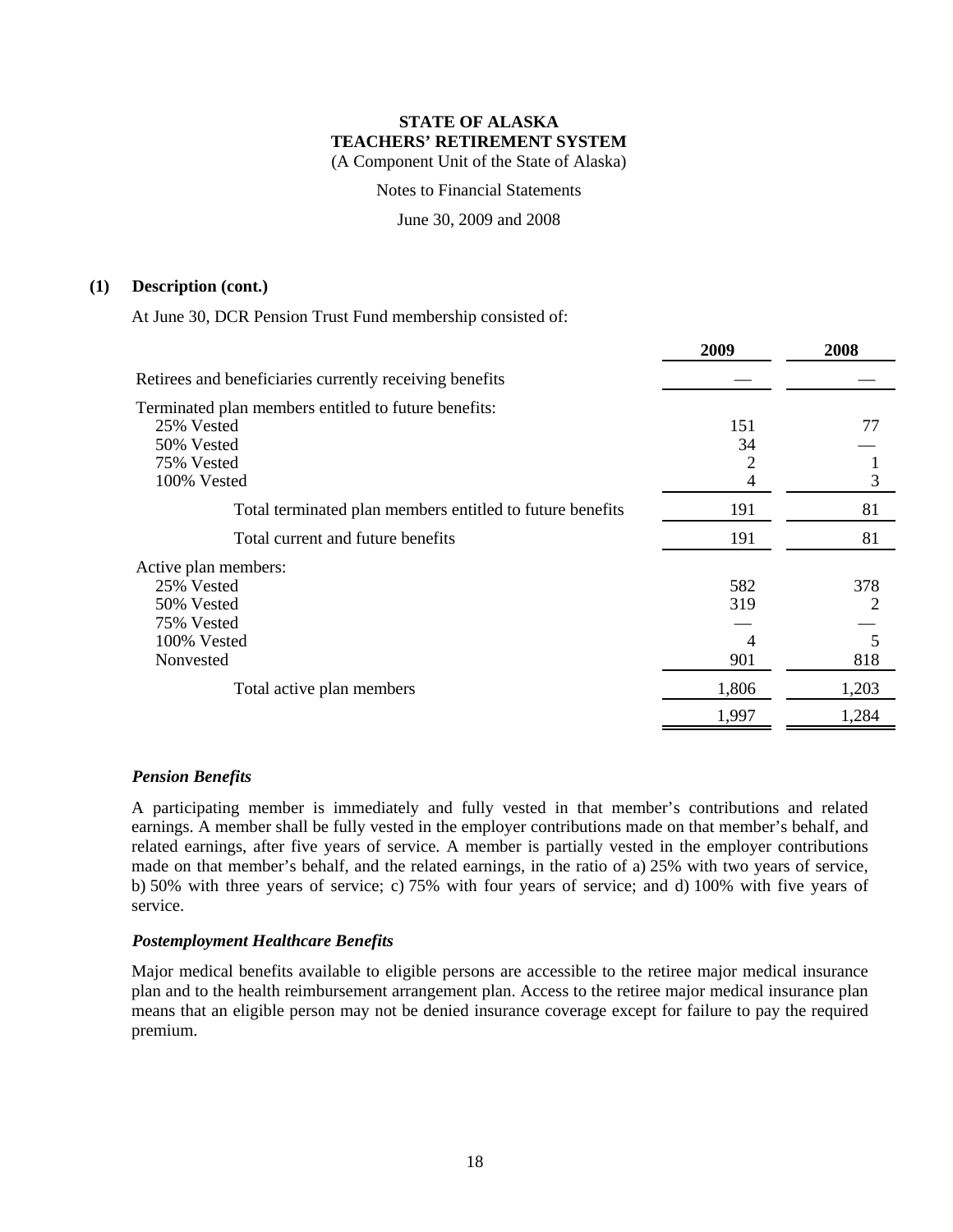**STATE OF ALASKA**
**TEACHERS' RETIREMENT SYSTEM**
(A Component Unit of the State of Alaska)

Notes to Financial Statements

June 30, 2009 and 2008

## (1) Description (cont.)

At June 30, DCR Pension Trust Fund membership consisted of:

| | 2009 | 2008 |
|---|---|---|
| Retirees and beneficiaries currently receiving benefits | — | — |
| Terminated plan members entitled to future benefits: | | |
| 25% Vested | 151 | 77 |
| 50% Vested | 34 | — |
| 75% Vested | 2 | 1 |
| 100% Vested | 4 | 3 |
| Total terminated plan members entitled to future benefits | 191 | 81 |
| Total current and future benefits | 191 | 81 |
| Active plan members: | | |
| 25% Vested | 582 | 378 |
| 50% Vested | 319 | 2 |
| 75% Vested | — | — |
| 100% Vested | 4 | 5 |
| Nonvested | 901 | 818 |
| Total active plan members | 1,806 | 1,203 |
| | 1,997 | 1,284 |

### *Pension Benefits*

A participating member is immediately and fully vested in that member's contributions and related earnings. A member shall be fully vested in the employer contributions made on that member's behalf, and related earnings, after five years of service. A member is partially vested in the employer contributions made on that member's behalf, and the related earnings, in the ratio of a) 25% with two years of service, b) 50% with three years of service; c) 75% with four years of service; and d) 100% with five years of service.

### *Postemployment Healthcare Benefits*

Major medical benefits available to eligible persons are accessible to the retiree major medical insurance plan and to the health reimbursement arrangement plan. Access to the retiree major medical insurance plan means that an eligible person may not be denied insurance coverage except for failure to pay the required premium.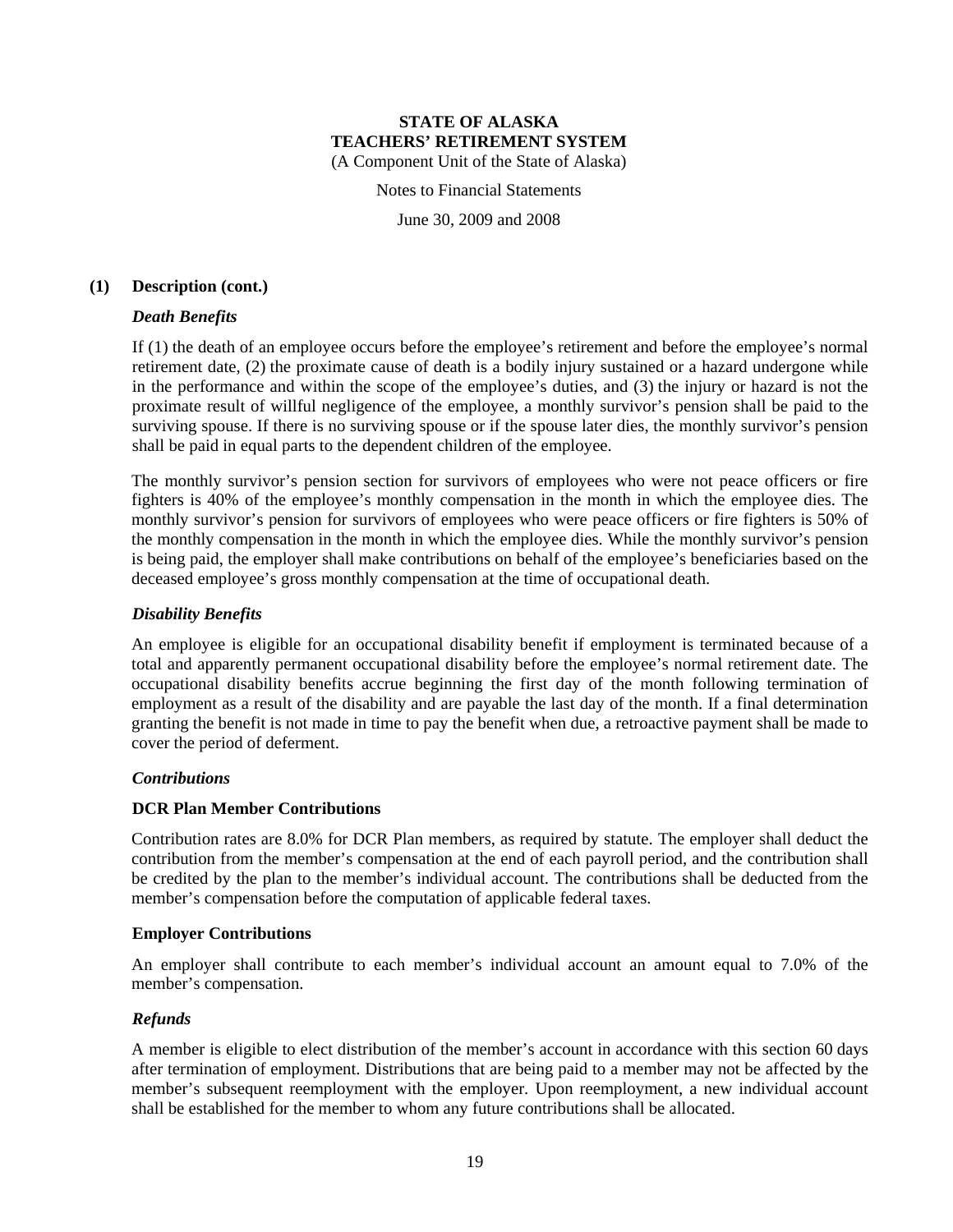**STATE OF ALASKA**
**TEACHERS' RETIREMENT SYSTEM**
(A Component Unit of the State of Alaska)

Notes to Financial Statements

June 30, 2009 and 2008

**(1) Description (cont.)**

***Death Benefits***

If (1) the death of an employee occurs before the employee's retirement and before the employee's normal retirement date, (2) the proximate cause of death is a bodily injury sustained or a hazard undergone while in the performance and within the scope of the employee's duties, and (3) the injury or hazard is not the proximate result of willful negligence of the employee, a monthly survivor's pension shall be paid to the surviving spouse. If there is no surviving spouse or if the spouse later dies, the monthly survivor's pension shall be paid in equal parts to the dependent children of the employee.

The monthly survivor's pension section for survivors of employees who were not peace officers or fire fighters is 40% of the employee's monthly compensation in the month in which the employee dies. The monthly survivor's pension for survivors of employees who were peace officers or fire fighters is 50% of the monthly compensation in the month in which the employee dies. While the monthly survivor's pension is being paid, the employer shall make contributions on behalf of the employee's beneficiaries based on the deceased employee's gross monthly compensation at the time of occupational death.

***Disability Benefits***

An employee is eligible for an occupational disability benefit if employment is terminated because of a total and apparently permanent occupational disability before the employee's normal retirement date. The occupational disability benefits accrue beginning the first day of the month following termination of employment as a result of the disability and are payable the last day of the month. If a final determination granting the benefit is not made in time to pay the benefit when due, a retroactive payment shall be made to cover the period of deferment.

***Contributions***

**DCR Plan Member Contributions**

Contribution rates are 8.0% for DCR Plan members, as required by statute. The employer shall deduct the contribution from the member's compensation at the end of each payroll period, and the contribution shall be credited by the plan to the member's individual account. The contributions shall be deducted from the member's compensation before the computation of applicable federal taxes.

**Employer Contributions**

An employer shall contribute to each member's individual account an amount equal to 7.0% of the member's compensation.

***Refunds***

A member is eligible to elect distribution of the member's account in accordance with this section 60 days after termination of employment. Distributions that are being paid to a member may not be affected by the member's subsequent reemployment with the employer. Upon reemployment, a new individual account shall be established for the member to whom any future contributions shall be allocated.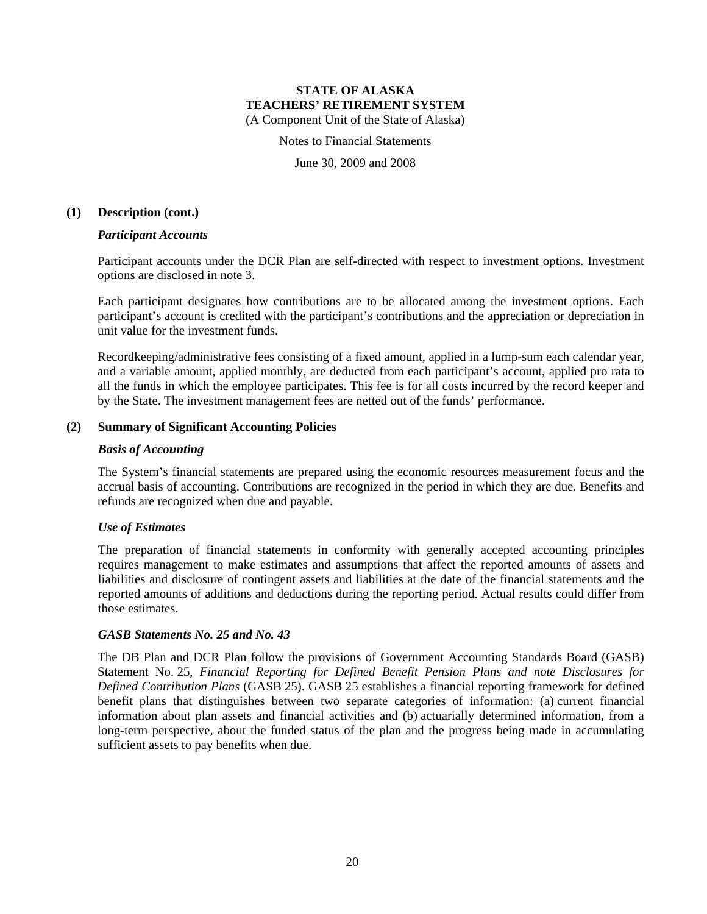**STATE OF ALASKA**
**TEACHERS' RETIREMENT SYSTEM**
(A Component Unit of the State of Alaska)

Notes to Financial Statements

June 30, 2009 and 2008

**(1) Description (cont.)**

***Participant Accounts***

Participant accounts under the DCR Plan are self-directed with respect to investment options. Investment options are disclosed in note 3.

Each participant designates how contributions are to be allocated among the investment options. Each participant's account is credited with the participant's contributions and the appreciation or depreciation in unit value for the investment funds.

Recordkeeping/administrative fees consisting of a fixed amount, applied in a lump-sum each calendar year, and a variable amount, applied monthly, are deducted from each participant's account, applied pro rata to all the funds in which the employee participates. This fee is for all costs incurred by the record keeper and by the State. The investment management fees are netted out of the funds' performance.

**(2) Summary of Significant Accounting Policies**

***Basis of Accounting***

The System's financial statements are prepared using the economic resources measurement focus and the accrual basis of accounting. Contributions are recognized in the period in which they are due. Benefits and refunds are recognized when due and payable.

***Use of Estimates***

The preparation of financial statements in conformity with generally accepted accounting principles requires management to make estimates and assumptions that affect the reported amounts of assets and liabilities and disclosure of contingent assets and liabilities at the date of the financial statements and the reported amounts of additions and deductions during the reporting period. Actual results could differ from those estimates.

***GASB Statements No. 25 and No. 43***

The DB Plan and DCR Plan follow the provisions of Government Accounting Standards Board (GASB) Statement No. 25, *Financial Reporting for Defined Benefit Pension Plans and note Disclosures for Defined Contribution Plans* (GASB 25). GASB 25 establishes a financial reporting framework for defined benefit plans that distinguishes between two separate categories of information: (a) current financial information about plan assets and financial activities and (b) actuarially determined information, from a long-term perspective, about the funded status of the plan and the progress being made in accumulating sufficient assets to pay benefits when due.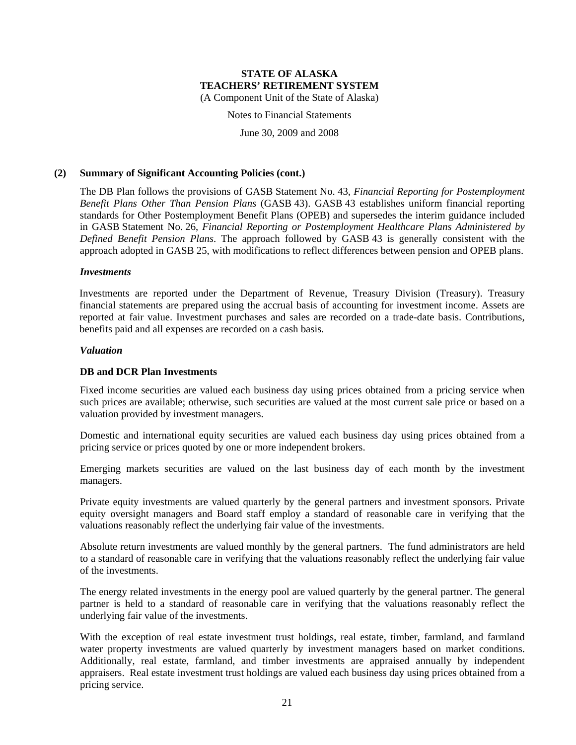## (2) Summary of Significant Accounting Policies (cont.)

The DB Plan follows the provisions of GASB Statement No. 43, *Financial Reporting for Postemployment Benefit Plans Other Than Pension Plans* (GASB 43). GASB 43 establishes uniform financial reporting standards for Other Postemployment Benefit Plans (OPEB) and supersedes the interim guidance included in GASB Statement No. 26, *Financial Reporting or Postemployment Healthcare Plans Administered by Defined Benefit Pension Plans*. The approach followed by GASB 43 is generally consistent with the approach adopted in GASB 25, with modifications to reflect differences between pension and OPEB plans.

### *Investments*

Investments are reported under the Department of Revenue, Treasury Division (Treasury). Treasury financial statements are prepared using the accrual basis of accounting for investment income. Assets are reported at fair value. Investment purchases and sales are recorded on a trade-date basis. Contributions, benefits paid and all expenses are recorded on a cash basis.

### *Valuation*

#### DB and DCR Plan Investments

Fixed income securities are valued each business day using prices obtained from a pricing service when such prices are available; otherwise, such securities are valued at the most current sale price or based on a valuation provided by investment managers.

Domestic and international equity securities are valued each business day using prices obtained from a pricing service or prices quoted by one or more independent brokers.

Emerging markets securities are valued on the last business day of each month by the investment managers.

Private equity investments are valued quarterly by the general partners and investment sponsors. Private equity oversight managers and Board staff employ a standard of reasonable care in verifying that the valuations reasonably reflect the underlying fair value of the investments.

Absolute return investments are valued monthly by the general partners. The fund administrators are held to a standard of reasonable care in verifying that the valuations reasonably reflect the underlying fair value of the investments.

The energy related investments in the energy pool are valued quarterly by the general partner. The general partner is held to a standard of reasonable care in verifying that the valuations reasonably reflect the underlying fair value of the investments.

With the exception of real estate investment trust holdings, real estate, timber, farmland, and farmland water property investments are valued quarterly by investment managers based on market conditions. Additionally, real estate, farmland, and timber investments are appraised annually by independent appraisers. Real estate investment trust holdings are valued each business day using prices obtained from a pricing service.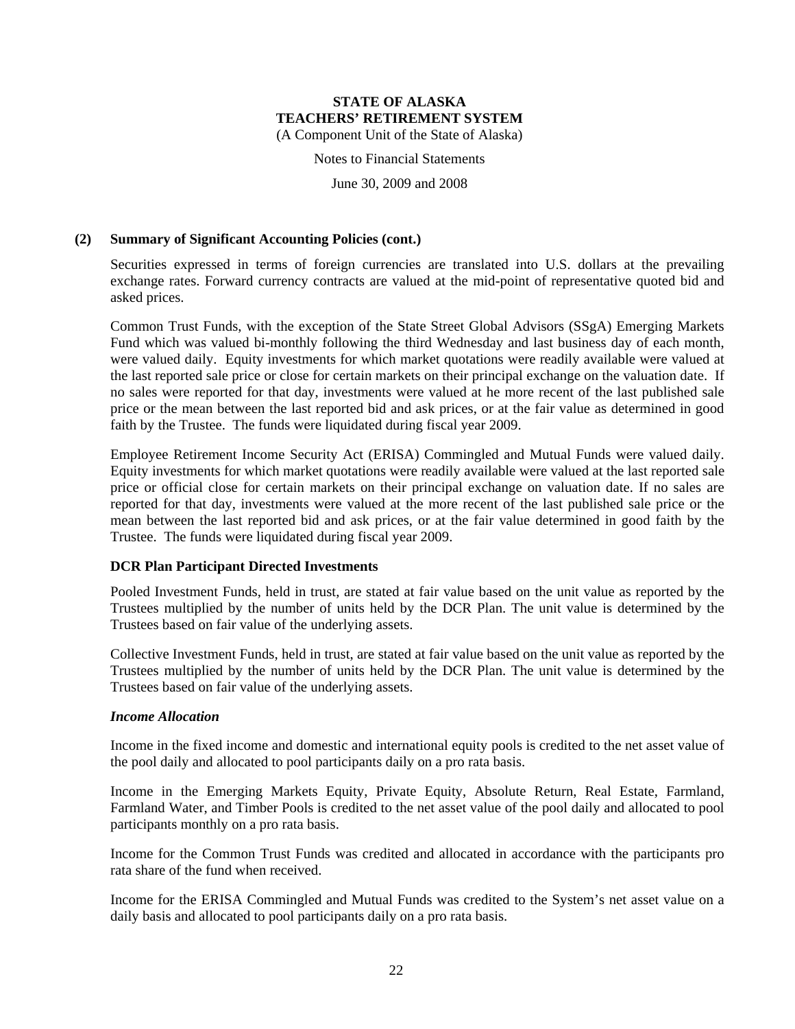## (2) Summary of Significant Accounting Policies (cont.)

Securities expressed in terms of foreign currencies are translated into U.S. dollars at the prevailing exchange rates. Forward currency contracts are valued at the mid-point of representative quoted bid and asked prices.

Common Trust Funds, with the exception of the State Street Global Advisors (SSgA) Emerging Markets Fund which was valued bi-monthly following the third Wednesday and last business day of each month, were valued daily. Equity investments for which market quotations were readily available were valued at the last reported sale price or close for certain markets on their principal exchange on the valuation date. If no sales were reported for that day, investments were valued at he more recent of the last published sale price or the mean between the last reported bid and ask prices, or at the fair value as determined in good faith by the Trustee. The funds were liquidated during fiscal year 2009.

Employee Retirement Income Security Act (ERISA) Commingled and Mutual Funds were valued daily. Equity investments for which market quotations were readily available were valued at the last reported sale price or official close for certain markets on their principal exchange on valuation date. If no sales are reported for that day, investments were valued at the more recent of the last published sale price or the mean between the last reported bid and ask prices, or at the fair value determined in good faith by the Trustee. The funds were liquidated during fiscal year 2009.

### DCR Plan Participant Directed Investments

Pooled Investment Funds, held in trust, are stated at fair value based on the unit value as reported by the Trustees multiplied by the number of units held by the DCR Plan. The unit value is determined by the Trustees based on fair value of the underlying assets.

Collective Investment Funds, held in trust, are stated at fair value based on the unit value as reported by the Trustees multiplied by the number of units held by the DCR Plan. The unit value is determined by the Trustees based on fair value of the underlying assets.

#### *Income Allocation*

Income in the fixed income and domestic and international equity pools is credited to the net asset value of the pool daily and allocated to pool participants daily on a pro rata basis.

Income in the Emerging Markets Equity, Private Equity, Absolute Return, Real Estate, Farmland, Farmland Water, and Timber Pools is credited to the net asset value of the pool daily and allocated to pool participants monthly on a pro rata basis.

Income for the Common Trust Funds was credited and allocated in accordance with the participants pro rata share of the fund when received.

Income for the ERISA Commingled and Mutual Funds was credited to the System's net asset value on a daily basis and allocated to pool participants daily on a pro rata basis.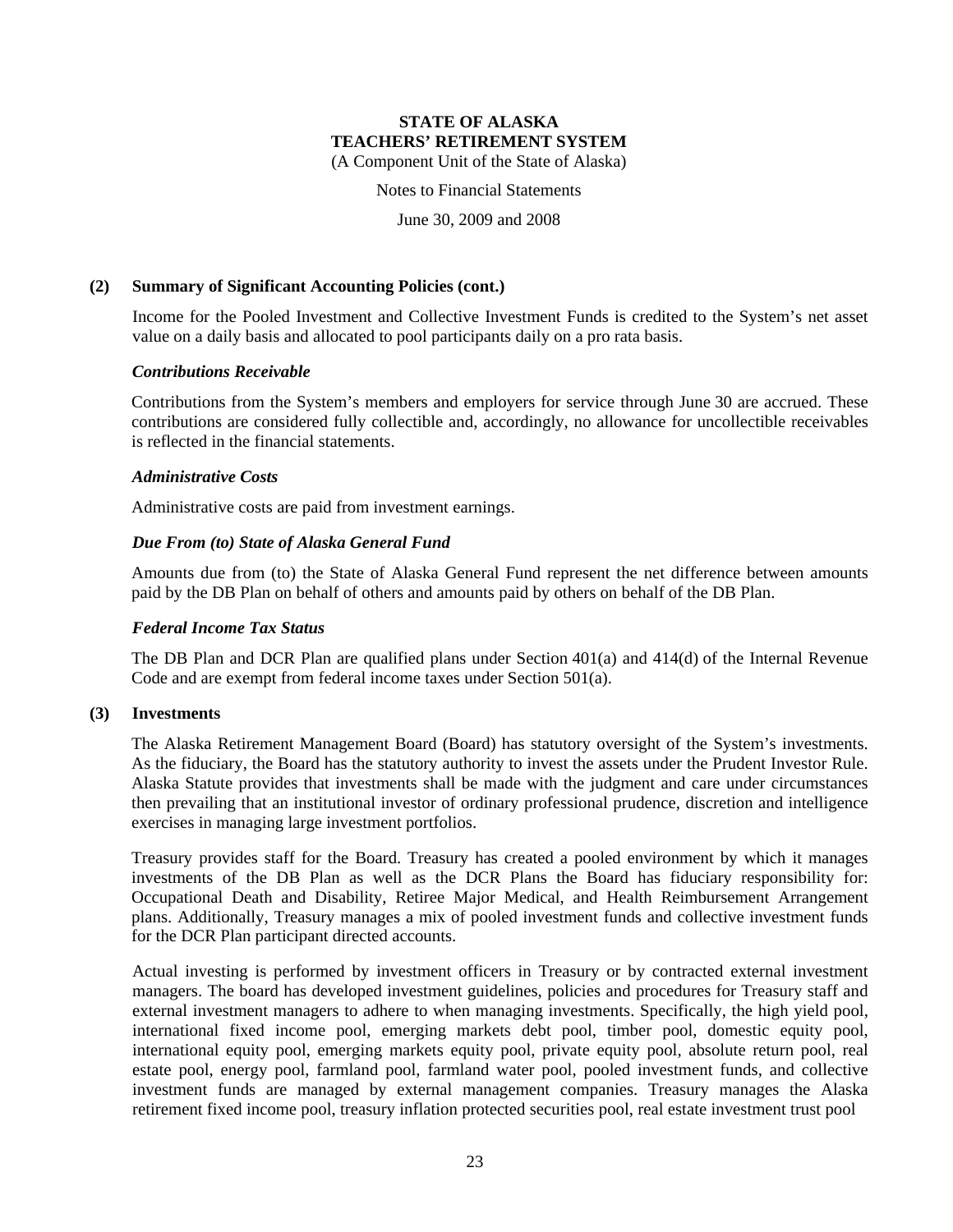## (2) Summary of Significant Accounting Policies (cont.)

Income for the Pooled Investment and Collective Investment Funds is credited to the System's net asset value on a daily basis and allocated to pool participants daily on a pro rata basis.

### *Contributions Receivable*

Contributions from the System's members and employers for service through June 30 are accrued. These contributions are considered fully collectible and, accordingly, no allowance for uncollectible receivables is reflected in the financial statements.

### *Administrative Costs*

Administrative costs are paid from investment earnings.

### *Due From (to) State of Alaska General Fund*

Amounts due from (to) the State of Alaska General Fund represent the net difference between amounts paid by the DB Plan on behalf of others and amounts paid by others on behalf of the DB Plan.

### *Federal Income Tax Status*

The DB Plan and DCR Plan are qualified plans under Section 401(a) and 414(d) of the Internal Revenue Code and are exempt from federal income taxes under Section 501(a).

## (3) Investments

The Alaska Retirement Management Board (Board) has statutory oversight of the System's investments. As the fiduciary, the Board has the statutory authority to invest the assets under the Prudent Investor Rule. Alaska Statute provides that investments shall be made with the judgment and care under circumstances then prevailing that an institutional investor of ordinary professional prudence, discretion and intelligence exercises in managing large investment portfolios.

Treasury provides staff for the Board. Treasury has created a pooled environment by which it manages investments of the DB Plan as well as the DCR Plans the Board has fiduciary responsibility for: Occupational Death and Disability, Retiree Major Medical, and Health Reimbursement Arrangement plans. Additionally, Treasury manages a mix of pooled investment funds and collective investment funds for the DCR Plan participant directed accounts.

Actual investing is performed by investment officers in Treasury or by contracted external investment managers. The board has developed investment guidelines, policies and procedures for Treasury staff and external investment managers to adhere to when managing investments. Specifically, the high yield pool, international fixed income pool, emerging markets debt pool, timber pool, domestic equity pool, international equity pool, emerging markets equity pool, private equity pool, absolute return pool, real estate pool, energy pool, farmland pool, farmland water pool, pooled investment funds, and collective investment funds are managed by external management companies. Treasury manages the Alaska retirement fixed income pool, treasury inflation protected securities pool, real estate investment trust pool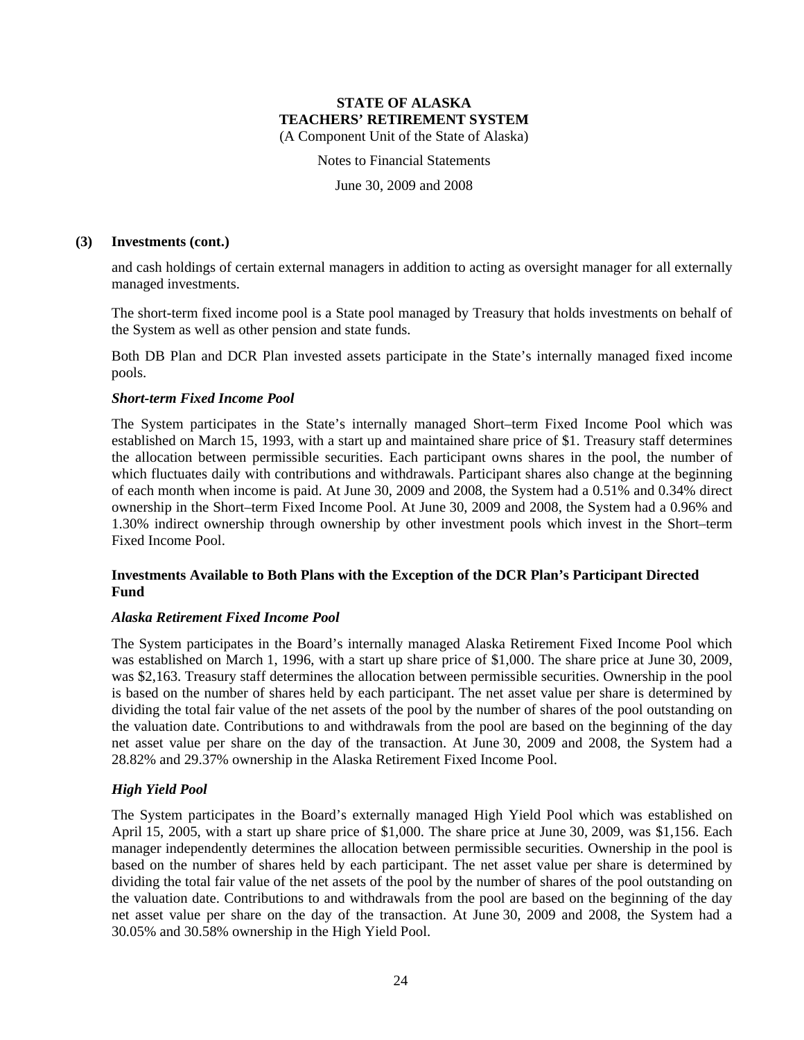## (3) Investments (cont.)

and cash holdings of certain external managers in addition to acting as oversight manager for all externally managed investments.

The short-term fixed income pool is a State pool managed by Treasury that holds investments on behalf of the System as well as other pension and state funds.

Both DB Plan and DCR Plan invested assets participate in the State's internally managed fixed income pools.

### *Short-term Fixed Income Pool*

The System participates in the State's internally managed Short–term Fixed Income Pool which was established on March 15, 1993, with a start up and maintained share price of $1. Treasury staff determines the allocation between permissible securities. Each participant owns shares in the pool, the number of which fluctuates daily with contributions and withdrawals. Participant shares also change at the beginning of each month when income is paid. At June 30, 2009 and 2008, the System had a 0.51% and 0.34% direct ownership in the Short–term Fixed Income Pool. At June 30, 2009 and 2008, the System had a 0.96% and 1.30% indirect ownership through ownership by other investment pools which invest in the Short–term Fixed Income Pool.

### Investments Available to Both Plans with the Exception of the DCR Plan's Participant Directed Fund

### *Alaska Retirement Fixed Income Pool*

The System participates in the Board's internally managed Alaska Retirement Fixed Income Pool which was established on March 1, 1996, with a start up share price of $1,000. The share price at June 30, 2009, was $2,163. Treasury staff determines the allocation between permissible securities. Ownership in the pool is based on the number of shares held by each participant. The net asset value per share is determined by dividing the total fair value of the net assets of the pool by the number of shares of the pool outstanding on the valuation date. Contributions to and withdrawals from the pool are based on the beginning of the day net asset value per share on the day of the transaction. At June 30, 2009 and 2008, the System had a 28.82% and 29.37% ownership in the Alaska Retirement Fixed Income Pool.

### *High Yield Pool*

The System participates in the Board's externally managed High Yield Pool which was established on April 15, 2005, with a start up share price of $1,000. The share price at June 30, 2009, was $1,156. Each manager independently determines the allocation between permissible securities. Ownership in the pool is based on the number of shares held by each participant. The net asset value per share is determined by dividing the total fair value of the net assets of the pool by the number of shares of the pool outstanding on the valuation date. Contributions to and withdrawals from the pool are based on the beginning of the day net asset value per share on the day of the transaction. At June 30, 2009 and 2008, the System had a 30.05% and 30.58% ownership in the High Yield Pool.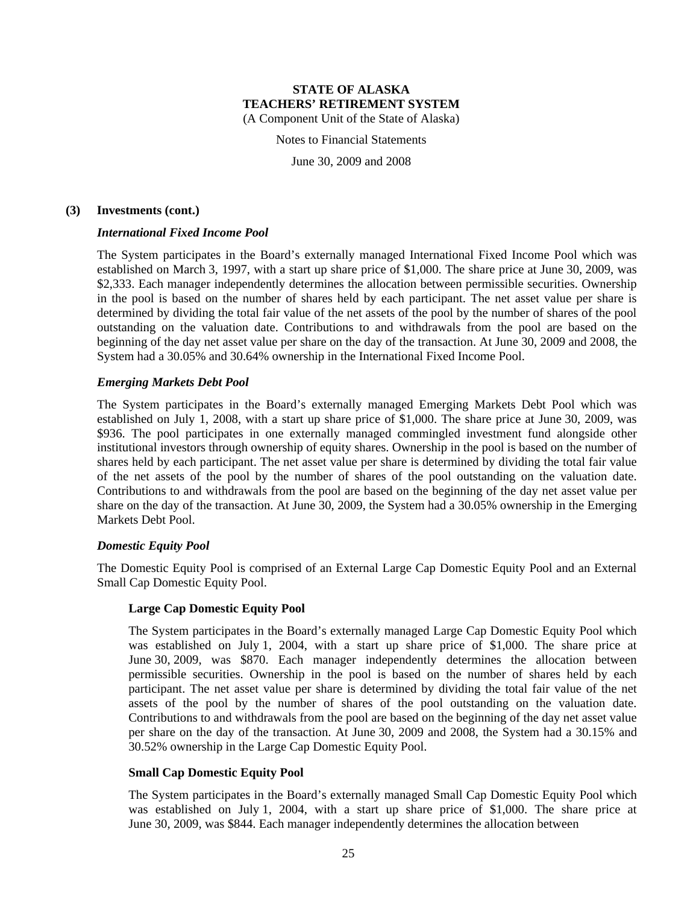### (3) Investments (cont.)

***International Fixed Income Pool***

The System participates in the Board's externally managed International Fixed Income Pool which was established on March 3, 1997, with a start up share price of $1,000. The share price at June 30, 2009, was $2,333. Each manager independently determines the allocation between permissible securities. Ownership in the pool is based on the number of shares held by each participant. The net asset value per share is determined by dividing the total fair value of the net assets of the pool by the number of shares of the pool outstanding on the valuation date. Contributions to and withdrawals from the pool are based on the beginning of the day net asset value per share on the day of the transaction. At June 30, 2009 and 2008, the System had a 30.05% and 30.64% ownership in the International Fixed Income Pool.

***Emerging Markets Debt Pool***

The System participates in the Board's externally managed Emerging Markets Debt Pool which was established on July 1, 2008, with a start up share price of $1,000. The share price at June 30, 2009, was $936. The pool participates in one externally managed commingled investment fund alongside other institutional investors through ownership of equity shares. Ownership in the pool is based on the number of shares held by each participant. The net asset value per share is determined by dividing the total fair value of the net assets of the pool by the number of shares of the pool outstanding on the valuation date. Contributions to and withdrawals from the pool are based on the beginning of the day net asset value per share on the day of the transaction. At June 30, 2009, the System had a 30.05% ownership in the Emerging Markets Debt Pool.

***Domestic Equity Pool***

The Domestic Equity Pool is comprised of an External Large Cap Domestic Equity Pool and an External Small Cap Domestic Equity Pool.

**Large Cap Domestic Equity Pool**

The System participates in the Board's externally managed Large Cap Domestic Equity Pool which was established on July 1, 2004, with a start up share price of $1,000. The share price at June 30, 2009, was $870. Each manager independently determines the allocation between permissible securities. Ownership in the pool is based on the number of shares held by each participant. The net asset value per share is determined by dividing the total fair value of the net assets of the pool by the number of shares of the pool outstanding on the valuation date. Contributions to and withdrawals from the pool are based on the beginning of the day net asset value per share on the day of the transaction. At June 30, 2009 and 2008, the System had a 30.15% and 30.52% ownership in the Large Cap Domestic Equity Pool.

**Small Cap Domestic Equity Pool**

The System participates in the Board's externally managed Small Cap Domestic Equity Pool which was established on July 1, 2004, with a start up share price of $1,000. The share price at June 30, 2009, was $844. Each manager independently determines the allocation between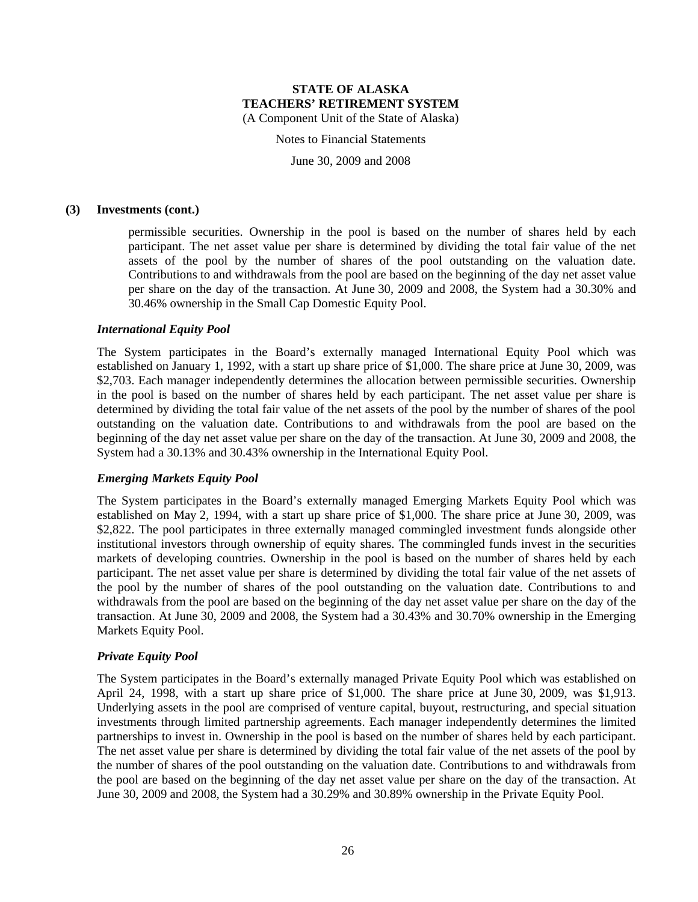## (3) Investments (cont.)

permissible securities. Ownership in the pool is based on the number of shares held by each participant. The net asset value per share is determined by dividing the total fair value of the net assets of the pool by the number of shares of the pool outstanding on the valuation date. Contributions to and withdrawals from the pool are based on the beginning of the day net asset value per share on the day of the transaction. At June 30, 2009 and 2008, the System had a 30.30% and 30.46% ownership in the Small Cap Domestic Equity Pool.

### *International Equity Pool*

The System participates in the Board's externally managed International Equity Pool which was established on January 1, 1992, with a start up share price of $1,000. The share price at June 30, 2009, was $2,703. Each manager independently determines the allocation between permissible securities. Ownership in the pool is based on the number of shares held by each participant. The net asset value per share is determined by dividing the total fair value of the net assets of the pool by the number of shares of the pool outstanding on the valuation date. Contributions to and withdrawals from the pool are based on the beginning of the day net asset value per share on the day of the transaction. At June 30, 2009 and 2008, the System had a 30.13% and 30.43% ownership in the International Equity Pool.

### *Emerging Markets Equity Pool*

The System participates in the Board's externally managed Emerging Markets Equity Pool which was established on May 2, 1994, with a start up share price of $1,000. The share price at June 30, 2009, was $2,822. The pool participates in three externally managed commingled investment funds alongside other institutional investors through ownership of equity shares. The commingled funds invest in the securities markets of developing countries. Ownership in the pool is based on the number of shares held by each participant. The net asset value per share is determined by dividing the total fair value of the net assets of the pool by the number of shares of the pool outstanding on the valuation date. Contributions to and withdrawals from the pool are based on the beginning of the day net asset value per share on the day of the transaction. At June 30, 2009 and 2008, the System had a 30.43% and 30.70% ownership in the Emerging Markets Equity Pool.

### *Private Equity Pool*

The System participates in the Board's externally managed Private Equity Pool which was established on April 24, 1998, with a start up share price of $1,000. The share price at June 30, 2009, was $1,913. Underlying assets in the pool are comprised of venture capital, buyout, restructuring, and special situation investments through limited partnership agreements. Each manager independently determines the limited partnerships to invest in. Ownership in the pool is based on the number of shares held by each participant. The net asset value per share is determined by dividing the total fair value of the net assets of the pool by the number of shares of the pool outstanding on the valuation date. Contributions to and withdrawals from the pool are based on the beginning of the day net asset value per share on the day of the transaction. At June 30, 2009 and 2008, the System had a 30.29% and 30.89% ownership in the Private Equity Pool.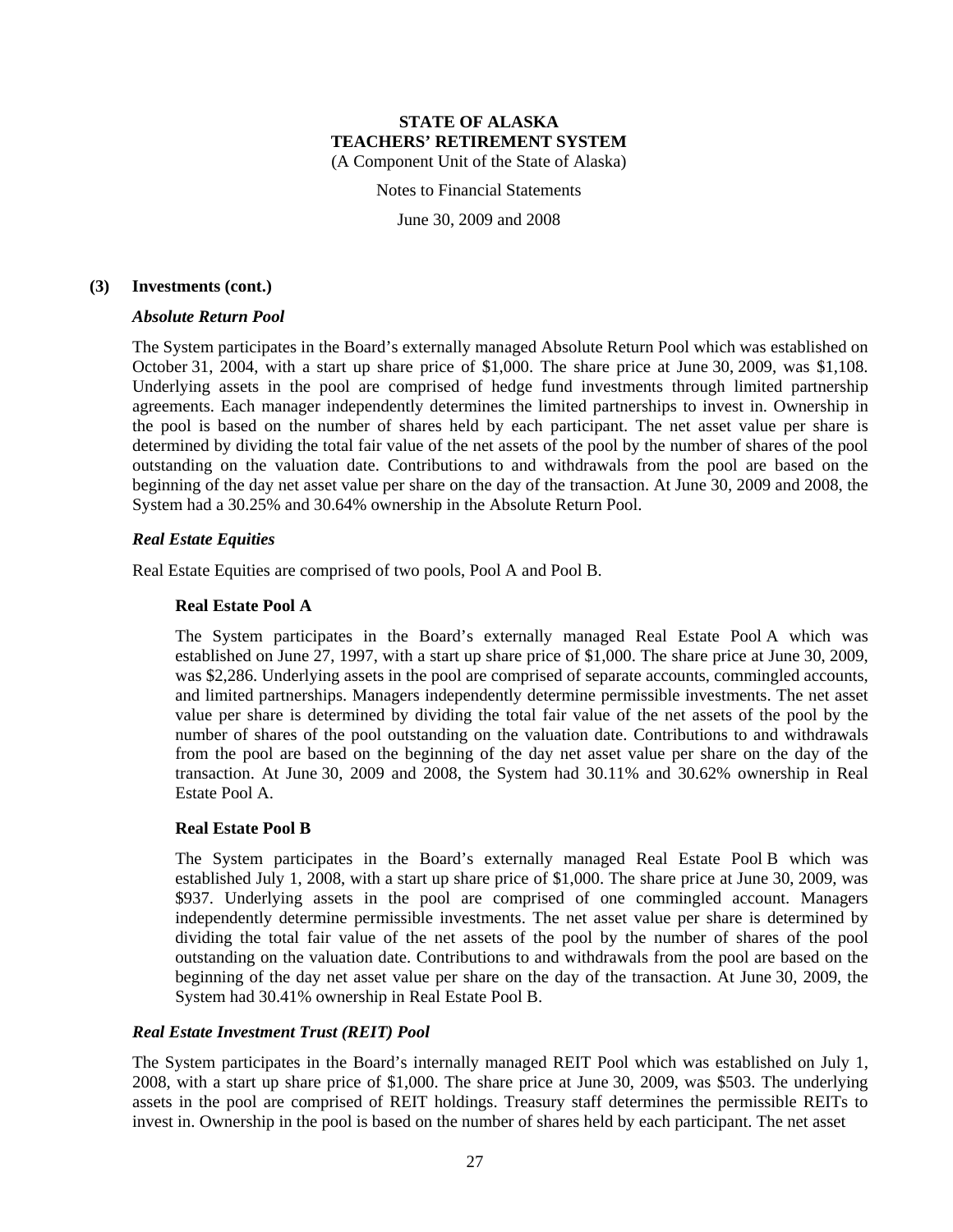### (3) Investments (cont.)

#### *Absolute Return Pool*

The System participates in the Board's externally managed Absolute Return Pool which was established on October 31, 2004, with a start up share price of $1,000. The share price at June 30, 2009, was $1,108. Underlying assets in the pool are comprised of hedge fund investments through limited partnership agreements. Each manager independently determines the limited partnerships to invest in. Ownership in the pool is based on the number of shares held by each participant. The net asset value per share is determined by dividing the total fair value of the net assets of the pool by the number of shares of the pool outstanding on the valuation date. Contributions to and withdrawals from the pool are based on the beginning of the day net asset value per share on the day of the transaction. At June 30, 2009 and 2008, the System had a 30.25% and 30.64% ownership in the Absolute Return Pool.

#### *Real Estate Equities*

Real Estate Equities are comprised of two pools, Pool A and Pool B.

**Real Estate Pool A**

The System participates in the Board's externally managed Real Estate Pool A which was established on June 27, 1997, with a start up share price of $1,000. The share price at June 30, 2009, was $2,286. Underlying assets in the pool are comprised of separate accounts, commingled accounts, and limited partnerships. Managers independently determine permissible investments. The net asset value per share is determined by dividing the total fair value of the net assets of the pool by the number of shares of the pool outstanding on the valuation date. Contributions to and withdrawals from the pool are based on the beginning of the day net asset value per share on the day of the transaction. At June 30, 2009 and 2008, the System had 30.11% and 30.62% ownership in Real Estate Pool A.

**Real Estate Pool B**

The System participates in the Board's externally managed Real Estate Pool B which was established July 1, 2008, with a start up share price of $1,000. The share price at June 30, 2009, was $937. Underlying assets in the pool are comprised of one commingled account. Managers independently determine permissible investments. The net asset value per share is determined by dividing the total fair value of the net assets of the pool by the number of shares of the pool outstanding on the valuation date. Contributions to and withdrawals from the pool are based on the beginning of the day net asset value per share on the day of the transaction. At June 30, 2009, the System had 30.41% ownership in Real Estate Pool B.

#### *Real Estate Investment Trust (REIT) Pool*

The System participates in the Board's internally managed REIT Pool which was established on July 1, 2008, with a start up share price of $1,000. The share price at June 30, 2009, was $503. The underlying assets in the pool are comprised of REIT holdings. Treasury staff determines the permissible REITs to invest in. Ownership in the pool is based on the number of shares held by each participant. The net asset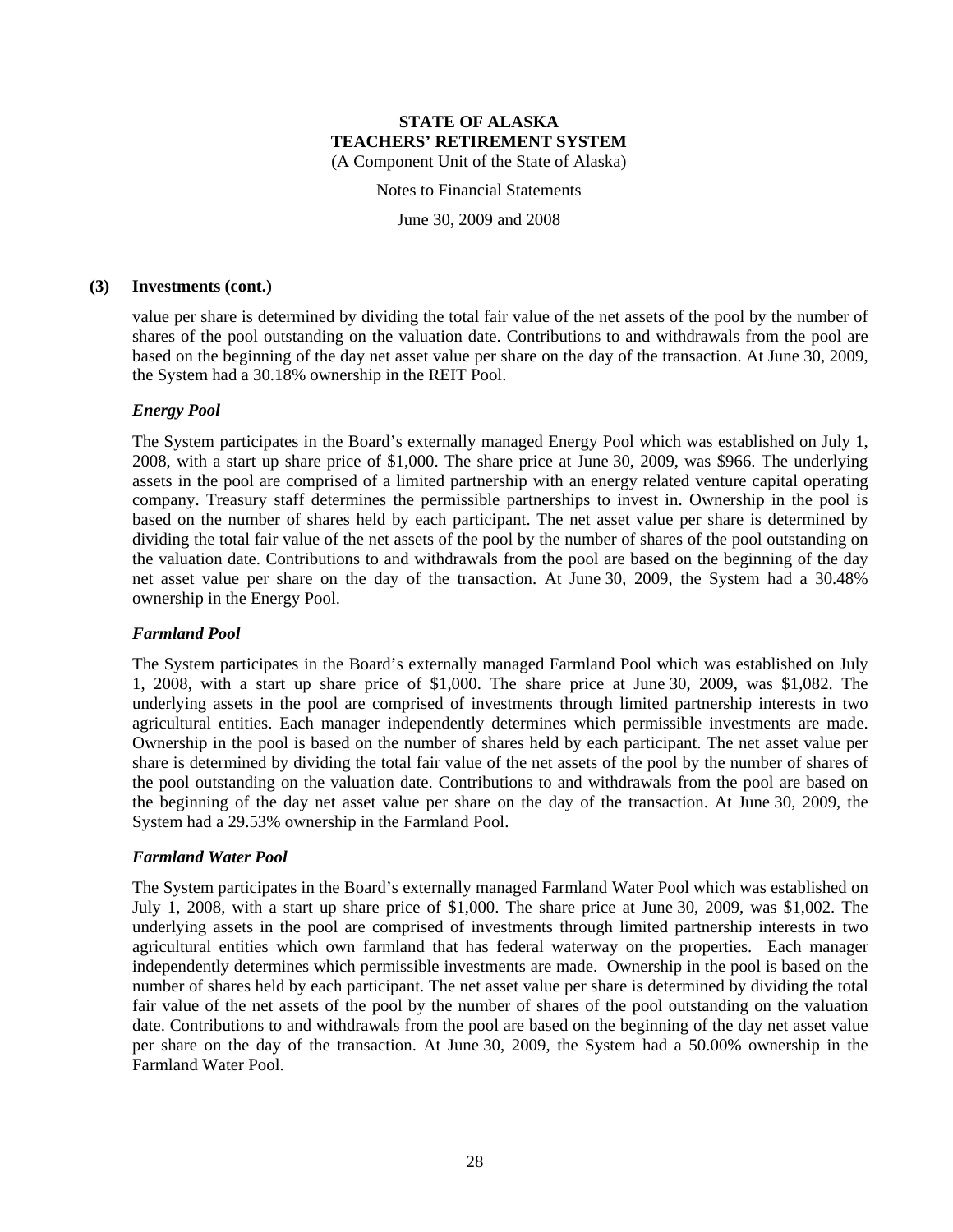### (3) Investments (cont.)

value per share is determined by dividing the total fair value of the net assets of the pool by the number of shares of the pool outstanding on the valuation date. Contributions to and withdrawals from the pool are based on the beginning of the day net asset value per share on the day of the transaction. At June 30, 2009, the System had a 30.18% ownership in the REIT Pool.

***Energy Pool***

The System participates in the Board's externally managed Energy Pool which was established on July 1, 2008, with a start up share price of $1,000. The share price at June 30, 2009, was $966. The underlying assets in the pool are comprised of a limited partnership with an energy related venture capital operating company. Treasury staff determines the permissible partnerships to invest in. Ownership in the pool is based on the number of shares held by each participant. The net asset value per share is determined by dividing the total fair value of the net assets of the pool by the number of shares of the pool outstanding on the valuation date. Contributions to and withdrawals from the pool are based on the beginning of the day net asset value per share on the day of the transaction. At June 30, 2009, the System had a 30.48% ownership in the Energy Pool.

***Farmland Pool***

The System participates in the Board's externally managed Farmland Pool which was established on July 1, 2008, with a start up share price of $1,000. The share price at June 30, 2009, was $1,082. The underlying assets in the pool are comprised of investments through limited partnership interests in two agricultural entities. Each manager independently determines which permissible investments are made. Ownership in the pool is based on the number of shares held by each participant. The net asset value per share is determined by dividing the total fair value of the net assets of the pool by the number of shares of the pool outstanding on the valuation date. Contributions to and withdrawals from the pool are based on the beginning of the day net asset value per share on the day of the transaction. At June 30, 2009, the System had a 29.53% ownership in the Farmland Pool.

***Farmland Water Pool***

The System participates in the Board's externally managed Farmland Water Pool which was established on July 1, 2008, with a start up share price of $1,000. The share price at June 30, 2009, was $1,002. The underlying assets in the pool are comprised of investments through limited partnership interests in two agricultural entities which own farmland that has federal waterway on the properties. Each manager independently determines which permissible investments are made. Ownership in the pool is based on the number of shares held by each participant. The net asset value per share is determined by dividing the total fair value of the net assets of the pool by the number of shares of the pool outstanding on the valuation date. Contributions to and withdrawals from the pool are based on the beginning of the day net asset value per share on the day of the transaction. At June 30, 2009, the System had a 50.00% ownership in the Farmland Water Pool.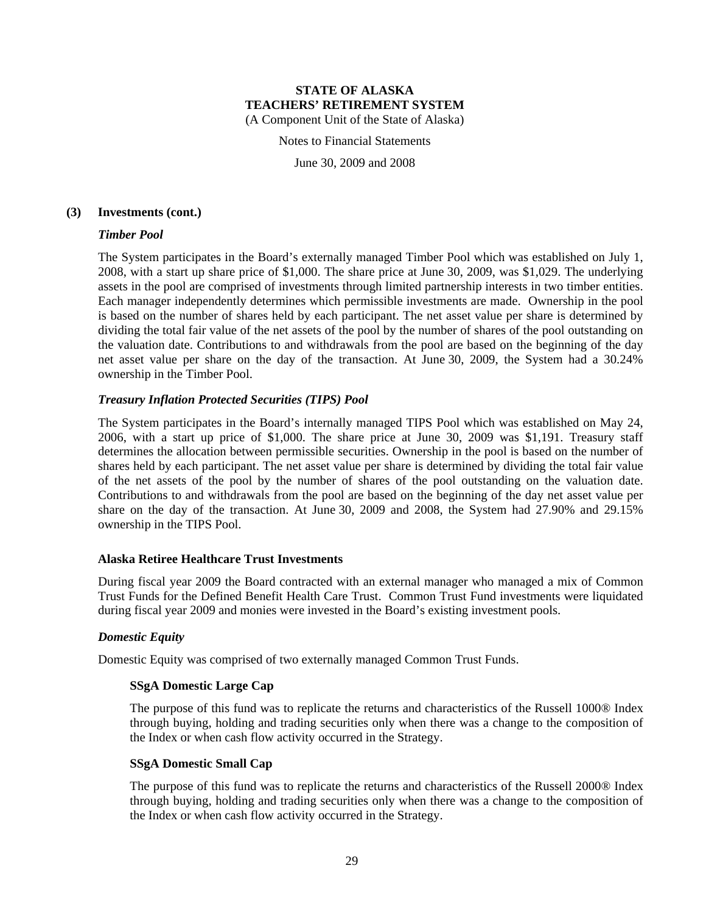**STATE OF ALASKA**
**TEACHERS' RETIREMENT SYSTEM**
(A Component Unit of the State of Alaska)

Notes to Financial Statements

June 30, 2009 and 2008

**(3) Investments (cont.)**

***Timber Pool***

The System participates in the Board's externally managed Timber Pool which was established on July 1, 2008, with a start up share price of $1,000. The share price at June 30, 2009, was $1,029. The underlying assets in the pool are comprised of investments through limited partnership interests in two timber entities. Each manager independently determines which permissible investments are made. Ownership in the pool is based on the number of shares held by each participant. The net asset value per share is determined by dividing the total fair value of the net assets of the pool by the number of shares of the pool outstanding on the valuation date. Contributions to and withdrawals from the pool are based on the beginning of the day net asset value per share on the day of the transaction. At June 30, 2009, the System had a 30.24% ownership in the Timber Pool.

***Treasury Inflation Protected Securities (TIPS) Pool***

The System participates in the Board's internally managed TIPS Pool which was established on May 24, 2006, with a start up price of $1,000. The share price at June 30, 2009 was $1,191. Treasury staff determines the allocation between permissible securities. Ownership in the pool is based on the number of shares held by each participant. The net asset value per share is determined by dividing the total fair value of the net assets of the pool by the number of shares of the pool outstanding on the valuation date. Contributions to and withdrawals from the pool are based on the beginning of the day net asset value per share on the day of the transaction. At June 30, 2009 and 2008, the System had 27.90% and 29.15% ownership in the TIPS Pool.

**Alaska Retiree Healthcare Trust Investments**

During fiscal year 2009 the Board contracted with an external manager who managed a mix of Common Trust Funds for the Defined Benefit Health Care Trust. Common Trust Fund investments were liquidated during fiscal year 2009 and monies were invested in the Board's existing investment pools.

***Domestic Equity***

Domestic Equity was comprised of two externally managed Common Trust Funds.

**SSgA Domestic Large Cap**

The purpose of this fund was to replicate the returns and characteristics of the Russell 1000® Index through buying, holding and trading securities only when there was a change to the composition of the Index or when cash flow activity occurred in the Strategy.

**SSgA Domestic Small Cap**

The purpose of this fund was to replicate the returns and characteristics of the Russell 2000® Index through buying, holding and trading securities only when there was a change to the composition of the Index or when cash flow activity occurred in the Strategy.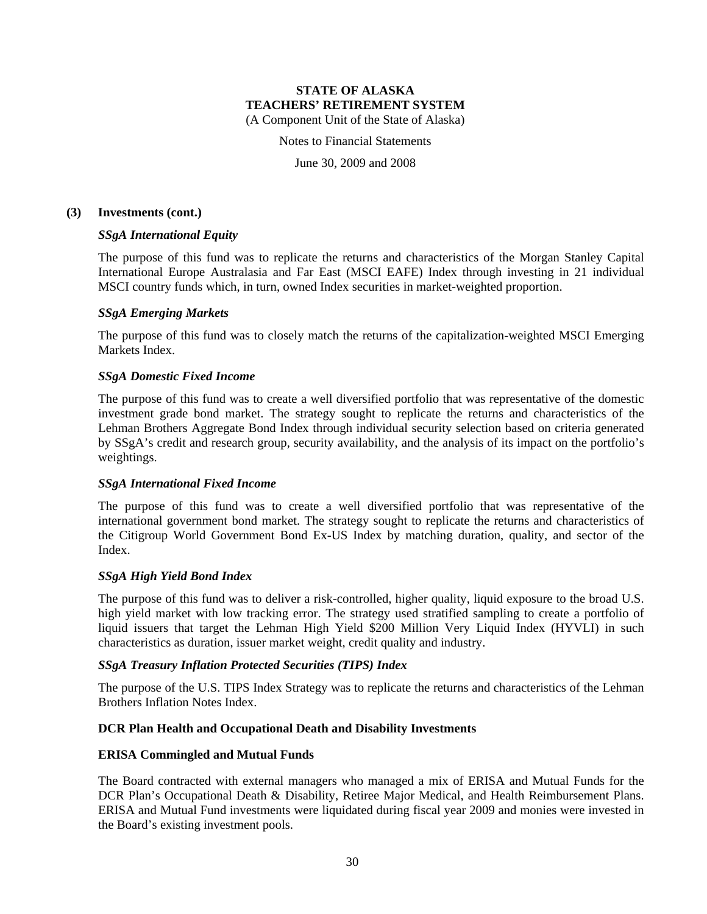### (3) Investments (cont.)

***SSgA International Equity***

The purpose of this fund was to replicate the returns and characteristics of the Morgan Stanley Capital International Europe Australasia and Far East (MSCI EAFE) Index through investing in 21 individual MSCI country funds which, in turn, owned Index securities in market-weighted proportion.

***SSgA Emerging Markets***

The purpose of this fund was to closely match the returns of the capitalization-weighted MSCI Emerging Markets Index.

***SSgA Domestic Fixed Income***

The purpose of this fund was to create a well diversified portfolio that was representative of the domestic investment grade bond market. The strategy sought to replicate the returns and characteristics of the Lehman Brothers Aggregate Bond Index through individual security selection based on criteria generated by SSgA's credit and research group, security availability, and the analysis of its impact on the portfolio's weightings.

***SSgA International Fixed Income***

The purpose of this fund was to create a well diversified portfolio that was representative of the international government bond market. The strategy sought to replicate the returns and characteristics of the Citigroup World Government Bond Ex-US Index by matching duration, quality, and sector of the Index.

***SSgA High Yield Bond Index***

The purpose of this fund was to deliver a risk-controlled, higher quality, liquid exposure to the broad U.S. high yield market with low tracking error. The strategy used stratified sampling to create a portfolio of liquid issuers that target the Lehman High Yield $200 Million Very Liquid Index (HYVLI) in such characteristics as duration, issuer market weight, credit quality and industry.

***SSgA Treasury Inflation Protected Securities (TIPS) Index***

The purpose of the U.S. TIPS Index Strategy was to replicate the returns and characteristics of the Lehman Brothers Inflation Notes Index.

**DCR Plan Health and Occupational Death and Disability Investments**

**ERISA Commingled and Mutual Funds**

The Board contracted with external managers who managed a mix of ERISA and Mutual Funds for the DCR Plan's Occupational Death & Disability, Retiree Major Medical, and Health Reimbursement Plans. ERISA and Mutual Fund investments were liquidated during fiscal year 2009 and monies were invested in the Board's existing investment pools.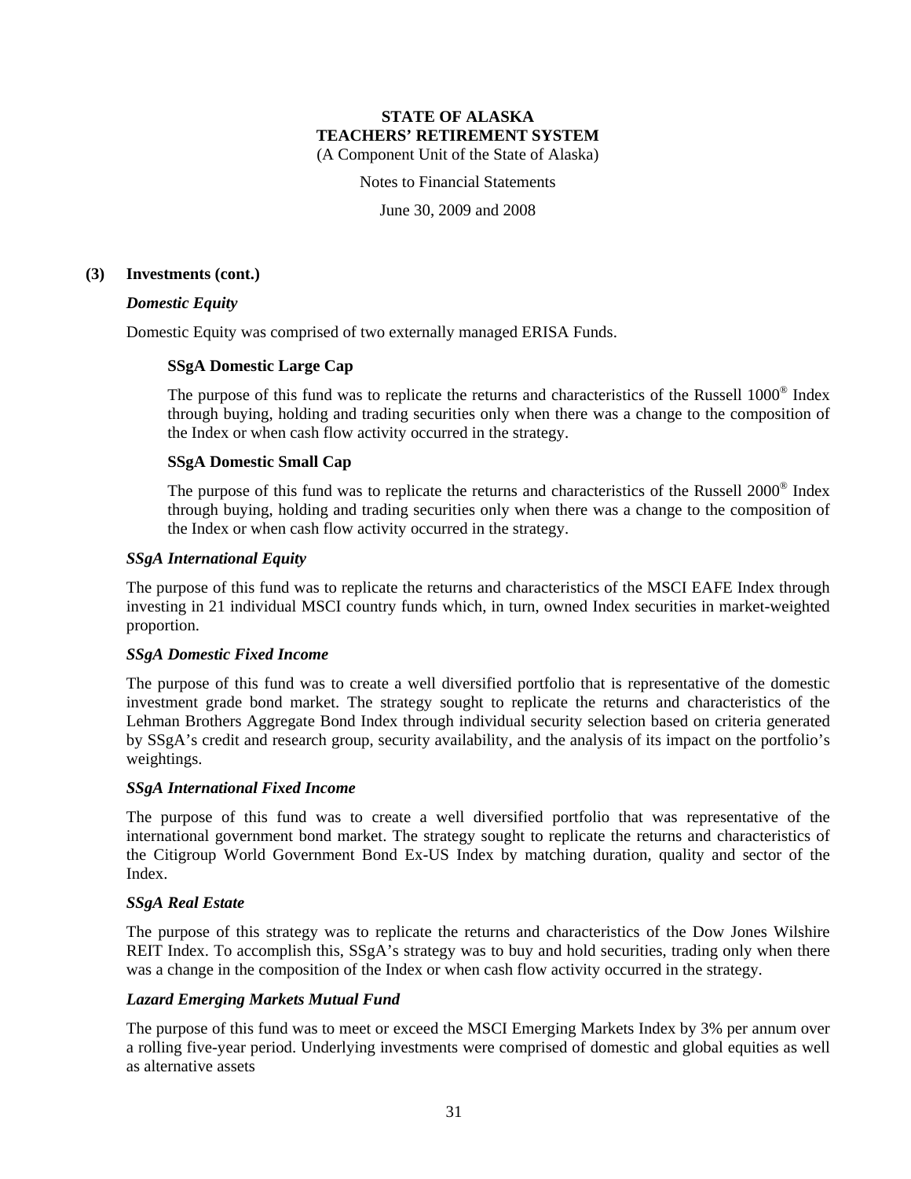**STATE OF ALASKA**
**TEACHERS' RETIREMENT SYSTEM**
(A Component Unit of the State of Alaska)

Notes to Financial Statements

June 30, 2009 and 2008

**(3) Investments (cont.)**

***Domestic Equity***

Domestic Equity was comprised of two externally managed ERISA Funds.

**SSgA Domestic Large Cap**

The purpose of this fund was to replicate the returns and characteristics of the Russell 1000® Index through buying, holding and trading securities only when there was a change to the composition of the Index or when cash flow activity occurred in the strategy.

**SSgA Domestic Small Cap**

The purpose of this fund was to replicate the returns and characteristics of the Russell 2000® Index through buying, holding and trading securities only when there was a change to the composition of the Index or when cash flow activity occurred in the strategy.

***SSgA International Equity***

The purpose of this fund was to replicate the returns and characteristics of the MSCI EAFE Index through investing in 21 individual MSCI country funds which, in turn, owned Index securities in market-weighted proportion.

***SSgA Domestic Fixed Income***

The purpose of this fund was to create a well diversified portfolio that is representative of the domestic investment grade bond market. The strategy sought to replicate the returns and characteristics of the Lehman Brothers Aggregate Bond Index through individual security selection based on criteria generated by SSgA's credit and research group, security availability, and the analysis of its impact on the portfolio's weightings.

***SSgA International Fixed Income***

The purpose of this fund was to create a well diversified portfolio that was representative of the international government bond market. The strategy sought to replicate the returns and characteristics of the Citigroup World Government Bond Ex-US Index by matching duration, quality and sector of the Index.

***SSgA Real Estate***

The purpose of this strategy was to replicate the returns and characteristics of the Dow Jones Wilshire REIT Index. To accomplish this, SSgA's strategy was to buy and hold securities, trading only when there was a change in the composition of the Index or when cash flow activity occurred in the strategy.

***Lazard Emerging Markets Mutual Fund***

The purpose of this fund was to meet or exceed the MSCI Emerging Markets Index by 3% per annum over a rolling five-year period. Underlying investments were comprised of domestic and global equities as well as alternative assets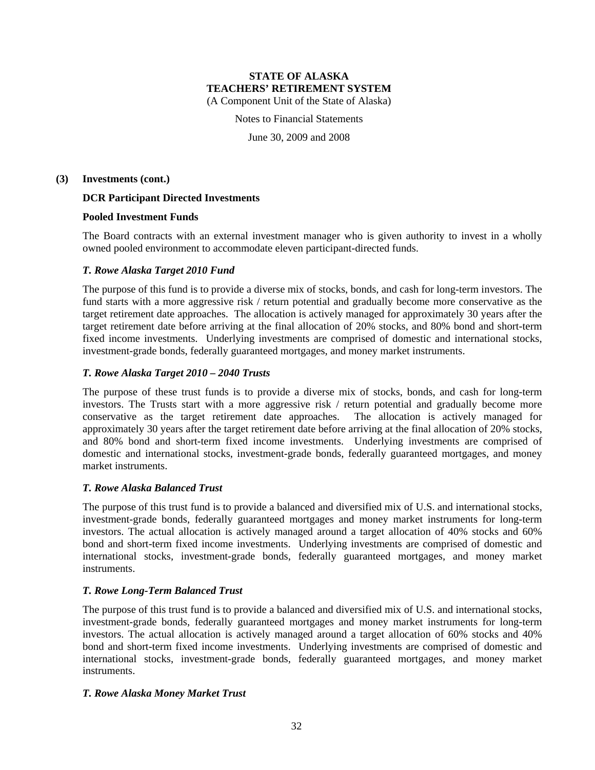**(3) Investments (cont.)**

**DCR Participant Directed Investments**

**Pooled Investment Funds**

The Board contracts with an external investment manager who is given authority to invest in a wholly owned pooled environment to accommodate eleven participant-directed funds.

***T. Rowe Alaska Target 2010 Fund***

The purpose of this fund is to provide a diverse mix of stocks, bonds, and cash for long-term investors. The fund starts with a more aggressive risk / return potential and gradually become more conservative as the target retirement date approaches. The allocation is actively managed for approximately 30 years after the target retirement date before arriving at the final allocation of 20% stocks, and 80% bond and short-term fixed income investments. Underlying investments are comprised of domestic and international stocks, investment-grade bonds, federally guaranteed mortgages, and money market instruments.

***T. Rowe Alaska Target 2010 – 2040 Trusts***

The purpose of these trust funds is to provide a diverse mix of stocks, bonds, and cash for long-term investors. The Trusts start with a more aggressive risk / return potential and gradually become more conservative as the target retirement date approaches. The allocation is actively managed for approximately 30 years after the target retirement date before arriving at the final allocation of 20% stocks, and 80% bond and short-term fixed income investments. Underlying investments are comprised of domestic and international stocks, investment-grade bonds, federally guaranteed mortgages, and money market instruments.

***T. Rowe Alaska Balanced Trust***

The purpose of this trust fund is to provide a balanced and diversified mix of U.S. and international stocks, investment-grade bonds, federally guaranteed mortgages and money market instruments for long-term investors. The actual allocation is actively managed around a target allocation of 40% stocks and 60% bond and short-term fixed income investments. Underlying investments are comprised of domestic and international stocks, investment-grade bonds, federally guaranteed mortgages, and money market instruments.

***T. Rowe Long-Term Balanced Trust***

The purpose of this trust fund is to provide a balanced and diversified mix of U.S. and international stocks, investment-grade bonds, federally guaranteed mortgages and money market instruments for long-term investors. The actual allocation is actively managed around a target allocation of 60% stocks and 40% bond and short-term fixed income investments. Underlying investments are comprised of domestic and international stocks, investment-grade bonds, federally guaranteed mortgages, and money market instruments.

***T. Rowe Alaska Money Market Trust***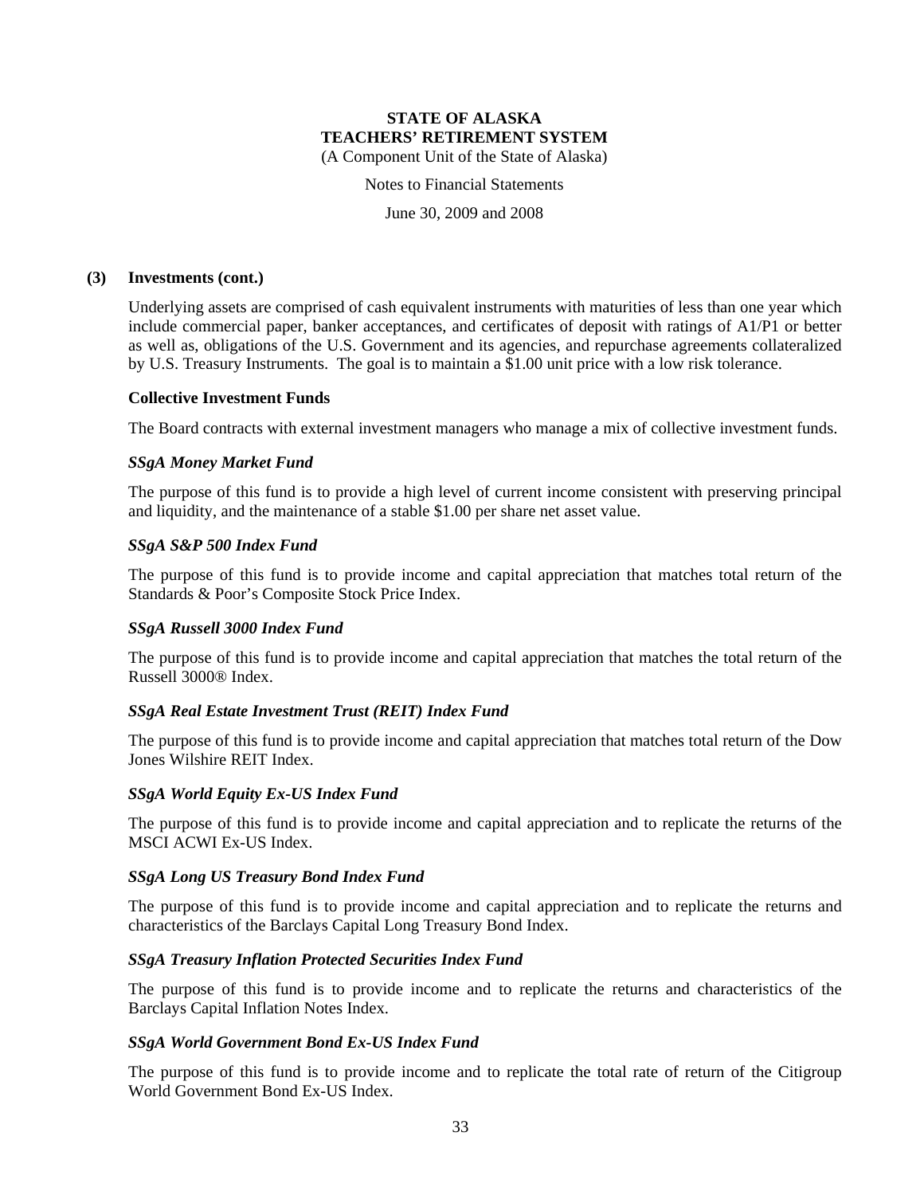#### (3) Investments (cont.)

Underlying assets are comprised of cash equivalent instruments with maturities of less than one year which include commercial paper, banker acceptances, and certificates of deposit with ratings of A1/P1 or better as well as, obligations of the U.S. Government and its agencies, and repurchase agreements collateralized by U.S. Treasury Instruments. The goal is to maintain a $1.00 unit price with a low risk tolerance.

**Collective Investment Funds**

The Board contracts with external investment managers who manage a mix of collective investment funds.

***SSgA Money Market Fund***

The purpose of this fund is to provide a high level of current income consistent with preserving principal and liquidity, and the maintenance of a stable $1.00 per share net asset value.

***SSgA S&P 500 Index Fund***

The purpose of this fund is to provide income and capital appreciation that matches total return of the Standards & Poor's Composite Stock Price Index.

***SSgA Russell 3000 Index Fund***

The purpose of this fund is to provide income and capital appreciation that matches the total return of the Russell 3000® Index.

***SSgA Real Estate Investment Trust (REIT) Index Fund***

The purpose of this fund is to provide income and capital appreciation that matches total return of the Dow Jones Wilshire REIT Index.

***SSgA World Equity Ex-US Index Fund***

The purpose of this fund is to provide income and capital appreciation and to replicate the returns of the MSCI ACWI Ex-US Index.

***SSgA Long US Treasury Bond Index Fund***

The purpose of this fund is to provide income and capital appreciation and to replicate the returns and characteristics of the Barclays Capital Long Treasury Bond Index.

***SSgA Treasury Inflation Protected Securities Index Fund***

The purpose of this fund is to provide income and to replicate the returns and characteristics of the Barclays Capital Inflation Notes Index.

***SSgA World Government Bond Ex-US Index Fund***

The purpose of this fund is to provide income and to replicate the total rate of return of the Citigroup World Government Bond Ex-US Index.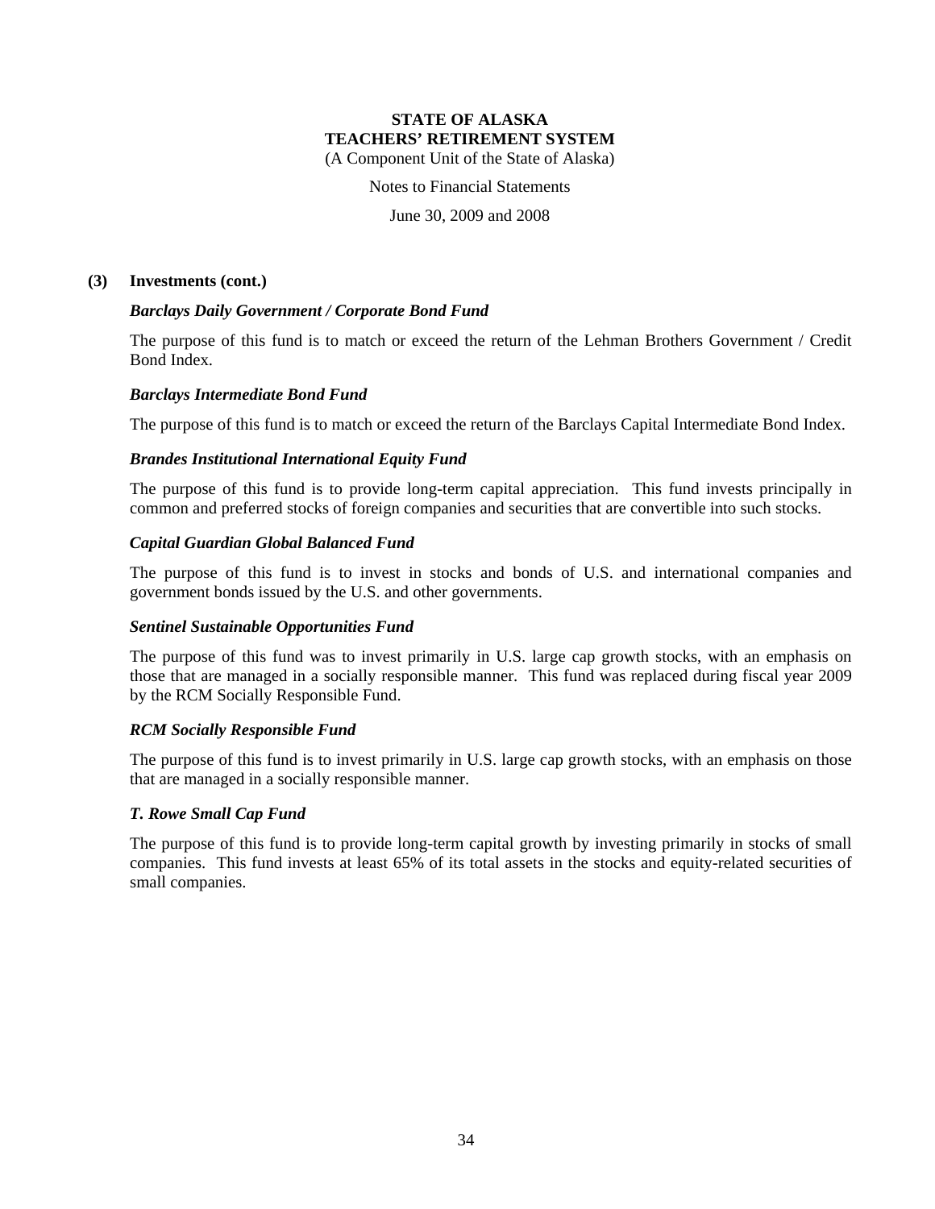**STATE OF ALASKA**
**TEACHERS' RETIREMENT SYSTEM**
(A Component Unit of the State of Alaska)

Notes to Financial Statements

June 30, 2009 and 2008

**(3) Investments (cont.)**

***Barclays Daily Government / Corporate Bond Fund***

The purpose of this fund is to match or exceed the return of the Lehman Brothers Government / Credit Bond Index.

***Barclays Intermediate Bond Fund***

The purpose of this fund is to match or exceed the return of the Barclays Capital Intermediate Bond Index.

***Brandes Institutional International Equity Fund***

The purpose of this fund is to provide long-term capital appreciation. This fund invests principally in common and preferred stocks of foreign companies and securities that are convertible into such stocks.

***Capital Guardian Global Balanced Fund***

The purpose of this fund is to invest in stocks and bonds of U.S. and international companies and government bonds issued by the U.S. and other governments.

***Sentinel Sustainable Opportunities Fund***

The purpose of this fund was to invest primarily in U.S. large cap growth stocks, with an emphasis on those that are managed in a socially responsible manner. This fund was replaced during fiscal year 2009 by the RCM Socially Responsible Fund.

***RCM Socially Responsible Fund***

The purpose of this fund is to invest primarily in U.S. large cap growth stocks, with an emphasis on those that are managed in a socially responsible manner.

***T. Rowe Small Cap Fund***

The purpose of this fund is to provide long-term capital growth by investing primarily in stocks of small companies. This fund invests at least 65% of its total assets in the stocks and equity-related securities of small companies.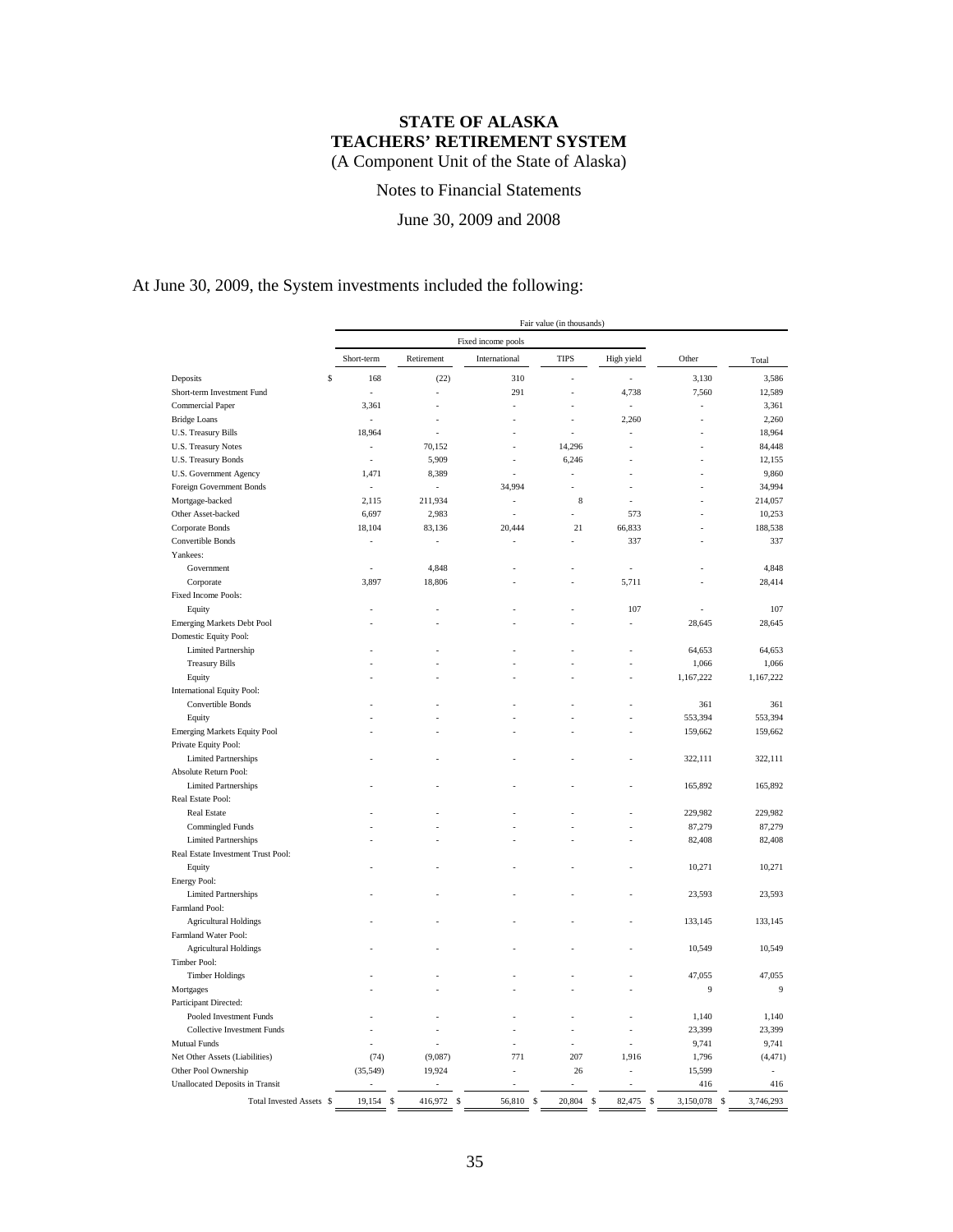# STATE OF ALASKA
# TEACHERS' RETIREMENT SYSTEM
(A Component Unit of the State of Alaska)

Notes to Financial Statements

June 30, 2009 and 2008

At June 30, 2009, the System investments included the following:

| | Fair value (in thousands) | | | | | | |
|---|---|---|---|---|---|---|---|
| | Fixed income pools | | | | | | |
| | Short-term | Retirement | International | TIPS | High yield | Other | Total |
| Deposits | $ 168 | (22) | 310 | - | - | 3,130 | 3,586 |
| Short-term Investment Fund | - | - | 291 | - | 4,738 | 7,560 | 12,589 |
| Commercial Paper | 3,361 | - | - | - | - | - | 3,361 |
| Bridge Loans | - | - | - | - | 2,260 | - | 2,260 |
| U.S. Treasury Bills | 18,964 | - | - | - | - | - | 18,964 |
| U.S. Treasury Notes | - | 70,152 | - | 14,296 | - | - | 84,448 |
| U.S. Treasury Bonds | - | 5,909 | - | 6,246 | - | - | 12,155 |
| U.S. Government Agency | 1,471 | 8,389 | - | - | - | - | 9,860 |
| Foreign Government Bonds | - | - | 34,994 | - | - | - | 34,994 |
| Mortgage-backed | 2,115 | 211,934 | - | 8 | - | - | 214,057 |
| Other Asset-backed | 6,697 | 2,983 | - | - | 573 | - | 10,253 |
| Corporate Bonds | 18,104 | 83,136 | 20,444 | 21 | 66,833 | - | 188,538 |
| Convertible Bonds | - | - | - | - | 337 | - | 337 |
| Yankees: | | | | | | | |
| Government | - | 4,848 | - | - | - | - | 4,848 |
| Corporate | 3,897 | 18,806 | - | - | 5,711 | - | 28,414 |
| Fixed Income Pools: | | | | | | | |
| Equity | - | - | - | - | 107 | - | 107 |
| Emerging Markets Debt Pool | - | - | - | - | - | 28,645 | 28,645 |
| Domestic Equity Pool: | | | | | | | |
| Limited Partnership | - | - | - | - | - | 64,653 | 64,653 |
| Treasury Bills | - | - | - | - | - | 1,066 | 1,066 |
| Equity | - | - | - | - | - | 1,167,222 | 1,167,222 |
| International Equity Pool: | | | | | | | |
| Convertible Bonds | - | - | - | - | - | 361 | 361 |
| Equity | - | - | - | - | - | 553,394 | 553,394 |
| Emerging Markets Equity Pool | - | - | - | - | - | 159,662 | 159,662 |
| Private Equity Pool: | | | | | | | |
| Limited Partnerships | - | - | - | - | - | 322,111 | 322,111 |
| Absolute Return Pool: | | | | | | | |
| Limited Partnerships | - | - | - | - | - | 165,892 | 165,892 |
| Real Estate Pool: | | | | | | | |
| Real Estate | - | - | - | - | - | 229,982 | 229,982 |
| Commingled Funds | - | - | - | - | - | 87,279 | 87,279 |
| Limited Partnerships | - | - | - | - | - | 82,408 | 82,408 |
| Real Estate Investment Trust Pool: | | | | | | | |
| Equity | - | - | - | - | - | 10,271 | 10,271 |
| Energy Pool: | | | | | | | |
| Limited Partnerships | - | - | - | - | - | 23,593 | 23,593 |
| Farmland Pool: | | | | | | | |
| Agricultural Holdings | - | - | - | - | - | 133,145 | 133,145 |
| Farmland Water Pool: | | | | | | | |
| Agricultural Holdings | - | - | - | - | - | 10,549 | 10,549 |
| Timber Pool: | | | | | | | |
| Timber Holdings | - | - | - | - | - | 47,055 | 47,055 |
| Mortgages | - | - | - | - | - | 9 | 9 |
| Participant Directed: | | | | | | | |
| Pooled Investment Funds | - | - | - | - | - | 1,140 | 1,140 |
| Collective Investment Funds | - | - | - | - | - | 23,399 | 23,399 |
| Mutual Funds | - | - | - | - | - | 9,741 | 9,741 |
| Net Other Assets (Liabilities) | (74) | (9,087) | 771 | 207 | 1,916 | 1,796 | (4,471) |
| Other Pool Ownership | (35,549) | 19,924 | - | 26 | - | 15,599 | - |
| Unallocated Deposits in Transit | - | - | - | - | - | 416 | 416 |
| Total Invested Assets | $ 19,154 | $ 416,972 | $ 56,810 | $ 20,804 | $ 82,475 | $ 3,150,078 | $ 3,746,293 |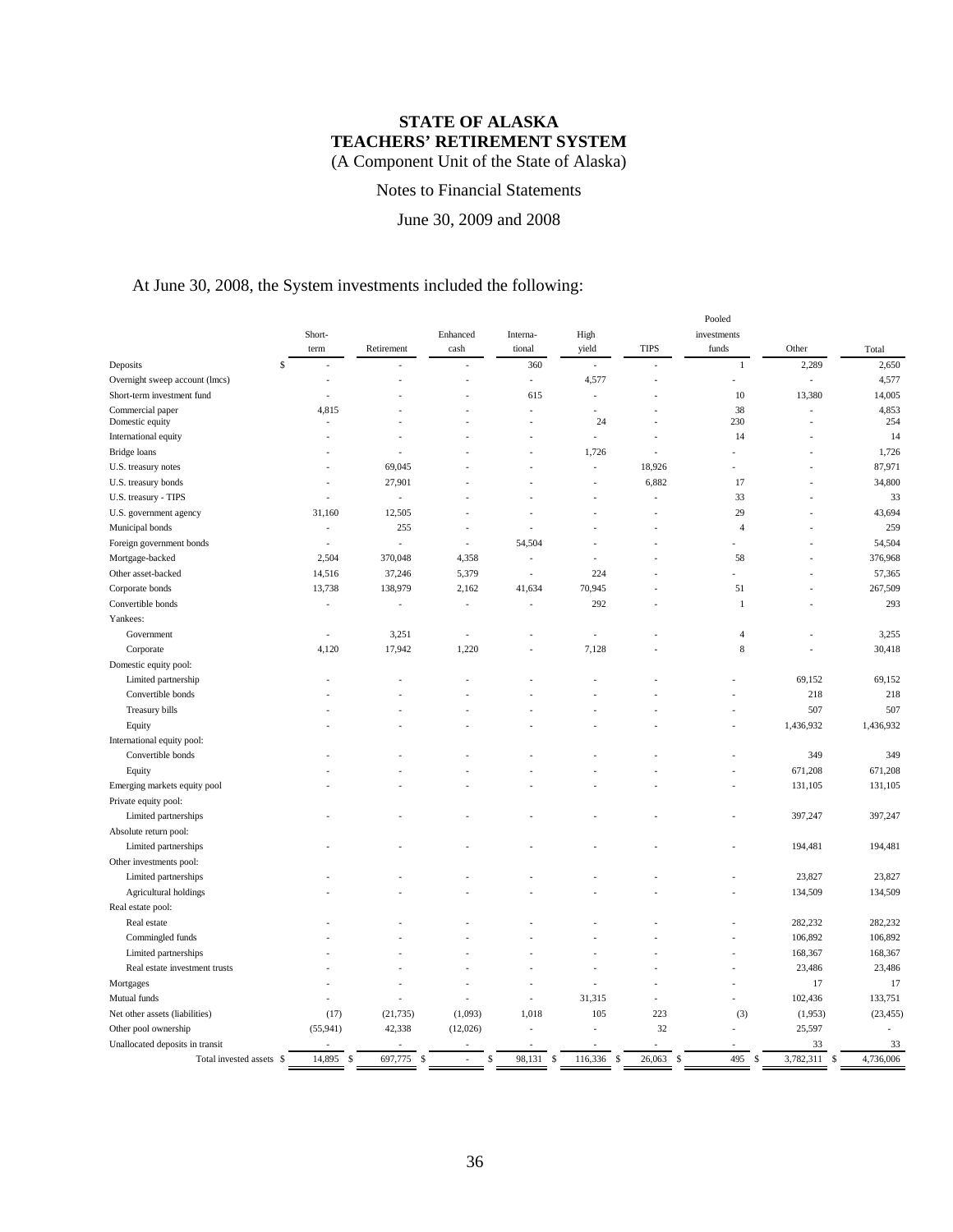# STATE OF ALASKA
# TEACHERS' RETIREMENT SYSTEM
(A Component Unit of the State of Alaska)

Notes to Financial Statements

June 30, 2009 and 2008

At June 30, 2008, the System investments included the following:

| | Short-term | Retirement | Enhanced cash | International | High yield | TIPS | Pooled investments funds | Other | Total |
|---|---|---|---|---|---|---|---|---|---|
| Deposits | $ - | - | - | 360 | - | - | 1 | 2,289 | 2,650 |
| Overnight sweep account (lmcs) | - | - | - | - | 4,577 | - | - | - | 4,577 |
| Short-term investment fund | - | - | - | 615 | - | - | 10 | 13,380 | 14,005 |
| Commercial paper | 4,815 | - | - | - | - | - | 38 | - | 4,853 |
| Domestic equity | - | - | - | - | 24 | - | 230 | - | 254 |
| International equity | - | - | - | - | - | - | 14 | - | 14 |
| Bridge loans | - | - | - | - | 1,726 | - | - | - | 1,726 |
| U.S. treasury notes | - | 69,045 | - | - | - | 18,926 | - | - | 87,971 |
| U.S. treasury bonds | - | 27,901 | - | - | - | 6,882 | 17 | - | 34,800 |
| U.S. treasury - TIPS | - | - | - | - | - | - | 33 | - | 33 |
| U.S. government agency | 31,160 | 12,505 | - | - | - | - | 29 | - | 43,694 |
| Municipal bonds | - | 255 | - | - | - | - | 4 | - | 259 |
| Foreign government bonds | - | - | - | 54,504 | - | - | - | - | 54,504 |
| Mortgage-backed | 2,504 | 370,048 | 4,358 | - | - | - | 58 | - | 376,968 |
| Other asset-backed | 14,516 | 37,246 | 5,379 | - | 224 | - | - | - | 57,365 |
| Corporate bonds | 13,738 | 138,979 | 2,162 | 41,634 | 70,945 | - | 51 | - | 267,509 |
| Convertible bonds | - | - | - | - | 292 | - | 1 | - | 293 |
| Yankees: | | | | | | | | | |
| Government | - | 3,251 | - | - | - | - | 4 | - | 3,255 |
| Corporate | 4,120 | 17,942 | 1,220 | - | 7,128 | - | 8 | - | 30,418 |
| Domestic equity pool: | | | | | | | | | |
| Limited partnership | - | - | - | - | - | - | - | 69,152 | 69,152 |
| Convertible bonds | - | - | - | - | - | - | - | 218 | 218 |
| Treasury bills | - | - | - | - | - | - | - | 507 | 507 |
| Equity | - | - | - | - | - | - | - | 1,436,932 | 1,436,932 |
| International equity pool: | | | | | | | | | |
| Convertible bonds | - | - | - | - | - | - | - | 349 | 349 |
| Equity | - | - | - | - | - | - | - | 671,208 | 671,208 |
| Emerging markets equity pool | - | - | - | - | - | - | - | 131,105 | 131,105 |
| Private equity pool: | | | | | | | | | |
| Limited partnerships | - | - | - | - | - | - | - | 397,247 | 397,247 |
| Absolute return pool: | | | | | | | | | |
| Limited partnerships | - | - | - | - | - | - | - | 194,481 | 194,481 |
| Other investments pool: | | | | | | | | | |
| Limited partnerships | - | - | - | - | - | - | - | 23,827 | 23,827 |
| Agricultural holdings | - | - | - | - | - | - | - | 134,509 | 134,509 |
| Real estate pool: | | | | | | | | | |
| Real estate | - | - | - | - | - | - | - | 282,232 | 282,232 |
| Commingled funds | - | - | - | - | - | - | - | 106,892 | 106,892 |
| Limited partnerships | - | - | - | - | - | - | - | 168,367 | 168,367 |
| Real estate investment trusts | - | - | - | - | - | - | - | 23,486 | 23,486 |
| Mortgages | - | - | - | - | - | - | - | 17 | 17 |
| Mutual funds | - | - | - | - | 31,315 | - | - | 102,436 | 133,751 |
| Net other assets (liabilities) | (17) | (21,735) | (1,093) | 1,018 | 105 | 223 | (3) | (1,953) | (23,455) |
| Other pool ownership | (55,941) | 42,338 | (12,026) | - | - | 32 | - | 25,597 | - |
| Unallocated deposits in transit | - | - | - | - | - | - | - | 33 | 33 |
| Total invested assets | $ 14,895 | $ 697,775 | $ - | $ 98,131 | $ 116,336 | $ 26,063 | $ 495 | $ 3,782,311 | $ 4,736,006 |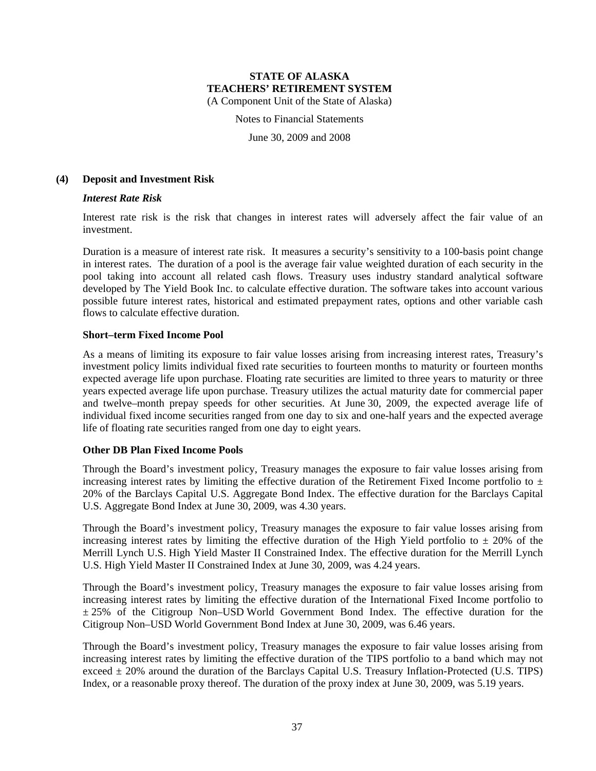**STATE OF ALASKA**
**TEACHERS' RETIREMENT SYSTEM**
(A Component Unit of the State of Alaska)

Notes to Financial Statements

June 30, 2009 and 2008

**(4) Deposit and Investment Risk**

***Interest Rate Risk***

Interest rate risk is the risk that changes in interest rates will adversely affect the fair value of an investment.

Duration is a measure of interest rate risk. It measures a security's sensitivity to a 100-basis point change in interest rates. The duration of a pool is the average fair value weighted duration of each security in the pool taking into account all related cash flows. Treasury uses industry standard analytical software developed by The Yield Book Inc. to calculate effective duration. The software takes into account various possible future interest rates, historical and estimated prepayment rates, options and other variable cash flows to calculate effective duration.

**Short–term Fixed Income Pool**

As a means of limiting its exposure to fair value losses arising from increasing interest rates, Treasury's investment policy limits individual fixed rate securities to fourteen months to maturity or fourteen months expected average life upon purchase. Floating rate securities are limited to three years to maturity or three years expected average life upon purchase. Treasury utilizes the actual maturity date for commercial paper and twelve–month prepay speeds for other securities. At June 30, 2009, the expected average life of individual fixed income securities ranged from one day to six and one-half years and the expected average life of floating rate securities ranged from one day to eight years.

**Other DB Plan Fixed Income Pools**

Through the Board's investment policy, Treasury manages the exposure to fair value losses arising from increasing interest rates by limiting the effective duration of the Retirement Fixed Income portfolio to ± 20% of the Barclays Capital U.S. Aggregate Bond Index. The effective duration for the Barclays Capital U.S. Aggregate Bond Index at June 30, 2009, was 4.30 years.

Through the Board's investment policy, Treasury manages the exposure to fair value losses arising from increasing interest rates by limiting the effective duration of the High Yield portfolio to ± 20% of the Merrill Lynch U.S. High Yield Master II Constrained Index. The effective duration for the Merrill Lynch U.S. High Yield Master II Constrained Index at June 30, 2009, was 4.24 years.

Through the Board's investment policy, Treasury manages the exposure to fair value losses arising from increasing interest rates by limiting the effective duration of the International Fixed Income portfolio to ± 25% of the Citigroup Non–USD World Government Bond Index. The effective duration for the Citigroup Non–USD World Government Bond Index at June 30, 2009, was 6.46 years.

Through the Board's investment policy, Treasury manages the exposure to fair value losses arising from increasing interest rates by limiting the effective duration of the TIPS portfolio to a band which may not exceed ± 20% around the duration of the Barclays Capital U.S. Treasury Inflation-Protected (U.S. TIPS) Index, or a reasonable proxy thereof. The duration of the proxy index at June 30, 2009, was 5.19 years.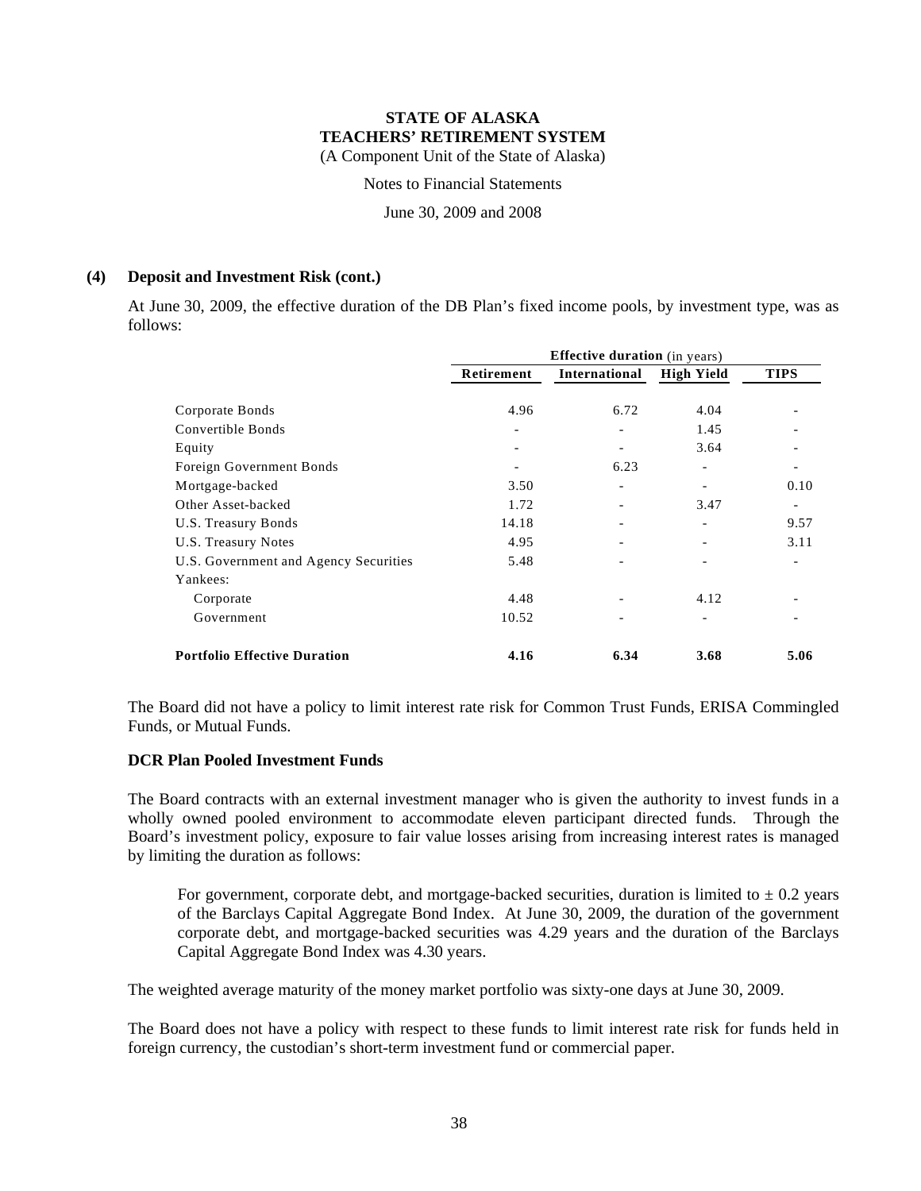### (4) Deposit and Investment Risk (cont.)

At June 30, 2009, the effective duration of the DB Plan's fixed income pools, by investment type, was as follows:

| | **Effective duration** (in years) | | | |
|---|---|---|---|---|
| | **Retirement** | **International** | **High Yield** | **TIPS** |
| Corporate Bonds | 4.96 | 6.72 | 4.04 | - |
| Convertible Bonds | - | - | 1.45 | - |
| Equity | - | - | 3.64 | - |
| Foreign Government Bonds | - | 6.23 | - | - |
| Mortgage-backed | 3.50 | - | - | 0.10 |
| Other Asset-backed | 1.72 | - | 3.47 | - |
| U.S. Treasury Bonds | 14.18 | - | - | 9.57 |
| U.S. Treasury Notes | 4.95 | - | - | 3.11 |
| U.S. Government and Agency Securities | 5.48 | - | - | - |
| Yankees: | | | | |
| Corporate | 4.48 | - | 4.12 | - |
| Government | 10.52 | - | - | - |
| **Portfolio Effective Duration** | **4.16** | **6.34** | **3.68** | **5.06** |

The Board did not have a policy to limit interest rate risk for Common Trust Funds, ERISA Commingled Funds, or Mutual Funds.

**DCR Plan Pooled Investment Funds**

The Board contracts with an external investment manager who is given the authority to invest funds in a wholly owned pooled environment to accommodate eleven participant directed funds. Through the Board's investment policy, exposure to fair value losses arising from increasing interest rates is managed by limiting the duration as follows:

> For government, corporate debt, and mortgage-backed securities, duration is limited to ± 0.2 years of the Barclays Capital Aggregate Bond Index. At June 30, 2009, the duration of the government corporate debt, and mortgage-backed securities was 4.29 years and the duration of the Barclays Capital Aggregate Bond Index was 4.30 years.

The weighted average maturity of the money market portfolio was sixty-one days at June 30, 2009.

The Board does not have a policy with respect to these funds to limit interest rate risk for funds held in foreign currency, the custodian's short-term investment fund or commercial paper.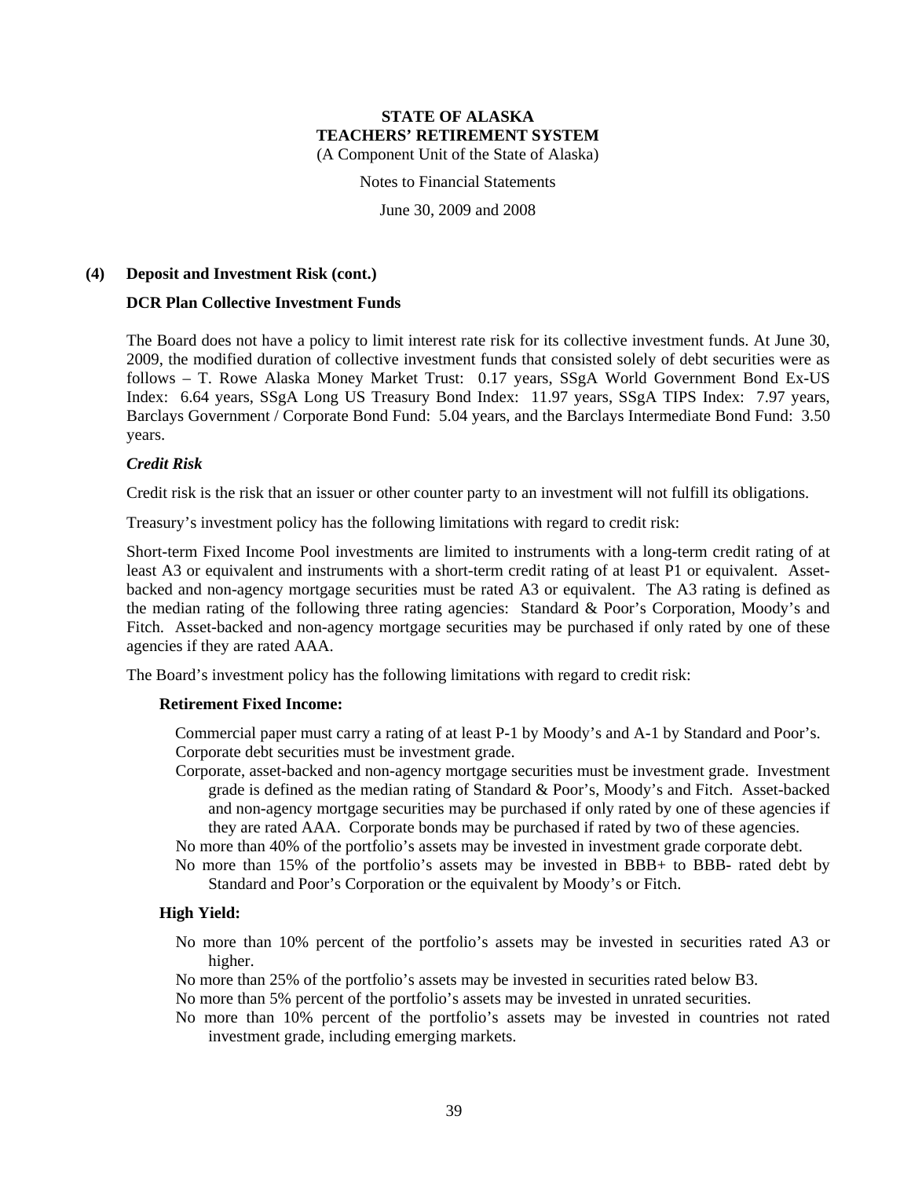## (4) Deposit and Investment Risk (cont.)

### DCR Plan Collective Investment Funds

The Board does not have a policy to limit interest rate risk for its collective investment funds. At June 30, 2009, the modified duration of collective investment funds that consisted solely of debt securities were as follows – T. Rowe Alaska Money Market Trust: 0.17 years, SSgA World Government Bond Ex-US Index: 6.64 years, SSgA Long US Treasury Bond Index: 11.97 years, SSgA TIPS Index: 7.97 years, Barclays Government / Corporate Bond Fund: 5.04 years, and the Barclays Intermediate Bond Fund: 3.50 years.

### *Credit Risk*

Credit risk is the risk that an issuer or other counter party to an investment will not fulfill its obligations.

Treasury's investment policy has the following limitations with regard to credit risk:

Short-term Fixed Income Pool investments are limited to instruments with a long-term credit rating of at least A3 or equivalent and instruments with a short-term credit rating of at least P1 or equivalent. Asset-backed and non-agency mortgage securities must be rated A3 or equivalent. The A3 rating is defined as the median rating of the following three rating agencies: Standard & Poor's Corporation, Moody's and Fitch. Asset-backed and non-agency mortgage securities may be purchased if only rated by one of these agencies if they are rated AAA.

The Board's investment policy has the following limitations with regard to credit risk:

**Retirement Fixed Income:**

- Commercial paper must carry a rating of at least P-1 by Moody's and A-1 by Standard and Poor's.
- Corporate debt securities must be investment grade.
- Corporate, asset-backed and non-agency mortgage securities must be investment grade. Investment grade is defined as the median rating of Standard & Poor's, Moody's and Fitch. Asset-backed and non-agency mortgage securities may be purchased if only rated by one of these agencies if they are rated AAA. Corporate bonds may be purchased if rated by two of these agencies.
- No more than 40% of the portfolio's assets may be invested in investment grade corporate debt.
- No more than 15% of the portfolio's assets may be invested in BBB+ to BBB- rated debt by Standard and Poor's Corporation or the equivalent by Moody's or Fitch.

**High Yield:**

- No more than 10% percent of the portfolio's assets may be invested in securities rated A3 or higher.
- No more than 25% of the portfolio's assets may be invested in securities rated below B3.
- No more than 5% percent of the portfolio's assets may be invested in unrated securities.
- No more than 10% percent of the portfolio's assets may be invested in countries not rated investment grade, including emerging markets.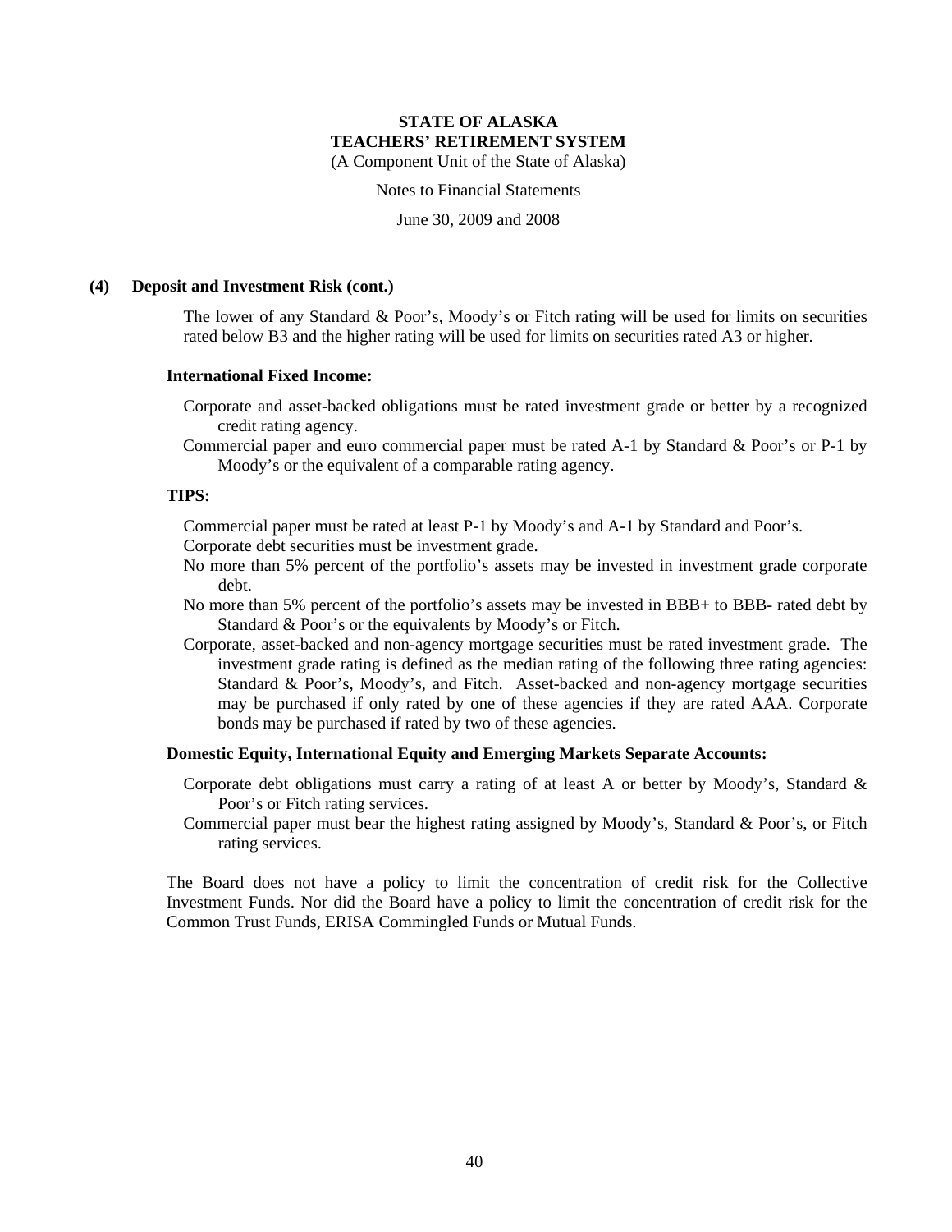**(4) Deposit and Investment Risk (cont.)**

The lower of any Standard & Poor's, Moody's or Fitch rating will be used for limits on securities rated below B3 and the higher rating will be used for limits on securities rated A3 or higher.

**International Fixed Income:**

Corporate and asset-backed obligations must be rated investment grade or better by a recognized credit rating agency.

Commercial paper and euro commercial paper must be rated A-1 by Standard & Poor's or P-1 by Moody's or the equivalent of a comparable rating agency.

**TIPS:**

Commercial paper must be rated at least P-1 by Moody's and A-1 by Standard and Poor's.

Corporate debt securities must be investment grade.

No more than 5% percent of the portfolio's assets may be invested in investment grade corporate debt.

No more than 5% percent of the portfolio's assets may be invested in BBB+ to BBB- rated debt by Standard & Poor's or the equivalents by Moody's or Fitch.

Corporate, asset-backed and non-agency mortgage securities must be rated investment grade. The investment grade rating is defined as the median rating of the following three rating agencies: Standard & Poor's, Moody's, and Fitch. Asset-backed and non-agency mortgage securities may be purchased if only rated by one of these agencies if they are rated AAA. Corporate bonds may be purchased if rated by two of these agencies.

**Domestic Equity, International Equity and Emerging Markets Separate Accounts:**

Corporate debt obligations must carry a rating of at least A or better by Moody's, Standard & Poor's or Fitch rating services.

Commercial paper must bear the highest rating assigned by Moody's, Standard & Poor's, or Fitch rating services.

The Board does not have a policy to limit the concentration of credit risk for the Collective Investment Funds. Nor did the Board have a policy to limit the concentration of credit risk for the Common Trust Funds, ERISA Commingled Funds or Mutual Funds.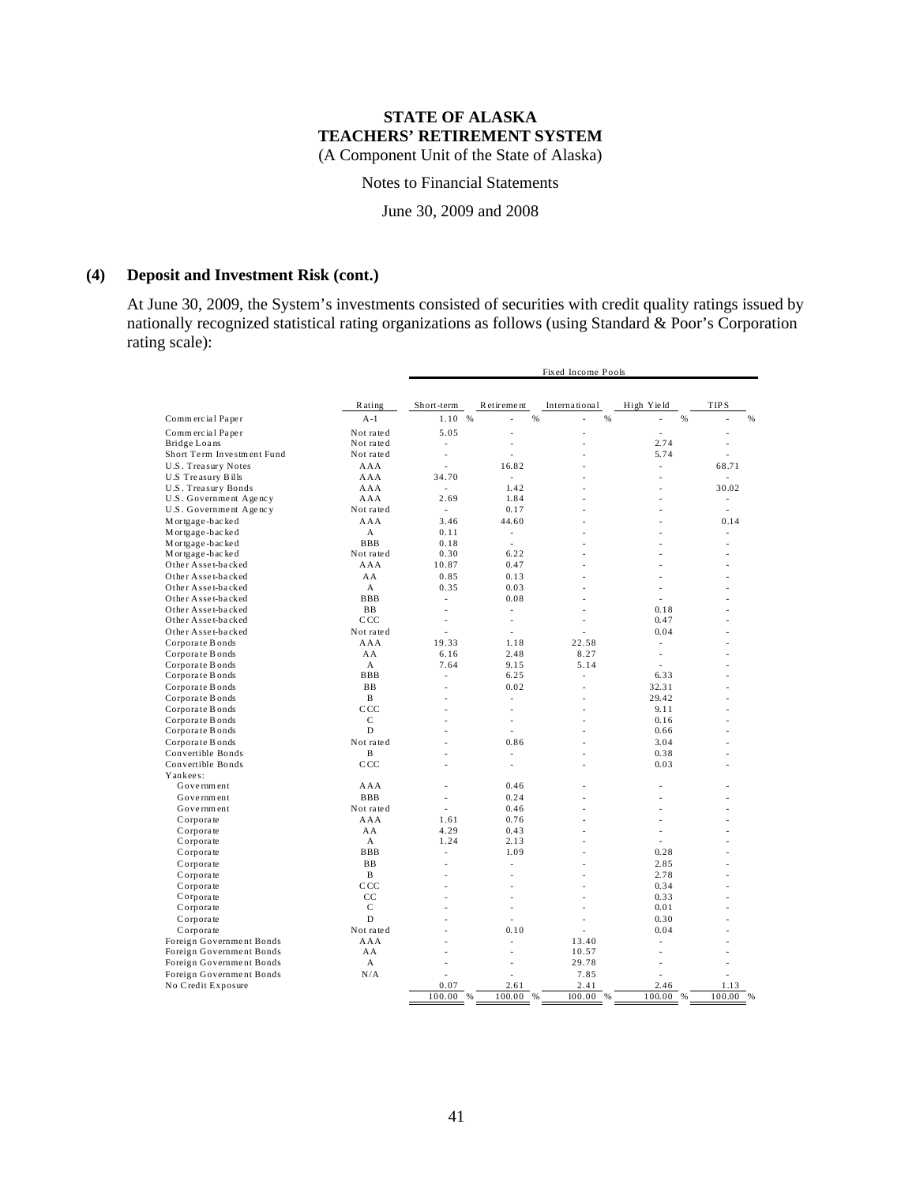### (4) Deposit and Investment Risk (cont.)

At June 30, 2009, the System's investments consisted of securities with credit quality ratings issued by nationally recognized statistical rating organizations as follows (using Standard & Poor's Corporation rating scale):

| | | Fixed Income Pools | | | | |
|---|---|---|---|---|---|---|
| | Rating | Short-term | Retirement | International | High Yield | TIPS |
| Commercial Paper | A-1 | 1.10 % | - % | - % | - % | - % |
| Commercial Paper | Not rated | 5.05 | - | - | - | - |
| Bridge Loans | Not rated | - | - | - | 2.74 | - |
| Short Term Investment Fund | Not rated | - | - | - | 5.74 | - |
| U.S. Treasury Notes | AAA | - | 16.82 | - | - | 68.71 |
| U.S Treasury Bills | AAA | 34.70 | - | - | - | - |
| U.S. Treasury Bonds | AAA | - | 1.42 | - | - | 30.02 |
| U.S. Government Agency | AAA | 2.69 | 1.84 | - | - | - |
| U.S. Government Agency | Not rated | - | 0.17 | - | - | - |
| Mortgage-backed | AAA | 3.46 | 44.60 | - | - | 0.14 |
| Mortgage-backed | A | 0.11 | - | - | - | - |
| Mortgage-backed | BBB | 0.18 | - | - | - | - |
| Mortgage-backed | Not rated | 0.30 | 6.22 | - | - | - |
| Other Asset-backed | AAA | 10.87 | 0.47 | - | - | - |
| Other Asset-backed | AA | 0.85 | 0.13 | - | - | - |
| Other Asset-backed | A | 0.35 | 0.03 | - | - | - |
| Other Asset-backed | BBB | - | 0.08 | - | - | - |
| Other Asset-backed | BB | - | - | - | 0.18 | - |
| Other Asset-backed | CCC | - | - | - | 0.47 | - |
| Other Asset-backed | Not rated | - | - | - | 0.04 | - |
| Corporate Bonds | AAA | 19.33 | 1.18 | 22.58 | - | - |
| Corporate Bonds | AA | 6.16 | 2.48 | 8.27 | - | - |
| Corporate Bonds | A | 7.64 | 9.15 | 5.14 | - | - |
| Corporate Bonds | BBB | - | 6.25 | - | 6.33 | - |
| Corporate Bonds | BB | - | 0.02 | - | 32.31 | - |
| Corporate Bonds | B | - | - | - | 29.42 | - |
| Corporate Bonds | CCC | - | - | - | 9.11 | - |
| Corporate Bonds | C | - | - | - | 0.16 | - |
| Corporate Bonds | D | - | - | - | 0.66 | - |
| Corporate Bonds | Not rated | - | 0.86 | - | 3.04 | - |
| Convertible Bonds | B | - | - | - | 0.38 | - |
| Convertible Bonds | CCC | - | - | - | 0.03 | - |
| Yankees: | | | | | | |
| Government | AAA | - | 0.46 | - | - | - |
| Government | BBB | - | 0.24 | - | - | - |
| Government | Not rated | - | 0.46 | - | - | - |
| Corporate | AAA | 1.61 | 0.76 | - | - | - |
| Corporate | AA | 4.29 | 0.43 | - | - | - |
| Corporate | A | 1.24 | 2.13 | - | - | - |
| Corporate | BBB | - | 1.09 | - | 0.28 | - |
| Corporate | BB | - | - | - | 2.85 | - |
| Corporate | B | - | - | - | 2.78 | - |
| Corporate | CCC | - | - | - | 0.34 | - |
| Corporate | CC | - | - | - | 0.33 | - |
| Corporate | C | - | - | - | 0.01 | - |
| Corporate | D | - | - | - | 0.30 | - |
| Corporate | Not rated | - | 0.10 | - | 0.04 | - |
| Foreign Government Bonds | AAA | - | - | 13.40 | - | - |
| Foreign Government Bonds | AA | - | - | 10.57 | - | - |
| Foreign Government Bonds | A | - | - | 29.78 | - | - |
| Foreign Government Bonds | N/A | - | - | 7.85 | - | - |
| No Credit Exposure | | 0.07 | 2.61 | 2.41 | 2.46 | 1.13 |
| | | 100.00 % | 100.00 % | 100.00 % | 100.00 % | 100.00 % |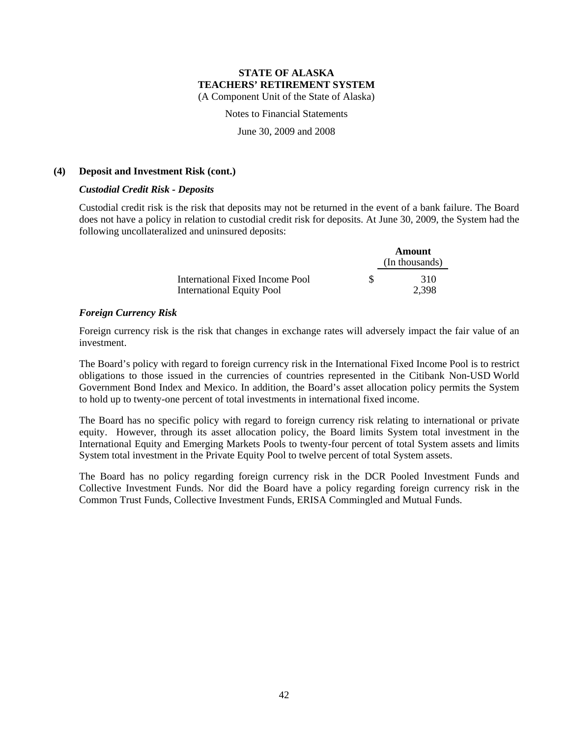### (4) Deposit and Investment Risk (cont.)

***Custodial Credit Risk - Deposits***

Custodial credit risk is the risk that deposits may not be returned in the event of a bank failure. The Board does not have a policy in relation to custodial credit risk for deposits. At June 30, 2009, the System had the following uncollateralized and uninsured deposits:

| | Amount (In thousands) |
|---|---|
| International Fixed Income Pool | $ 310 |
| International Equity Pool | 2,398 |

***Foreign Currency Risk***

Foreign currency risk is the risk that changes in exchange rates will adversely impact the fair value of an investment.

The Board's policy with regard to foreign currency risk in the International Fixed Income Pool is to restrict obligations to those issued in the currencies of countries represented in the Citibank Non-USD World Government Bond Index and Mexico. In addition, the Board's asset allocation policy permits the System to hold up to twenty-one percent of total investments in international fixed income.

The Board has no specific policy with regard to foreign currency risk relating to international or private equity. However, through its asset allocation policy, the Board limits System total investment in the International Equity and Emerging Markets Pools to twenty-four percent of total System assets and limits System total investment in the Private Equity Pool to twelve percent of total System assets.

The Board has no policy regarding foreign currency risk in the DCR Pooled Investment Funds and Collective Investment Funds. Nor did the Board have a policy regarding foreign currency risk in the Common Trust Funds, Collective Investment Funds, ERISA Commingled and Mutual Funds.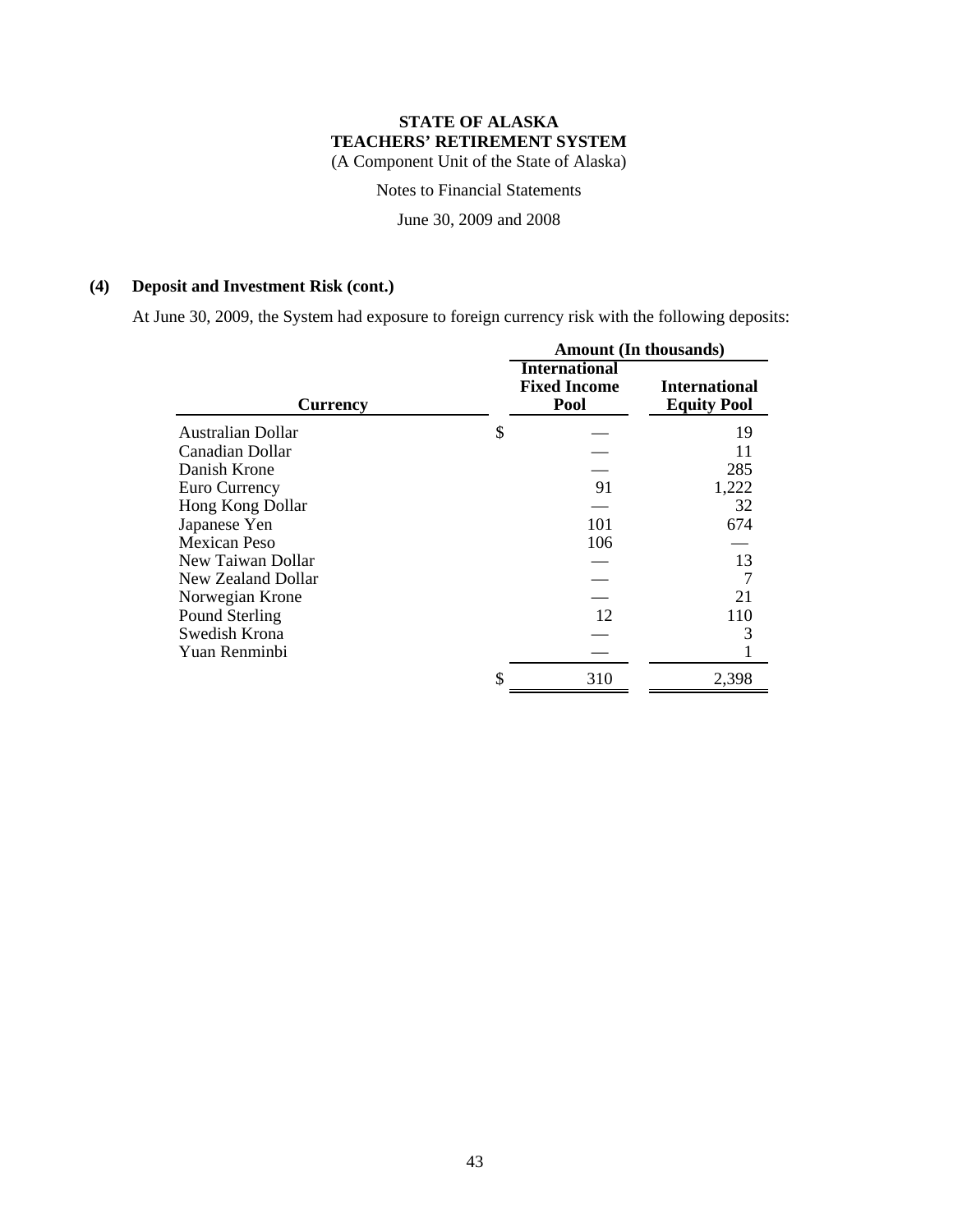**STATE OF ALASKA**
**TEACHERS' RETIREMENT SYSTEM**
(A Component Unit of the State of Alaska)

Notes to Financial Statements

June 30, 2009 and 2008

## (4) Deposit and Investment Risk (cont.)

At June 30, 2009, the System had exposure to foreign currency risk with the following deposits:

| Currency | Amount (In thousands) International Fixed Income Pool | International Equity Pool |
|---|---|---|
| Australian Dollar | $ — | 19 |
| Canadian Dollar | — | 11 |
| Danish Krone | — | 285 |
| Euro Currency | 91 | 1,222 |
| Hong Kong Dollar | — | 32 |
| Japanese Yen | 101 | 674 |
| Mexican Peso | 106 | — |
| New Taiwan Dollar | — | 13 |
| New Zealand Dollar | — | 7 |
| Norwegian Krone | — | 21 |
| Pound Sterling | 12 | 110 |
| Swedish Krona | — | 3 |
| Yuan Renminbi | — | 1 |
| | $ 310 | 2,398 |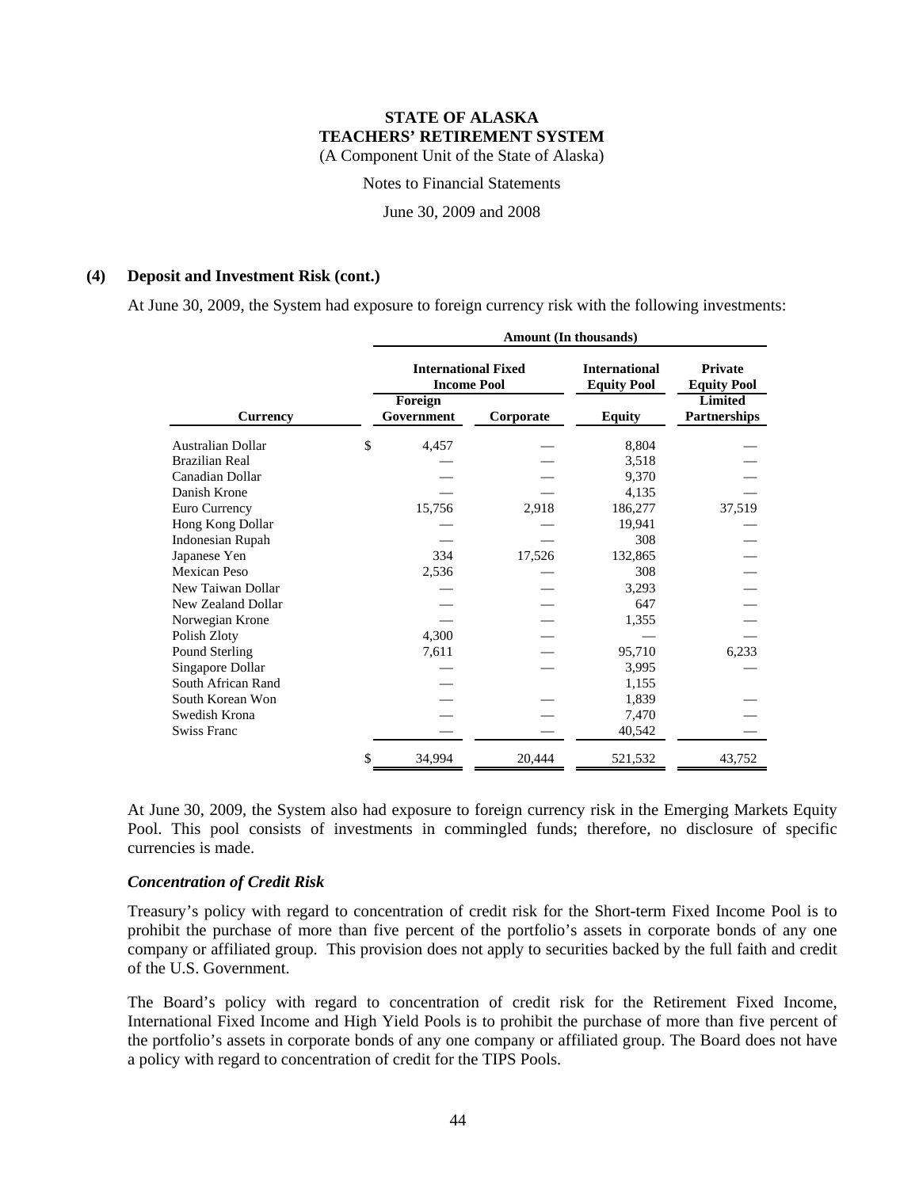**STATE OF ALASKA**
**TEACHERS' RETIREMENT SYSTEM**
(A Component Unit of the State of Alaska)

Notes to Financial Statements

June 30, 2009 and 2008

## (4) Deposit and Investment Risk (cont.)

At June 30, 2009, the System had exposure to foreign currency risk with the following investments:

| | Amount (In thousands) | | | |
|---|---|---|---|---|
| | International Fixed Income Pool | | International Equity Pool | Private Equity Pool |
| Currency | Foreign Government | Corporate | Equity | Limited Partnerships |
| Australian Dollar | $ 4,457 | — | 8,804 | — |
| Brazilian Real | — | — | 3,518 | — |
| Canadian Dollar | — | — | 9,370 | — |
| Danish Krone | — | — | 4,135 | — |
| Euro Currency | 15,756 | 2,918 | 186,277 | 37,519 |
| Hong Kong Dollar | — | — | 19,941 | — |
| Indonesian Rupah | — | — | 308 | — |
| Japanese Yen | 334 | 17,526 | 132,865 | — |
| Mexican Peso | 2,536 | — | 308 | — |
| New Taiwan Dollar | — | — | 3,293 | — |
| New Zealand Dollar | — | — | 647 | — |
| Norwegian Krone | — | — | 1,355 | — |
| Polish Zloty | 4,300 | — | — | — |
| Pound Sterling | 7,611 | — | 95,710 | 6,233 |
| Singapore Dollar | — | — | 3,995 | — |
| South African Rand | — | | 1,155 | |
| South Korean Won | — | — | 1,839 | — |
| Swedish Krona | — | — | 7,470 | — |
| Swiss Franc | — | — | 40,542 | — |
| | $ 34,994 | 20,444 | 521,532 | 43,752 |

At June 30, 2009, the System also had exposure to foreign currency risk in the Emerging Markets Equity Pool. This pool consists of investments in commingled funds; therefore, no disclosure of specific currencies is made.

### *Concentration of Credit Risk*

Treasury's policy with regard to concentration of credit risk for the Short-term Fixed Income Pool is to prohibit the purchase of more than five percent of the portfolio's assets in corporate bonds of any one company or affiliated group. This provision does not apply to securities backed by the full faith and credit of the U.S. Government.

The Board's policy with regard to concentration of credit risk for the Retirement Fixed Income, International Fixed Income and High Yield Pools is to prohibit the purchase of more than five percent of the portfolio's assets in corporate bonds of any one company or affiliated group. The Board does not have a policy with regard to concentration of credit for the TIPS Pools.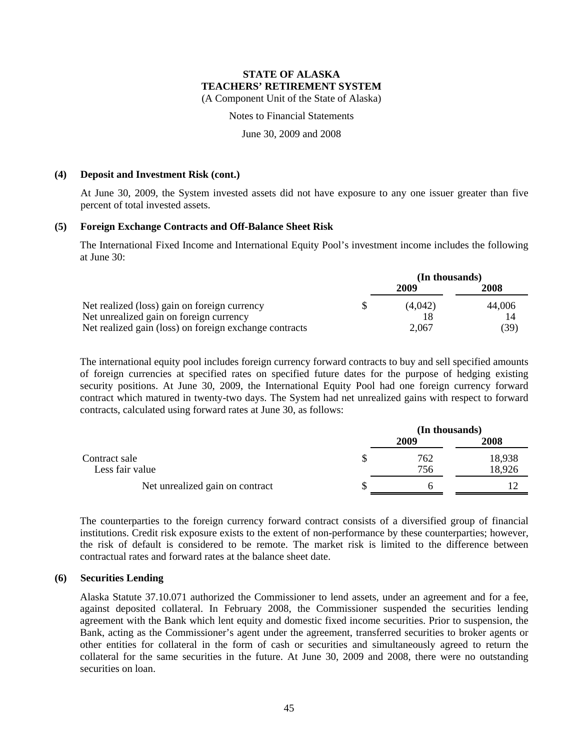**STATE OF ALASKA**
**TEACHERS' RETIREMENT SYSTEM**
(A Component Unit of the State of Alaska)

Notes to Financial Statements

June 30, 2009 and 2008

**(4) Deposit and Investment Risk (cont.)**

At June 30, 2009, the System invested assets did not have exposure to any one issuer greater than five percent of total invested assets.

**(5) Foreign Exchange Contracts and Off-Balance Sheet Risk**

The International Fixed Income and International Equity Pool's investment income includes the following at June 30:

| | (In thousands) | |
|---|---|---|
| | 2009 | 2008 |
| Net realized (loss) gain on foreign currency | $ (4,042) | 44,006 |
| Net unrealized gain on foreign currency | 18 | 14 |
| Net realized gain (loss) on foreign exchange contracts | 2,067 | (39) |

The international equity pool includes foreign currency forward contracts to buy and sell specified amounts of foreign currencies at specified rates on specified future dates for the purpose of hedging existing security positions. At June 30, 2009, the International Equity Pool had one foreign currency forward contract which matured in twenty-two days. The System had net unrealized gains with respect to forward contracts, calculated using forward rates at June 30, as follows:

| | (In thousands) | |
|---|---|---|
| | 2009 | 2008 |
| Contract sale | $ 762 | 18,938 |
| Less fair value | 756 | 18,926 |
| Net unrealized gain on contract | $ 6 | 12 |

The counterparties to the foreign currency forward contract consists of a diversified group of financial institutions. Credit risk exposure exists to the extent of non-performance by these counterparties; however, the risk of default is considered to be remote. The market risk is limited to the difference between contractual rates and forward rates at the balance sheet date.

**(6) Securities Lending**

Alaska Statute 37.10.071 authorized the Commissioner to lend assets, under an agreement and for a fee, against deposited collateral. In February 2008, the Commissioner suspended the securities lending agreement with the Bank which lent equity and domestic fixed income securities. Prior to suspension, the Bank, acting as the Commissioner's agent under the agreement, transferred securities to broker agents or other entities for collateral in the form of cash or securities and simultaneously agreed to return the collateral for the same securities in the future. At June 30, 2009 and 2008, there were no outstanding securities on loan.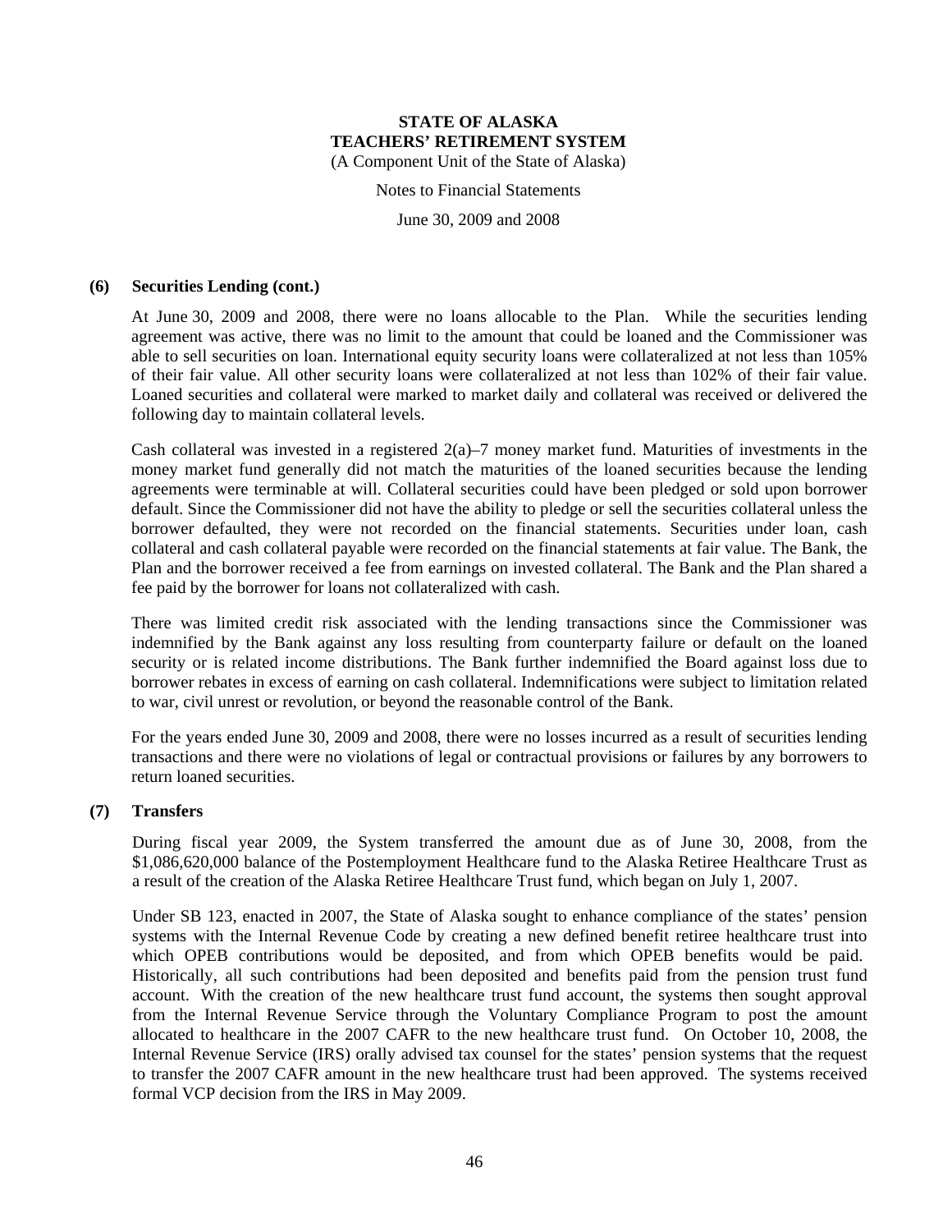### (6) Securities Lending (cont.)

At June 30, 2009 and 2008, there were no loans allocable to the Plan. While the securities lending agreement was active, there was no limit to the amount that could be loaned and the Commissioner was able to sell securities on loan. International equity security loans were collateralized at not less than 105% of their fair value. All other security loans were collateralized at not less than 102% of their fair value. Loaned securities and collateral were marked to market daily and collateral was received or delivered the following day to maintain collateral levels.

Cash collateral was invested in a registered 2(a)–7 money market fund. Maturities of investments in the money market fund generally did not match the maturities of the loaned securities because the lending agreements were terminable at will. Collateral securities could have been pledged or sold upon borrower default. Since the Commissioner did not have the ability to pledge or sell the securities collateral unless the borrower defaulted, they were not recorded on the financial statements. Securities under loan, cash collateral and cash collateral payable were recorded on the financial statements at fair value. The Bank, the Plan and the borrower received a fee from earnings on invested collateral. The Bank and the Plan shared a fee paid by the borrower for loans not collateralized with cash.

There was limited credit risk associated with the lending transactions since the Commissioner was indemnified by the Bank against any loss resulting from counterparty failure or default on the loaned security or is related income distributions. The Bank further indemnified the Board against loss due to borrower rebates in excess of earning on cash collateral. Indemnifications were subject to limitation related to war, civil unrest or revolution, or beyond the reasonable control of the Bank.

For the years ended June 30, 2009 and 2008, there were no losses incurred as a result of securities lending transactions and there were no violations of legal or contractual provisions or failures by any borrowers to return loaned securities.

### (7) Transfers

During fiscal year 2009, the System transferred the amount due as of June 30, 2008, from the $1,086,620,000 balance of the Postemployment Healthcare fund to the Alaska Retiree Healthcare Trust as a result of the creation of the Alaska Retiree Healthcare Trust fund, which began on July 1, 2007.

Under SB 123, enacted in 2007, the State of Alaska sought to enhance compliance of the states' pension systems with the Internal Revenue Code by creating a new defined benefit retiree healthcare trust into which OPEB contributions would be deposited, and from which OPEB benefits would be paid. Historically, all such contributions had been deposited and benefits paid from the pension trust fund account. With the creation of the new healthcare trust fund account, the systems then sought approval from the Internal Revenue Service through the Voluntary Compliance Program to post the amount allocated to healthcare in the 2007 CAFR to the new healthcare trust fund. On October 10, 2008, the Internal Revenue Service (IRS) orally advised tax counsel for the states' pension systems that the request to transfer the 2007 CAFR amount in the new healthcare trust had been approved. The systems received formal VCP decision from the IRS in May 2009.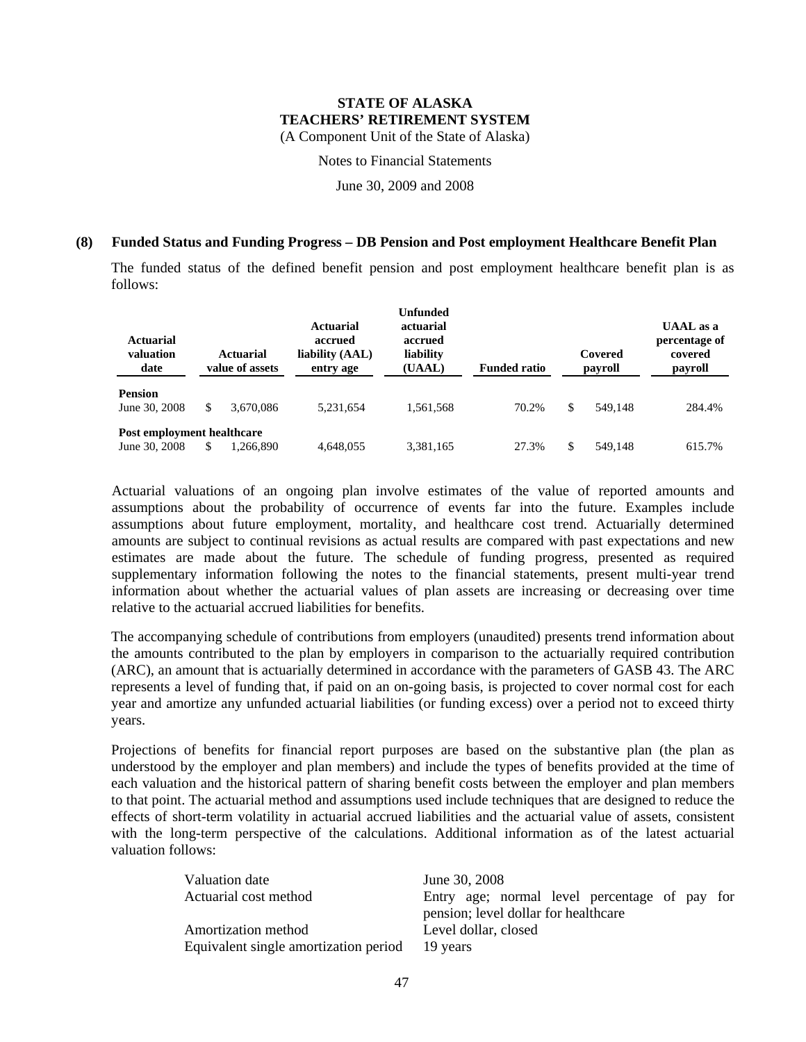**STATE OF ALASKA**
**TEACHERS' RETIREMENT SYSTEM**
(A Component Unit of the State of Alaska)

Notes to Financial Statements

June 30, 2009 and 2008

## (8) Funded Status and Funding Progress – DB Pension and Post employment Healthcare Benefit Plan

The funded status of the defined benefit pension and post employment healthcare benefit plan is as follows:

| Actuarial valuation date | Actuarial value of assets | Actuarial accrued liability (AAL) entry age | Unfunded actuarial accrued liability (UAAL) | Funded ratio | Covered payroll | UAAL as a percentage of covered payroll |
|---|---|---|---|---|---|---|
| **Pension** | | | | | | |
| June 30, 2008 | $ 3,670,086 | 5,231,654 | 1,561,568 | 70.2% | $ 549,148 | 284.4% |
| **Post employment healthcare** | | | | | | |
| June 30, 2008 | $ 1,266,890 | 4,648,055 | 3,381,165 | 27.3% | $ 549,148 | 615.7% |

Actuarial valuations of an ongoing plan involve estimates of the value of reported amounts and assumptions about the probability of occurrence of events far into the future. Examples include assumptions about future employment, mortality, and healthcare cost trend. Actuarially determined amounts are subject to continual revisions as actual results are compared with past expectations and new estimates are made about the future. The schedule of funding progress, presented as required supplementary information following the notes to the financial statements, present multi-year trend information about whether the actuarial values of plan assets are increasing or decreasing over time relative to the actuarial accrued liabilities for benefits.

The accompanying schedule of contributions from employers (unaudited) presents trend information about the amounts contributed to the plan by employers in comparison to the actuarially required contribution (ARC), an amount that is actuarially determined in accordance with the parameters of GASB 43. The ARC represents a level of funding that, if paid on an on-going basis, is projected to cover normal cost for each year and amortize any unfunded actuarial liabilities (or funding excess) over a period not to exceed thirty years.

Projections of benefits for financial report purposes are based on the substantive plan (the plan as understood by the employer and plan members) and include the types of benefits provided at the time of each valuation and the historical pattern of sharing benefit costs between the employer and plan members to that point. The actuarial method and assumptions used include techniques that are designed to reduce the effects of short-term volatility in actuarial accrued liabilities and the actuarial value of assets, consistent with the long-term perspective of the calculations. Additional information as of the latest actuarial valuation follows:

| | |
|---|---|
| Valuation date | June 30, 2008 |
| Actuarial cost method | Entry age; normal level percentage of pay for pension; level dollar for healthcare |
| Amortization method | Level dollar, closed |
| Equivalent single amortization period | 19 years |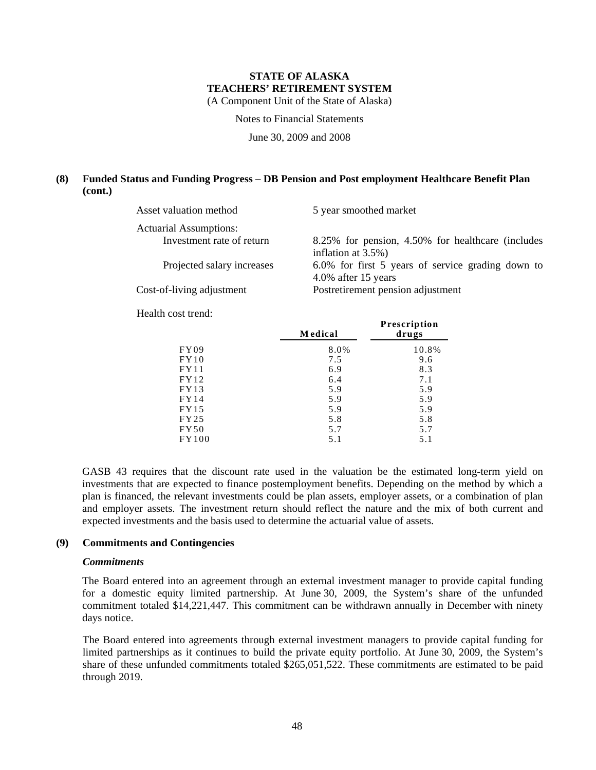**STATE OF ALASKA**
**TEACHERS' RETIREMENT SYSTEM**
(A Component Unit of the State of Alaska)

Notes to Financial Statements

June 30, 2009 and 2008

## (8) Funded Status and Funding Progress – DB Pension and Post employment Healthcare Benefit Plan (cont.)

| | |
|---|---|
| Asset valuation method | 5 year smoothed market |
| Actuarial Assumptions: | |
| Investment rate of return | 8.25% for pension, 4.50% for healthcare (includes inflation at 3.5%) |
| Projected salary increases | 6.0% for first 5 years of service grading down to 4.0% after 15 years |
| Cost-of-living adjustment | Postretirement pension adjustment |

Health cost trend:

| | Medical | Prescription drugs |
|---|---|---|
| FY09 | 8.0% | 10.8% |
| FY10 | 7.5 | 9.6 |
| FY11 | 6.9 | 8.3 |
| FY12 | 6.4 | 7.1 |
| FY13 | 5.9 | 5.9 |
| FY14 | 5.9 | 5.9 |
| FY15 | 5.9 | 5.9 |
| FY25 | 5.8 | 5.8 |
| FY50 | 5.7 | 5.7 |
| FY100 | 5.1 | 5.1 |

GASB 43 requires that the discount rate used in the valuation be the estimated long-term yield on investments that are expected to finance postemployment benefits. Depending on the method by which a plan is financed, the relevant investments could be plan assets, employer assets, or a combination of plan and employer assets. The investment return should reflect the nature and the mix of both current and expected investments and the basis used to determine the actuarial value of assets.

## (9) Commitments and Contingencies

### *Commitments*

The Board entered into an agreement through an external investment manager to provide capital funding for a domestic equity limited partnership. At June 30, 2009, the System's share of the unfunded commitment totaled $14,221,447. This commitment can be withdrawn annually in December with ninety days notice.

The Board entered into agreements through external investment managers to provide capital funding for limited partnerships as it continues to build the private equity portfolio. At June 30, 2009, the System's share of these unfunded commitments totaled $265,051,522. These commitments are estimated to be paid through 2019.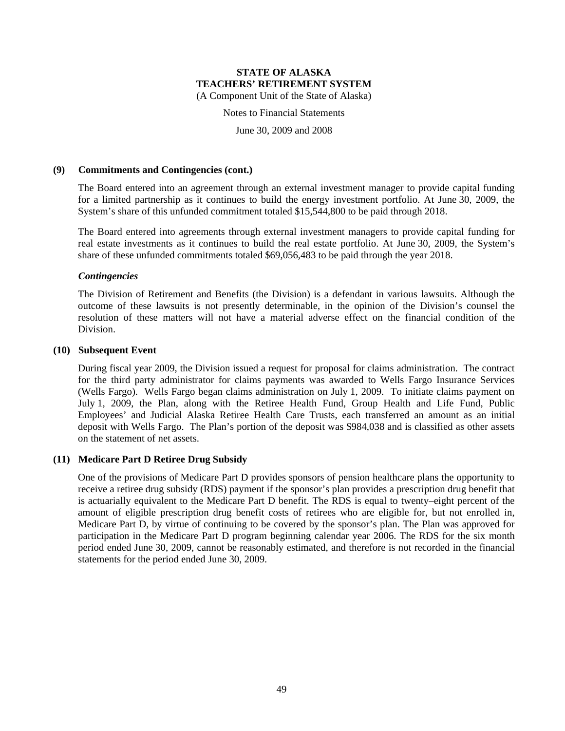**STATE OF ALASKA**
**TEACHERS' RETIREMENT SYSTEM**
(A Component Unit of the State of Alaska)

Notes to Financial Statements

June 30, 2009 and 2008

**(9) Commitments and Contingencies (cont.)**

The Board entered into an agreement through an external investment manager to provide capital funding for a limited partnership as it continues to build the energy investment portfolio. At June 30, 2009, the System's share of this unfunded commitment totaled $15,544,800 to be paid through 2018.

The Board entered into agreements through external investment managers to provide capital funding for real estate investments as it continues to build the real estate portfolio. At June 30, 2009, the System's share of these unfunded commitments totaled $69,056,483 to be paid through the year 2018.

***Contingencies***

The Division of Retirement and Benefits (the Division) is a defendant in various lawsuits. Although the outcome of these lawsuits is not presently determinable, in the opinion of the Division's counsel the resolution of these matters will not have a material adverse effect on the financial condition of the Division.

**(10) Subsequent Event**

During fiscal year 2009, the Division issued a request for proposal for claims administration. The contract for the third party administrator for claims payments was awarded to Wells Fargo Insurance Services (Wells Fargo). Wells Fargo began claims administration on July 1, 2009. To initiate claims payment on July 1, 2009, the Plan, along with the Retiree Health Fund, Group Health and Life Fund, Public Employees' and Judicial Alaska Retiree Health Care Trusts, each transferred an amount as an initial deposit with Wells Fargo. The Plan's portion of the deposit was $984,038 and is classified as other assets on the statement of net assets.

**(11) Medicare Part D Retiree Drug Subsidy**

One of the provisions of Medicare Part D provides sponsors of pension healthcare plans the opportunity to receive a retiree drug subsidy (RDS) payment if the sponsor's plan provides a prescription drug benefit that is actuarially equivalent to the Medicare Part D benefit. The RDS is equal to twenty–eight percent of the amount of eligible prescription drug benefit costs of retirees who are eligible for, but not enrolled in, Medicare Part D, by virtue of continuing to be covered by the sponsor's plan. The Plan was approved for participation in the Medicare Part D program beginning calendar year 2006. The RDS for the six month period ended June 30, 2009, cannot be reasonably estimated, and therefore is not recorded in the financial statements for the period ended June 30, 2009.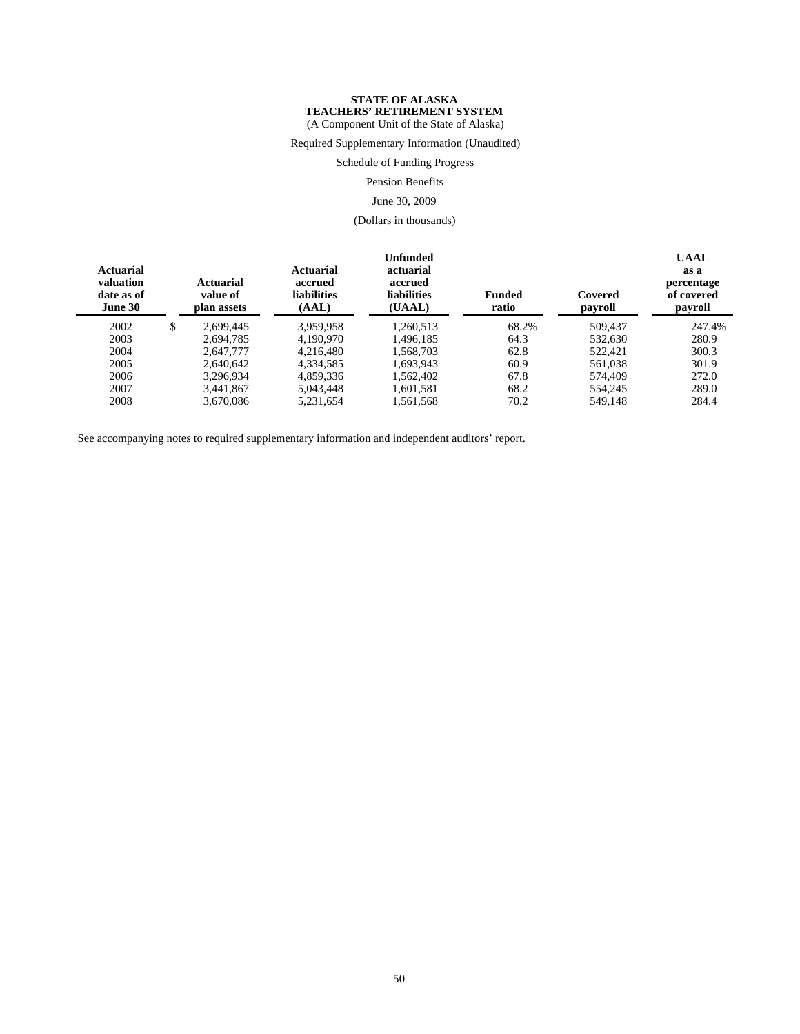**STATE OF ALASKA**
**TEACHERS' RETIREMENT SYSTEM**
(A Component Unit of the State of Alaska)

Required Supplementary Information (Unaudited)

Schedule of Funding Progress

Pension Benefits

June 30, 2009

(Dollars in thousands)

| Actuarial valuation date as of June 30 | Actuarial value of plan assets | Actuarial accrued liabilities (AAL) | Unfunded actuarial accrued liabilities (UAAL) | Funded ratio | Covered payroll | UAAL as a percentage of covered payroll |
|---|---|---|---|---|---|---|
| 2002 | $ 2,699,445 | 3,959,958 | 1,260,513 | 68.2% | 509,437 | 247.4% |
| 2003 | 2,694,785 | 4,190,970 | 1,496,185 | 64.3 | 532,630 | 280.9 |
| 2004 | 2,647,777 | 4,216,480 | 1,568,703 | 62.8 | 522,421 | 300.3 |
| 2005 | 2,640,642 | 4,334,585 | 1,693,943 | 60.9 | 561,038 | 301.9 |
| 2006 | 3,296,934 | 4,859,336 | 1,562,402 | 67.8 | 574,409 | 272.0 |
| 2007 | 3,441,867 | 5,043,448 | 1,601,581 | 68.2 | 554,245 | 289.0 |
| 2008 | 3,670,086 | 5,231,654 | 1,561,568 | 70.2 | 549,148 | 284.4 |

See accompanying notes to required supplementary information and independent auditors' report.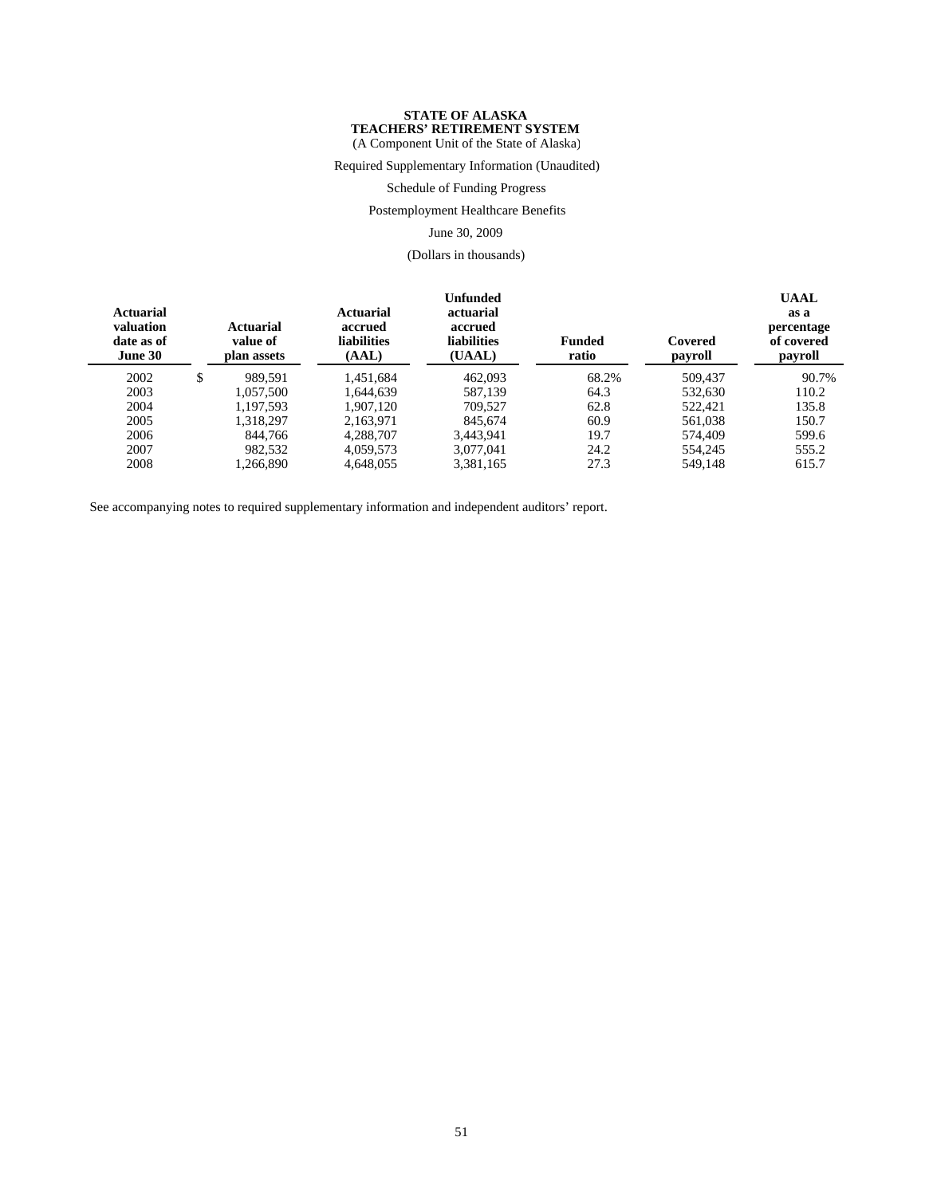**STATE OF ALASKA**
**TEACHERS' RETIREMENT SYSTEM**
(A Component Unit of the State of Alaska)

Required Supplementary Information (Unaudited)

Schedule of Funding Progress

Postemployment Healthcare Benefits

June 30, 2009

(Dollars in thousands)

| Actuarial valuation date as of June 30 | Actuarial value of plan assets | Actuarial accrued liabilities (AAL) | Unfunded actuarial accrued liabilities (UAAL) | Funded ratio | Covered payroll | UAAL as a percentage of covered payroll |
|---|---|---|---|---|---|---|
| 2002 | $ 989,591 | 1,451,684 | 462,093 | 68.2% | 509,437 | 90.7% |
| 2003 | 1,057,500 | 1,644,639 | 587,139 | 64.3 | 532,630 | 110.2 |
| 2004 | 1,197,593 | 1,907,120 | 709,527 | 62.8 | 522,421 | 135.8 |
| 2005 | 1,318,297 | 2,163,971 | 845,674 | 60.9 | 561,038 | 150.7 |
| 2006 | 844,766 | 4,288,707 | 3,443,941 | 19.7 | 574,409 | 599.6 |
| 2007 | 982,532 | 4,059,573 | 3,077,041 | 24.2 | 554,245 | 555.2 |
| 2008 | 1,266,890 | 4,648,055 | 3,381,165 | 27.3 | 549,148 | 615.7 |

See accompanying notes to required supplementary information and independent auditors' report.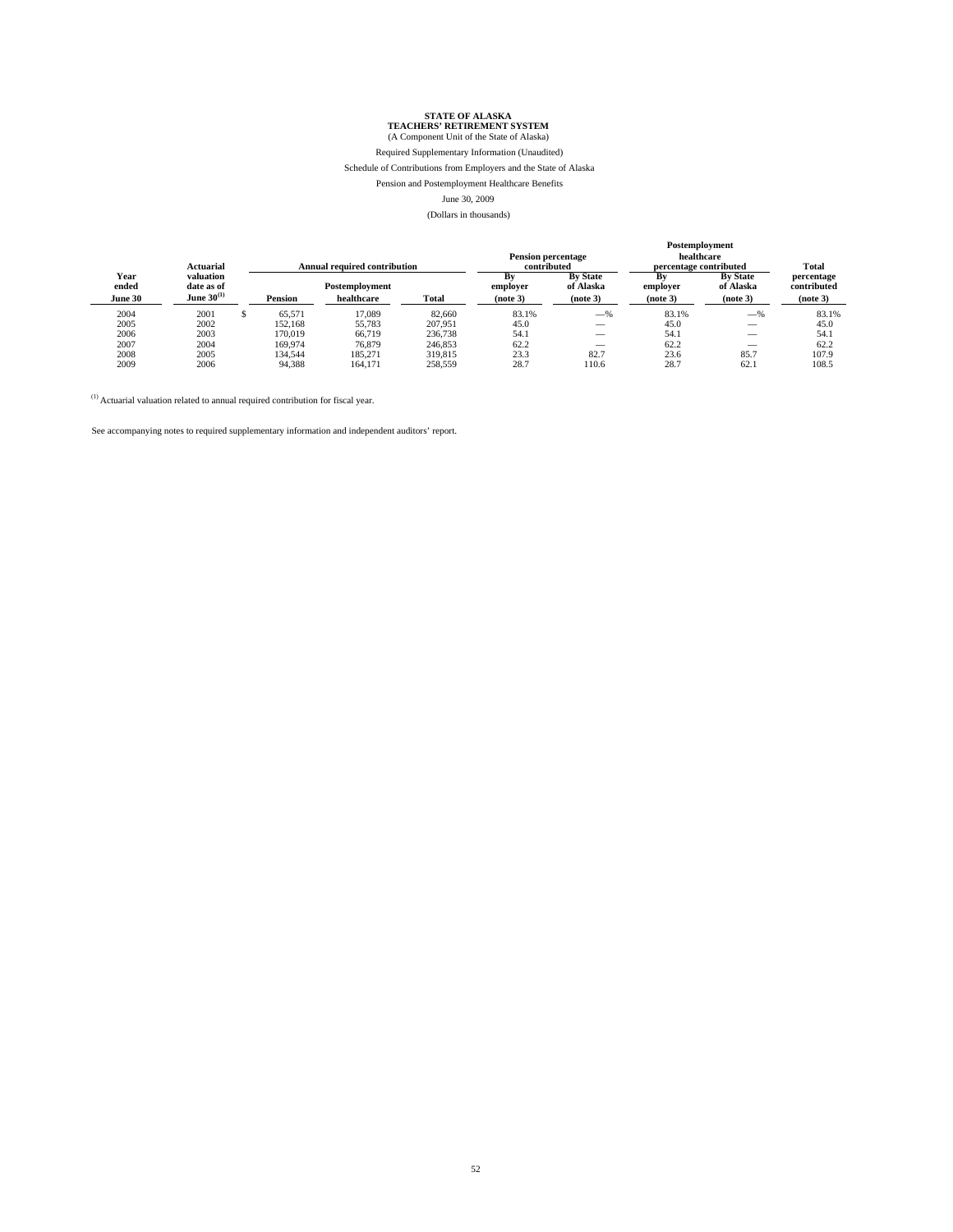**STATE OF ALASKA**
**TEACHERS' RETIREMENT SYSTEM**
(A Component Unit of the State of Alaska)

Required Supplementary Information (Unaudited)

Schedule of Contributions from Employers and the State of Alaska

Pension and Postemployment Healthcare Benefits

June 30, 2009

(Dollars in thousands)

| Year ended June 30 | Actuarial valuation date as of June 30[(1)] | Annual required contribution | | | Pension percentage contributed | | Postemployment healthcare percentage contributed | | Total percentage contributed (note 3) |
|---|---|---|---|---|---|---|---|---|---|
| | | Pension | Postemployment healthcare | Total | By employer (note 3) | By State of Alaska (note 3) | By employer (note 3) | By State of Alaska (note 3) | |
| 2004 | 2001 | $ 65,571 | 17,089 | 82,660 | 83.1% | —% | 83.1% | —% | 83.1% |
| 2005 | 2002 | 152,168 | 55,783 | 207,951 | 45.0 | — | 45.0 | — | 45.0 |
| 2006 | 2003 | 170,019 | 66,719 | 236,738 | 54.1 | — | 54.1 | — | 54.1 |
| 2007 | 2004 | 169,974 | 76,879 | 246,853 | 62.2 | — | 62.2 | — | 62.2 |
| 2008 | 2005 | 134,544 | 185,271 | 319,815 | 23.3 | 82.7 | 23.6 | 85.7 | 107.9 |
| 2009 | 2006 | 94,388 | 164,171 | 258,559 | 28.7 | 110.6 | 28.7 | 62.1 | 108.5 |

[(1)] Actuarial valuation related to annual required contribution for fiscal year.

See accompanying notes to required supplementary information and independent auditors' report.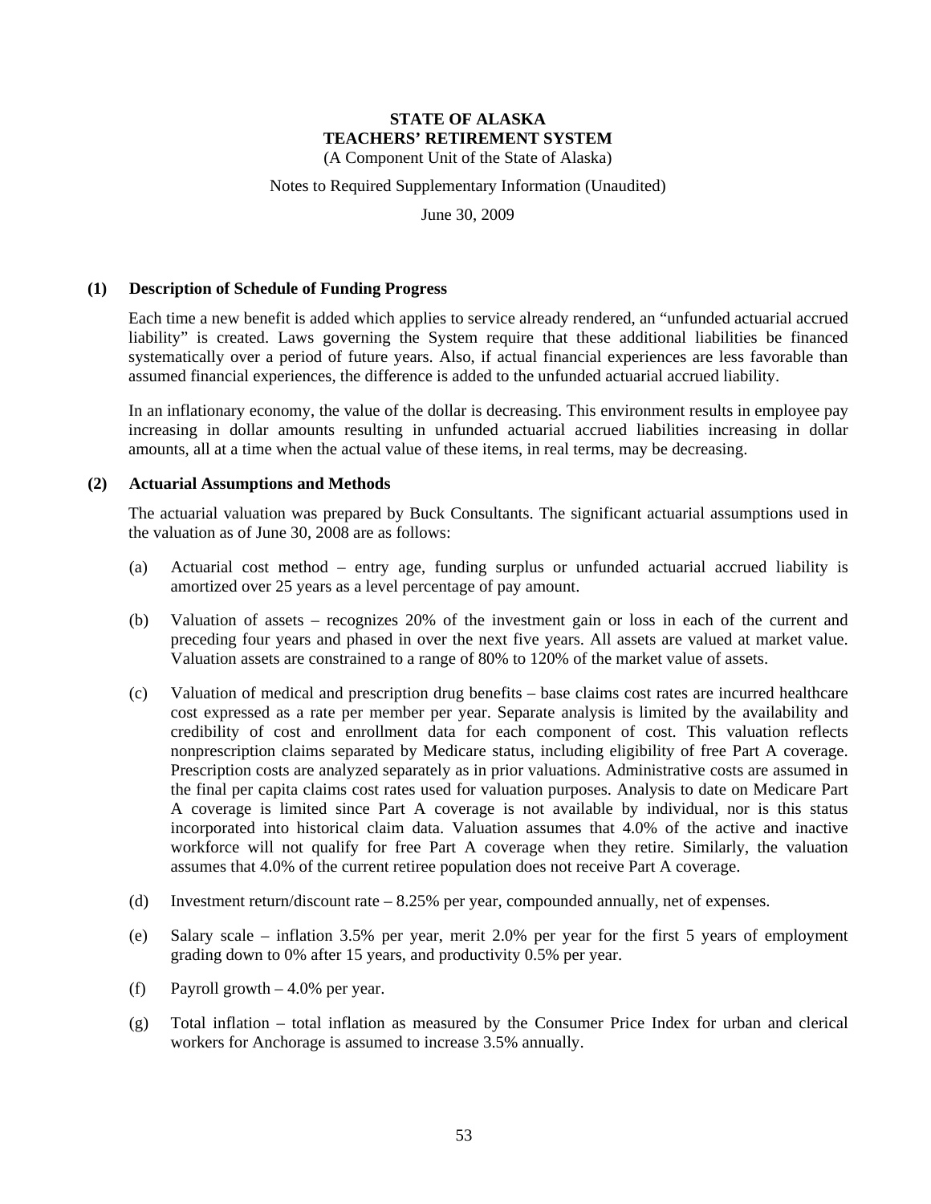**STATE OF ALASKA**
**TEACHERS' RETIREMENT SYSTEM**
(A Component Unit of the State of Alaska)

Notes to Required Supplementary Information (Unaudited)

June 30, 2009

## (1) Description of Schedule of Funding Progress

Each time a new benefit is added which applies to service already rendered, an "unfunded actuarial accrued liability" is created. Laws governing the System require that these additional liabilities be financed systematically over a period of future years. Also, if actual financial experiences are less favorable than assumed financial experiences, the difference is added to the unfunded actuarial accrued liability.

In an inflationary economy, the value of the dollar is decreasing. This environment results in employee pay increasing in dollar amounts resulting in unfunded actuarial accrued liabilities increasing in dollar amounts, all at a time when the actual value of these items, in real terms, may be decreasing.

## (2) Actuarial Assumptions and Methods

The actuarial valuation was prepared by Buck Consultants. The significant actuarial assumptions used in the valuation as of June 30, 2008 are as follows:

(a) Actuarial cost method – entry age, funding surplus or unfunded actuarial accrued liability is amortized over 25 years as a level percentage of pay amount.

(b) Valuation of assets – recognizes 20% of the investment gain or loss in each of the current and preceding four years and phased in over the next five years. All assets are valued at market value. Valuation assets are constrained to a range of 80% to 120% of the market value of assets.

(c) Valuation of medical and prescription drug benefits – base claims cost rates are incurred healthcare cost expressed as a rate per member per year. Separate analysis is limited by the availability and credibility of cost and enrollment data for each component of cost. This valuation reflects nonprescription claims separated by Medicare status, including eligibility of free Part A coverage. Prescription costs are analyzed separately as in prior valuations. Administrative costs are assumed in the final per capita claims cost rates used for valuation purposes. Analysis to date on Medicare Part A coverage is limited since Part A coverage is not available by individual, nor is this status incorporated into historical claim data. Valuation assumes that 4.0% of the active and inactive workforce will not qualify for free Part A coverage when they retire. Similarly, the valuation assumes that 4.0% of the current retiree population does not receive Part A coverage.

(d) Investment return/discount rate – 8.25% per year, compounded annually, net of expenses.

(e) Salary scale – inflation 3.5% per year, merit 2.0% per year for the first 5 years of employment grading down to 0% after 15 years, and productivity 0.5% per year.

(f) Payroll growth – 4.0% per year.

(g) Total inflation – total inflation as measured by the Consumer Price Index for urban and clerical workers for Anchorage is assumed to increase 3.5% annually.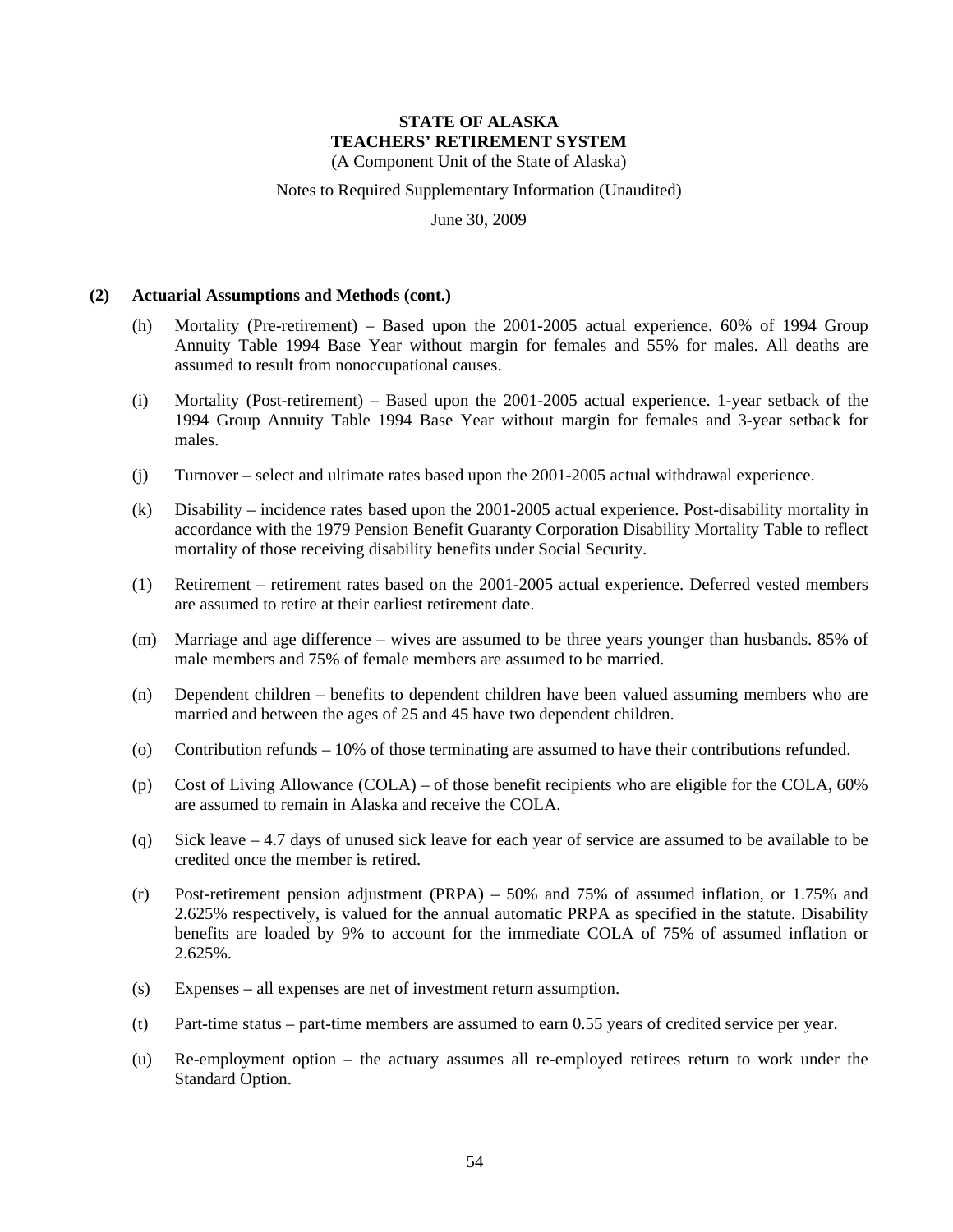# STATE OF ALASKA
# TEACHERS' RETIREMENT SYSTEM

(A Component Unit of the State of Alaska)

Notes to Required Supplementary Information (Unaudited)

June 30, 2009

**(2) Actuarial Assumptions and Methods (cont.)**

(h) Mortality (Pre-retirement) – Based upon the 2001-2005 actual experience. 60% of 1994 Group Annuity Table 1994 Base Year without margin for females and 55% for males. All deaths are assumed to result from nonoccupational causes.

(i) Mortality (Post-retirement) – Based upon the 2001-2005 actual experience. 1-year setback of the 1994 Group Annuity Table 1994 Base Year without margin for females and 3-year setback for males.

(j) Turnover – select and ultimate rates based upon the 2001-2005 actual withdrawal experience.

(k) Disability – incidence rates based upon the 2001-2005 actual experience. Post-disability mortality in accordance with the 1979 Pension Benefit Guaranty Corporation Disability Mortality Table to reflect mortality of those receiving disability benefits under Social Security.

(1) Retirement – retirement rates based on the 2001-2005 actual experience. Deferred vested members are assumed to retire at their earliest retirement date.

(m) Marriage and age difference – wives are assumed to be three years younger than husbands. 85% of male members and 75% of female members are assumed to be married.

(n) Dependent children – benefits to dependent children have been valued assuming members who are married and between the ages of 25 and 45 have two dependent children.

(o) Contribution refunds – 10% of those terminating are assumed to have their contributions refunded.

(p) Cost of Living Allowance (COLA) – of those benefit recipients who are eligible for the COLA, 60% are assumed to remain in Alaska and receive the COLA.

(q) Sick leave – 4.7 days of unused sick leave for each year of service are assumed to be available to be credited once the member is retired.

(r) Post-retirement pension adjustment (PRPA) – 50% and 75% of assumed inflation, or 1.75% and 2.625% respectively, is valued for the annual automatic PRPA as specified in the statute. Disability benefits are loaded by 9% to account for the immediate COLA of 75% of assumed inflation or 2.625%.

(s) Expenses – all expenses are net of investment return assumption.

(t) Part-time status – part-time members are assumed to earn 0.55 years of credited service per year.

(u) Re-employment option – the actuary assumes all re-employed retirees return to work under the Standard Option.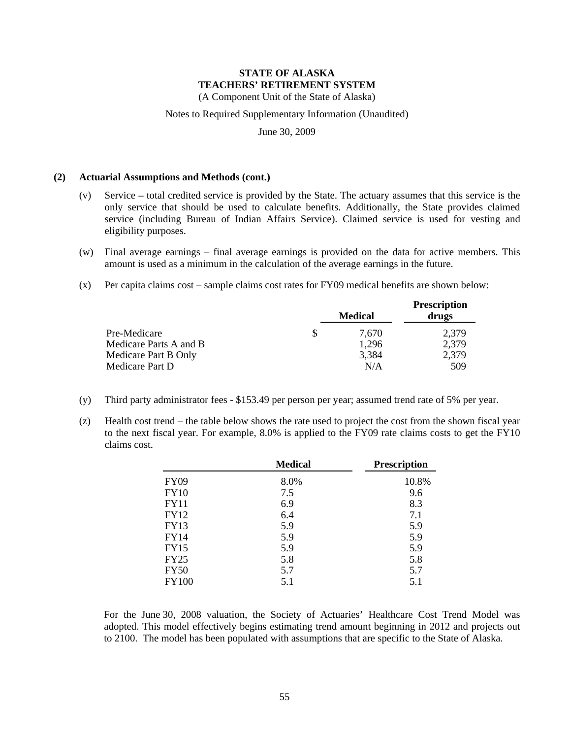**STATE OF ALASKA**
**TEACHERS' RETIREMENT SYSTEM**
(A Component Unit of the State of Alaska)

Notes to Required Supplementary Information (Unaudited)

June 30, 2009

**(2) Actuarial Assumptions and Methods (cont.)**

(v) Service – total credited service is provided by the State. The actuary assumes that this service is the only service that should be used to calculate benefits. Additionally, the State provides claimed service (including Bureau of Indian Affairs Service). Claimed service is used for vesting and eligibility purposes.

(w) Final average earnings – final average earnings is provided on the data for active members. This amount is used as a minimum in the calculation of the average earnings in the future.

(x) Per capita claims cost – sample claims cost rates for FY09 medical benefits are shown below:

| | Medical | Prescription drugs |
|---|---|---|
| Pre-Medicare | $ 7,670 | 2,379 |
| Medicare Parts A and B | 1,296 | 2,379 |
| Medicare Part B Only | 3,384 | 2,379 |
| Medicare Part D | N/A | 509 |

(y) Third party administrator fees - $153.49 per person per year; assumed trend rate of 5% per year.

(z) Health cost trend – the table below shows the rate used to project the cost from the shown fiscal year to the next fiscal year. For example, 8.0% is applied to the FY09 rate claims costs to get the FY10 claims cost.

| | Medical | Prescription |
|---|---|---|
| FY09 | 8.0% | 10.8% |
| FY10 | 7.5 | 9.6 |
| FY11 | 6.9 | 8.3 |
| FY12 | 6.4 | 7.1 |
| FY13 | 5.9 | 5.9 |
| FY14 | 5.9 | 5.9 |
| FY15 | 5.9 | 5.9 |
| FY25 | 5.8 | 5.8 |
| FY50 | 5.7 | 5.7 |
| FY100 | 5.1 | 5.1 |

For the June 30, 2008 valuation, the Society of Actuaries' Healthcare Cost Trend Model was adopted. This model effectively begins estimating trend amount beginning in 2012 and projects out to 2100. The model has been populated with assumptions that are specific to the State of Alaska.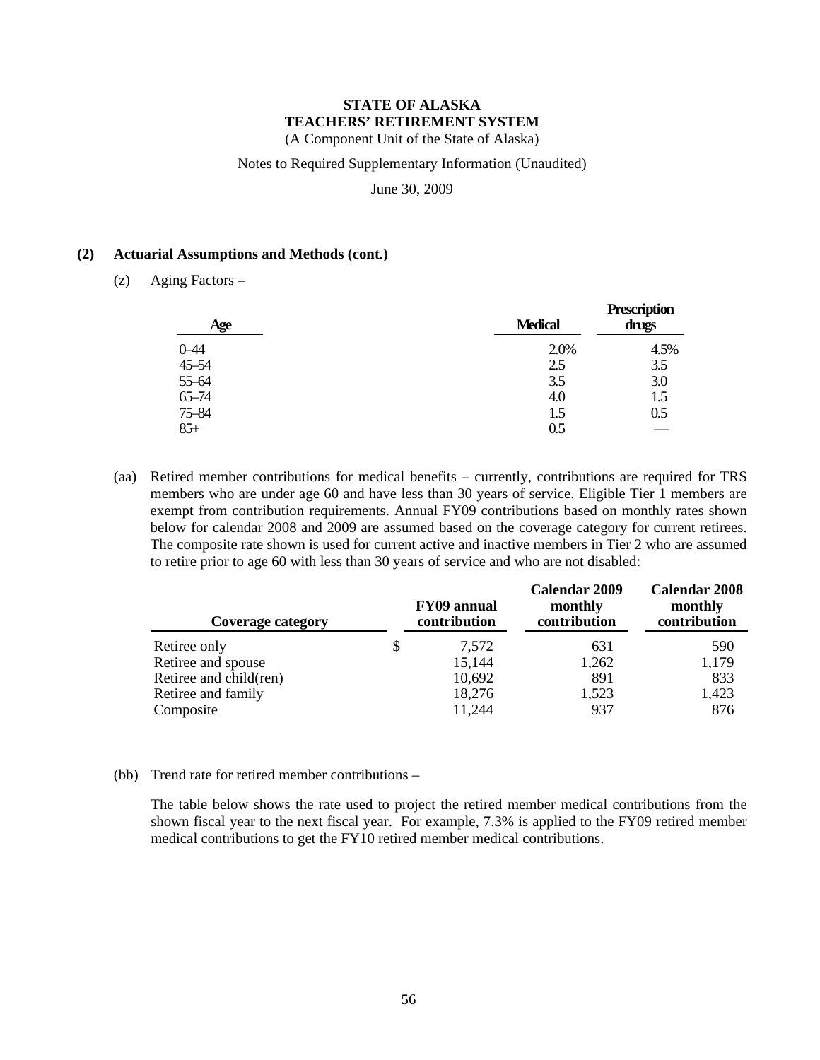**STATE OF ALASKA**
**TEACHERS' RETIREMENT SYSTEM**
(A Component Unit of the State of Alaska)

Notes to Required Supplementary Information (Unaudited)

June 30, 2009

**(2) Actuarial Assumptions and Methods (cont.)**

(z) Aging Factors –

| Age | Medical | Prescription drugs |
|---|---|---|
| 0–44 | 2.0% | 4.5% |
| 45–54 | 2.5 | 3.5 |
| 55–64 | 3.5 | 3.0 |
| 65–74 | 4.0 | 1.5 |
| 75–84 | 1.5 | 0.5 |
| 85+ | 0.5 | — |

(aa) Retired member contributions for medical benefits – currently, contributions are required for TRS members who are under age 60 and have less than 30 years of service. Eligible Tier 1 members are exempt from contribution requirements. Annual FY09 contributions based on monthly rates shown below for calendar 2008 and 2009 are assumed based on the coverage category for current retirees. The composite rate shown is used for current active and inactive members in Tier 2 who are assumed to retire prior to age 60 with less than 30 years of service and who are not disabled:

| Coverage category | FY09 annual contribution | Calendar 2009 monthly contribution | Calendar 2008 monthly contribution |
|---|---|---|---|
| Retiree only | $ 7,572 | 631 | 590 |
| Retiree and spouse | 15,144 | 1,262 | 1,179 |
| Retiree and child(ren) | 10,692 | 891 | 833 |
| Retiree and family | 18,276 | 1,523 | 1,423 |
| Composite | 11,244 | 937 | 876 |

(bb) Trend rate for retired member contributions –

The table below shows the rate used to project the retired member medical contributions from the shown fiscal year to the next fiscal year. For example, 7.3% is applied to the FY09 retired member medical contributions to get the FY10 retired member medical contributions.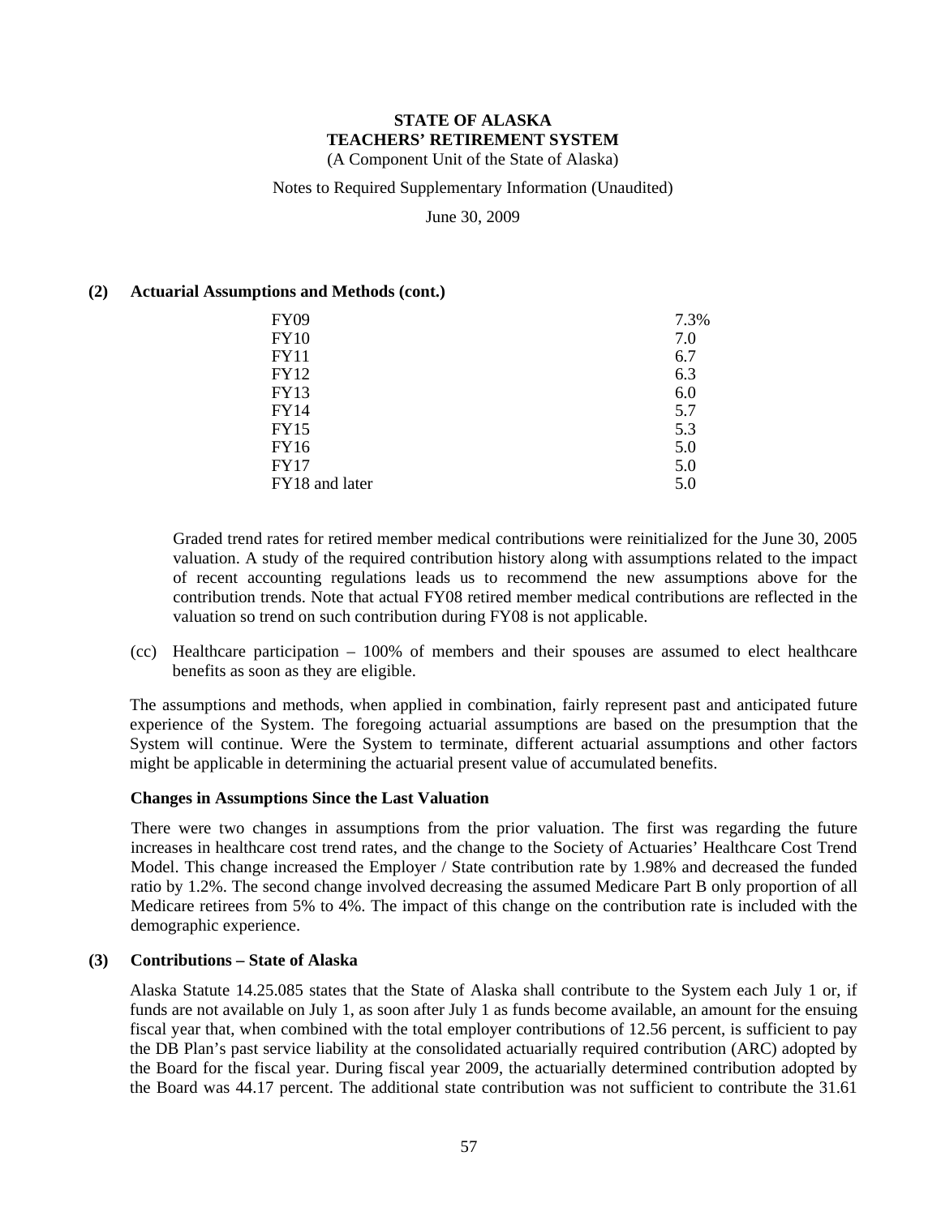## (2) Actuarial Assumptions and Methods (cont.)

| | |
|---|---|
| FY09 | 7.3% |
| FY10 | 7.0 |
| FY11 | 6.7 |
| FY12 | 6.3 |
| FY13 | 6.0 |
| FY14 | 5.7 |
| FY15 | 5.3 |
| FY16 | 5.0 |
| FY17 | 5.0 |
| FY18 and later | 5.0 |

Graded trend rates for retired member medical contributions were reinitialized for the June 30, 2005 valuation. A study of the required contribution history along with assumptions related to the impact of recent accounting regulations leads us to recommend the new assumptions above for the contribution trends. Note that actual FY08 retired member medical contributions are reflected in the valuation so trend on such contribution during FY08 is not applicable.

(cc) Healthcare participation – 100% of members and their spouses are assumed to elect healthcare benefits as soon as they are eligible.

The assumptions and methods, when applied in combination, fairly represent past and anticipated future experience of the System. The foregoing actuarial assumptions are based on the presumption that the System will continue. Were the System to terminate, different actuarial assumptions and other factors might be applicable in determining the actuarial present value of accumulated benefits.

### Changes in Assumptions Since the Last Valuation

There were two changes in assumptions from the prior valuation. The first was regarding the future increases in healthcare cost trend rates, and the change to the Society of Actuaries' Healthcare Cost Trend Model. This change increased the Employer / State contribution rate by 1.98% and decreased the funded ratio by 1.2%. The second change involved decreasing the assumed Medicare Part B only proportion of all Medicare retirees from 5% to 4%. The impact of this change on the contribution rate is included with the demographic experience.

## (3) Contributions – State of Alaska

Alaska Statute 14.25.085 states that the State of Alaska shall contribute to the System each July 1 or, if funds are not available on July 1, as soon after July 1 as funds become available, an amount for the ensuing fiscal year that, when combined with the total employer contributions of 12.56 percent, is sufficient to pay the DB Plan's past service liability at the consolidated actuarially required contribution (ARC) adopted by the Board for the fiscal year. During fiscal year 2009, the actuarially determined contribution adopted by the Board was 44.17 percent. The additional state contribution was not sufficient to contribute the 31.61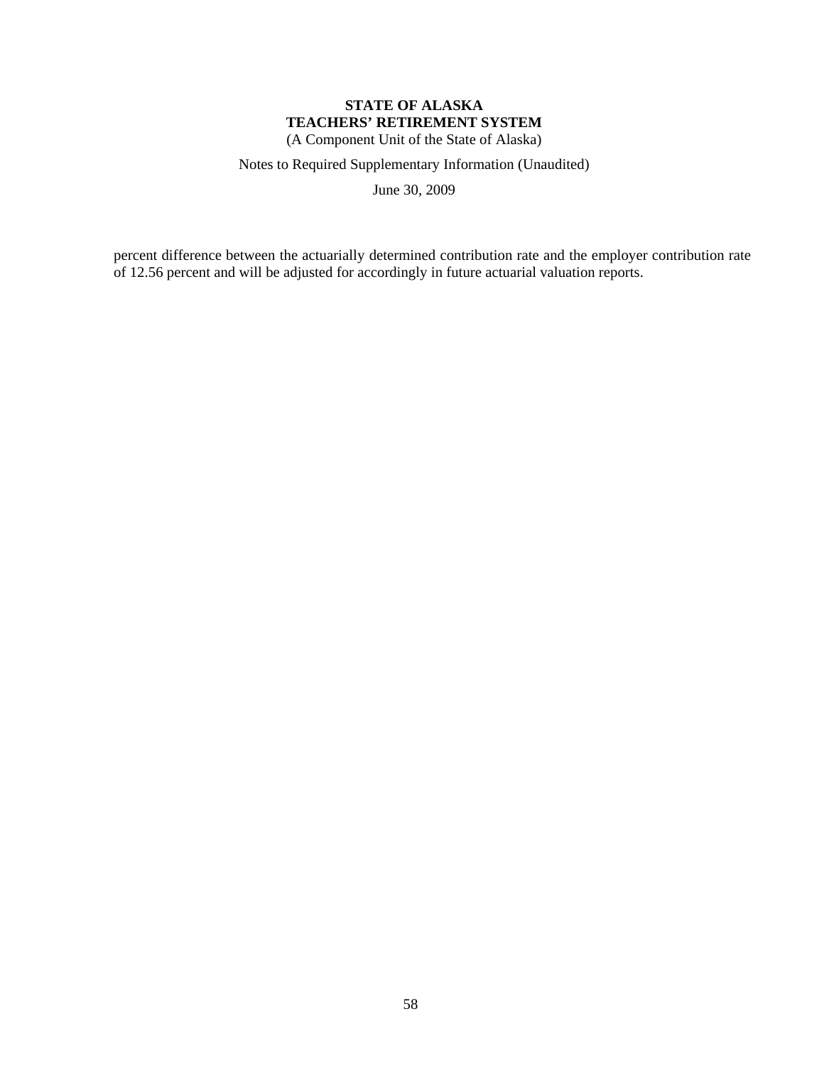percent difference between the actuarially determined contribution rate and the employer contribution rate of 12.56 percent and will be adjusted for accordingly in future actuarial valuation reports.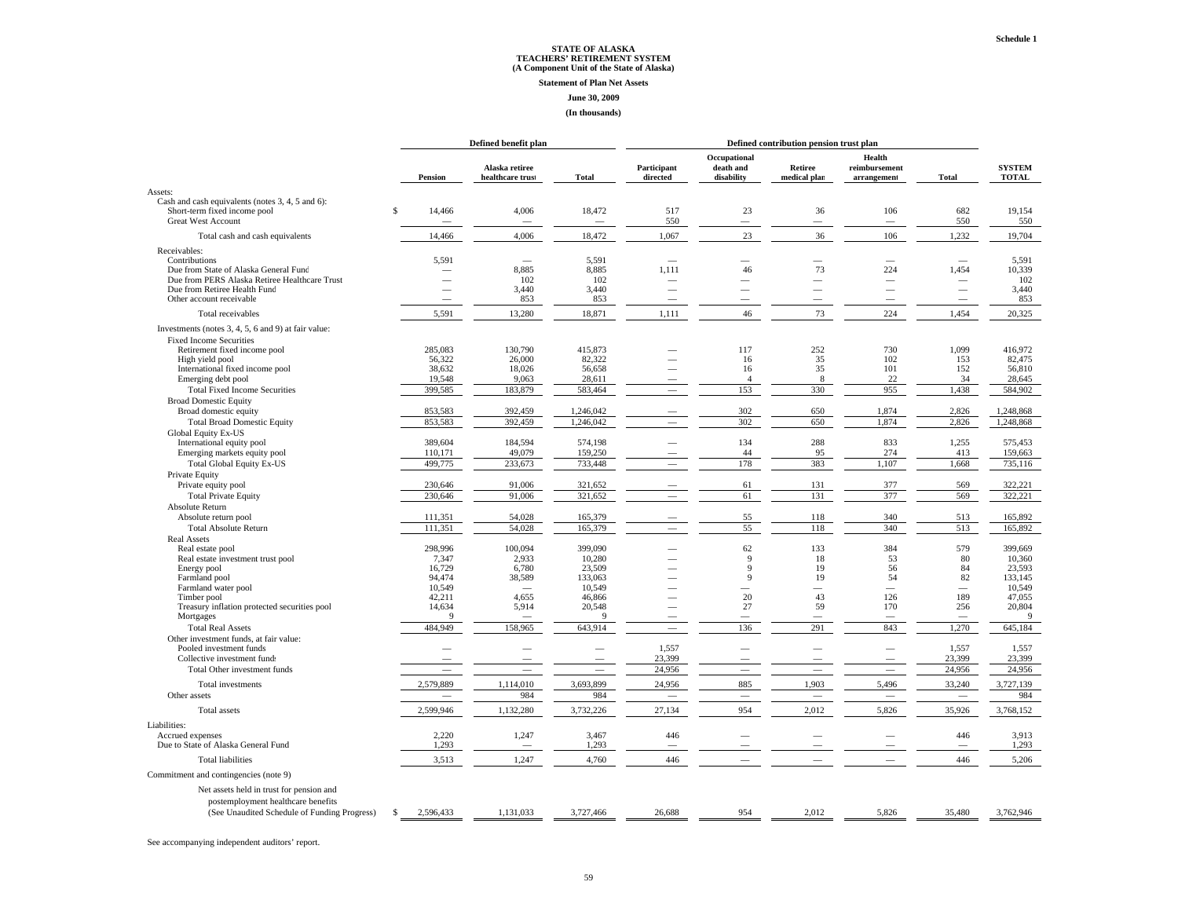Schedule 1

# STATE OF ALASKA
## TEACHERS' RETIREMENT SYSTEM
### (A Component Unit of the State of Alaska)

**Statement of Plan Net Assets**

**June 30, 2009**

**(In thousands)**

| | Defined benefit plan | | | Defined contribution pension trust plan | | | | | |
|---|---|---|---|---|---|---|---|---|---|
| | Pension | Alaska retiree healthcare trust | Total | Participant directed | Occupational death and disability | Retiree medical plan | Health reimbursement arrangement | Total | SYSTEM TOTAL |
| **Assets:** | | | | | | | | | |
| Cash and cash equivalents (notes 3, 4, 5 and 6): | | | | | | | | | |
| Short-term fixed income pool | $ 14,466 | 4,006 | 18,472 | 517 | 23 | 36 | 106 | 682 | 19,154 |
| Great West Account | — | — | — | 550 | — | — | — | 550 | 550 |
| Total cash and cash equivalents | 14,466 | 4,006 | 18,472 | 1,067 | 23 | 36 | 106 | 1,232 | 19,704 |
| Receivables: | | | | | | | | | |
| Contributions | 5,591 | — | 5,591 | — | — | — | — | — | 5,591 |
| Due from State of Alaska General Fund | — | 8,885 | 8,885 | 1,111 | 46 | 73 | 224 | 1,454 | 10,339 |
| Due from PERS Alaska Retiree Healthcare Trust | — | 102 | 102 | — | — | — | — | — | 102 |
| Due from Retiree Health Fund | — | 3,440 | 3,440 | — | — | — | — | — | 3,440 |
| Other account receivable | — | 853 | 853 | — | — | — | — | — | 853 |
| Total receivables | 5,591 | 13,280 | 18,871 | 1,111 | 46 | 73 | 224 | 1,454 | 20,325 |
| Investments (notes 3, 4, 5, 6 and 9) at fair value: | | | | | | | | | |
| Fixed Income Securities | | | | | | | | | |
| Retirement fixed income pool | 285,083 | 130,790 | 415,873 | — | 117 | 252 | 730 | 1,099 | 416,972 |
| High yield pool | 56,322 | 26,000 | 82,322 | — | 16 | 35 | 102 | 153 | 82,475 |
| International fixed income pool | 38,632 | 18,026 | 56,658 | — | 16 | 35 | 101 | 152 | 56,810 |
| Emerging debt pool | 19,548 | 9,063 | 28,611 | — | 4 | 8 | 22 | 34 | 28,645 |
| Total Fixed Income Securities | 399,585 | 183,879 | 583,464 | — | 153 | 330 | 955 | 1,438 | 584,902 |
| Broad Domestic Equity | | | | | | | | | |
| Broad domestic equity | 853,583 | 392,459 | 1,246,042 | — | 302 | 650 | 1,874 | 2,826 | 1,248,868 |
| Total Broad Domestic Equity | 853,583 | 392,459 | 1,246,042 | — | 302 | 650 | 1,874 | 2,826 | 1,248,868 |
| Global Equity Ex-US | | | | | | | | | |
| International equity pool | 389,604 | 184,594 | 574,198 | — | 134 | 288 | 833 | 1,255 | 575,453 |
| Emerging markets equity pool | 110,171 | 49,079 | 159,250 | — | 44 | 95 | 274 | 413 | 159,663 |
| Total Global Equity Ex-US | 499,775 | 233,673 | 733,448 | — | 178 | 383 | 1,107 | 1,668 | 735,116 |
| Private Equity | | | | | | | | | |
| Private equity pool | 230,646 | 91,006 | 321,652 | — | 61 | 131 | 377 | 569 | 322,221 |
| Total Private Equity | 230,646 | 91,006 | 321,652 | — | 61 | 131 | 377 | 569 | 322,221 |
| Absolute Return | | | | | | | | | |
| Absolute return pool | 111,351 | 54,028 | 165,379 | — | 55 | 118 | 340 | 513 | 165,892 |
| Total Absolute Return | 111,351 | 54,028 | 165,379 | — | 55 | 118 | 340 | 513 | 165,892 |
| Real Assets | | | | | | | | | |
| Real estate pool | 298,996 | 100,094 | 399,090 | — | 62 | 133 | 384 | 579 | 399,669 |
| Real estate investment trust pool | 7,347 | 2,933 | 10,280 | — | 9 | 18 | 53 | 80 | 10,360 |
| Energy pool | 16,729 | 6,780 | 23,509 | — | 9 | 19 | 56 | 84 | 23,593 |
| Farmland pool | 94,474 | 38,589 | 133,063 | — | 9 | 19 | 54 | 82 | 133,145 |
| Farmland water pool | 10,549 | — | 10,549 | — | — | — | — | — | 10,549 |
| Timber pool | 42,211 | 4,655 | 46,866 | — | 20 | 43 | 126 | 189 | 47,055 |
| Treasury inflation protected securities pool | 14,634 | 5,914 | 20,548 | — | 27 | 59 | 170 | 256 | 20,804 |
| Mortgages | 9 | — | 9 | — | — | — | — | — | 9 |
| Total Real Assets | 484,949 | 158,965 | 643,914 | — | 136 | 291 | 843 | 1,270 | 645,184 |
| Other investment funds, at fair value: | | | | | | | | | |
| Pooled investment funds | — | — | — | 1,557 | — | — | — | 1,557 | 1,557 |
| Collective investment funds | — | — | — | 23,399 | — | — | — | 23,399 | 23,399 |
| Total Other investment funds | — | — | — | 24,956 | — | — | — | 24,956 | 24,956 |
| Total investments | 2,579,889 | 1,114,010 | 3,693,899 | 24,956 | 885 | 1,903 | 5,496 | 33,240 | 3,727,139 |
| Other assets | — | 984 | 984 | — | — | — | — | — | 984 |
| Total assets | 2,599,946 | 1,132,280 | 3,732,226 | 27,134 | 954 | 2,012 | 5,826 | 35,926 | 3,768,152 |
| **Liabilities:** | | | | | | | | | |
| Accrued expenses | 2,220 | 1,247 | 3,467 | 446 | — | — | — | 446 | 3,913 |
| Due to State of Alaska General Fund | 1,293 | — | 1,293 | — | — | — | — | — | 1,293 |
| Total liabilities | 3,513 | 1,247 | 4,760 | 446 | — | — | — | 446 | 5,206 |
| Commitment and contingencies (note 9) | | | | | | | | | |
| Net assets held in trust for pension and postemployment healthcare benefits (See Unaudited Schedule of Funding Progress) | $ 2,596,433 | 1,131,033 | 3,727,466 | 26,688 | 954 | 2,012 | 5,826 | 35,480 | 3,762,946 |

See accompanying independent auditors' report.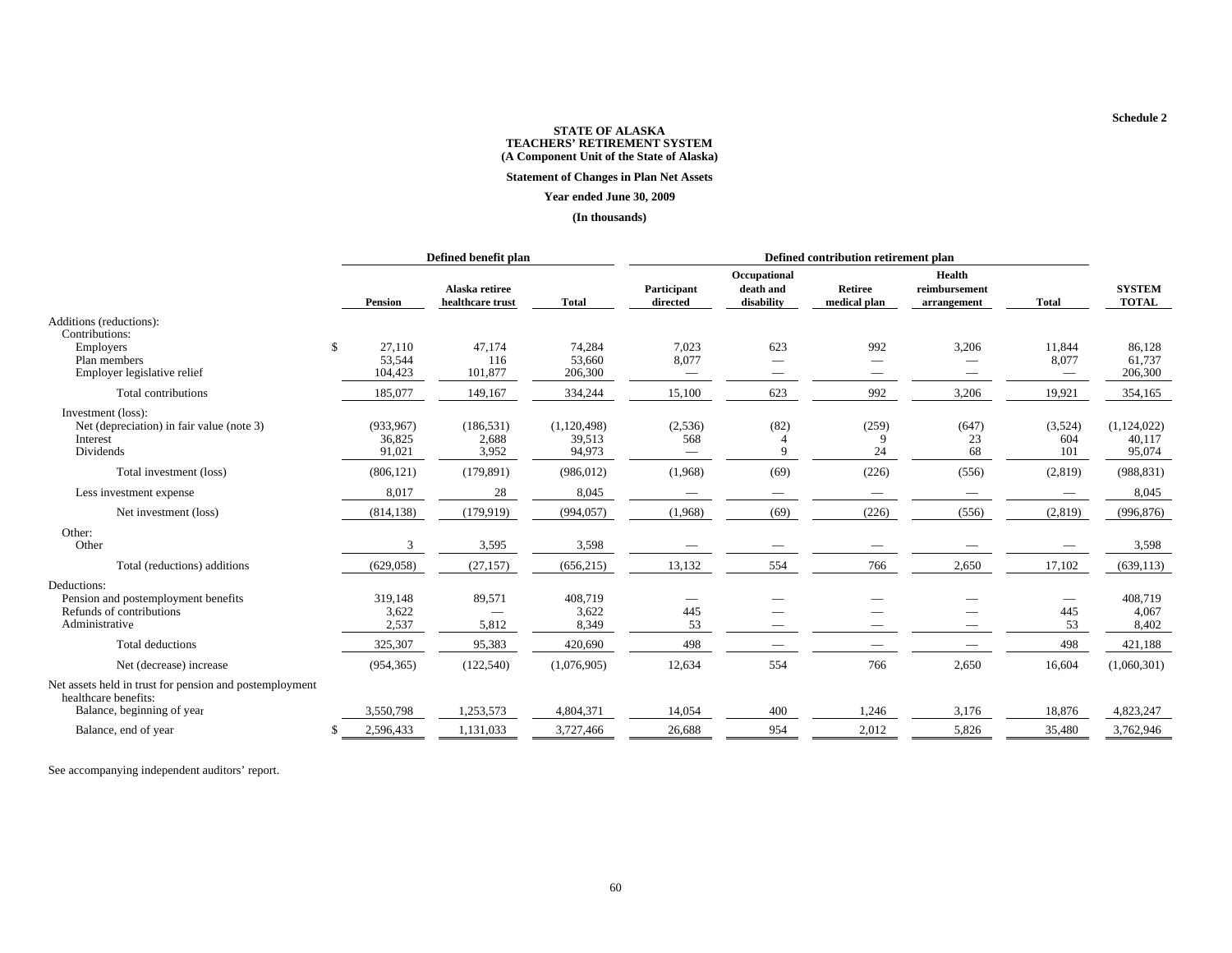Schedule 2

**STATE OF ALASKA**
**TEACHERS' RETIREMENT SYSTEM**
**(A Component Unit of the State of Alaska)**

**Statement of Changes in Plan Net Assets**

**Year ended June 30, 2009**

**(In thousands)**

| | Defined benefit plan | | | Defined contribution retirement plan | | | | | |
|---|---|---|---|---|---|---|---|---|---|
| | **Pension** | **Alaska retiree healthcare trust** | **Total** | **Participant directed** | **Occupational death and disability** | **Retiree medical plan** | **Health reimbursement arrangement** | **Total** | **SYSTEM TOTAL** |
| Additions (reductions): | | | | | | | | | |
| Contributions: | | | | | | | | | |
| Employers | $ 27,110 | 47,174 | 74,284 | 7,023 | 623 | 992 | 3,206 | 11,844 | 86,128 |
| Plan members | 53,544 | 116 | 53,660 | 8,077 | — | — | — | 8,077 | 61,737 |
| Employer legislative relief | 104,423 | 101,877 | 206,300 | — | — | — | — | — | 206,300 |
| Total contributions | 185,077 | 149,167 | 334,244 | 15,100 | 623 | 992 | 3,206 | 19,921 | 354,165 |
| Investment (loss): | | | | | | | | | |
| Net (depreciation) in fair value (note 3) | (933,967) | (186,531) | (1,120,498) | (2,536) | (82) | (259) | (647) | (3,524) | (1,124,022) |
| Interest | 36,825 | 2,688 | 39,513 | 568 | 4 | 9 | 23 | 604 | 40,117 |
| Dividends | 91,021 | 3,952 | 94,973 | — | 9 | 24 | 68 | 101 | 95,074 |
| Total investment (loss) | (806,121) | (179,891) | (986,012) | (1,968) | (69) | (226) | (556) | (2,819) | (988,831) |
| Less investment expense | 8,017 | 28 | 8,045 | — | — | — | — | — | 8,045 |
| Net investment (loss) | (814,138) | (179,919) | (994,057) | (1,968) | (69) | (226) | (556) | (2,819) | (996,876) |
| Other: | | | | | | | | | |
| Other | 3 | 3,595 | 3,598 | — | — | — | — | — | 3,598 |
| Total (reductions) additions | (629,058) | (27,157) | (656,215) | 13,132 | 554 | 766 | 2,650 | 17,102 | (639,113) |
| Deductions: | | | | | | | | | |
| Pension and postemployment benefits | 319,148 | 89,571 | 408,719 | — | — | — | — | — | 408,719 |
| Refunds of contributions | 3,622 | — | 3,622 | 445 | — | — | — | 445 | 4,067 |
| Administrative | 2,537 | 5,812 | 8,349 | 53 | — | — | — | 53 | 8,402 |
| Total deductions | 325,307 | 95,383 | 420,690 | 498 | — | — | — | 498 | 421,188 |
| Net (decrease) increase | (954,365) | (122,540) | (1,076,905) | 12,634 | 554 | 766 | 2,650 | 16,604 | (1,060,301) |
| Net assets held in trust for pension and postemployment healthcare benefits: | | | | | | | | | |
| Balance, beginning of year | 3,550,798 | 1,253,573 | 4,804,371 | 14,054 | 400 | 1,246 | 3,176 | 18,876 | 4,823,247 |
| Balance, end of year | $ 2,596,433 | 1,131,033 | 3,727,466 | 26,688 | 954 | 2,012 | 5,826 | 35,480 | 3,762,946 |

See accompanying independent auditors' report.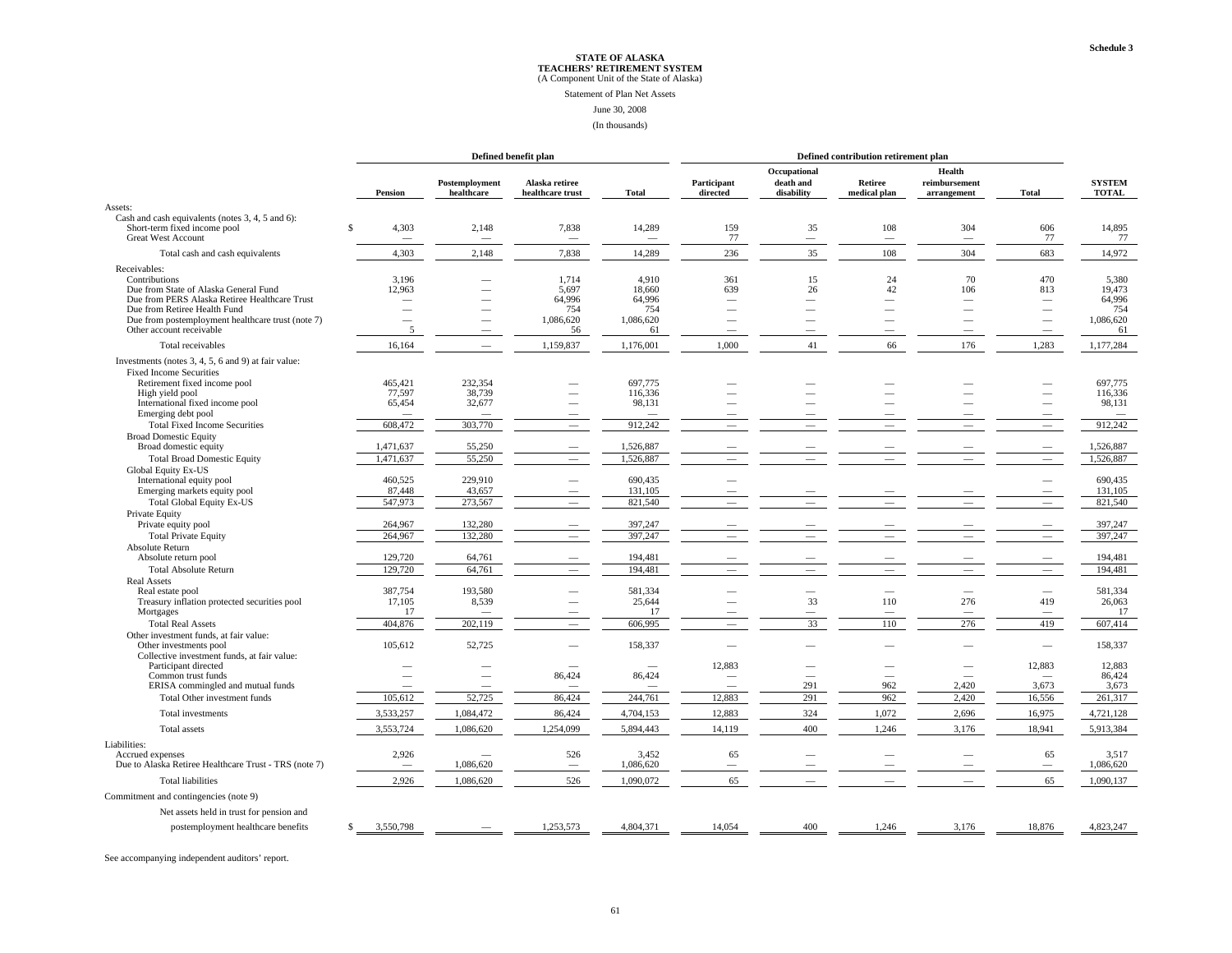Schedule 3

# STATE OF ALASKA
## TEACHERS' RETIREMENT SYSTEM
(A Component Unit of the State of Alaska)

Statement of Plan Net Assets

June 30, 2008

(In thousands)

| | Defined benefit plan | | | | Defined contribution retirement plan | | | | | |
|---|---|---|---|---|---|---|---|---|---|---|
| | Pension | Postemployment healthcare | Alaska retiree healthcare trust | Total | Participant directed | Occupational death and disability | Retiree medical plan | Health reimbursement arrangement | Total | SYSTEM TOTAL |
| **Assets:** | | | | | | | | | | |
| Cash and cash equivalents (notes 3, 4, 5 and 6): | | | | | | | | | | |
| Short-term fixed income pool | $ 4,303 | 2,148 | 7,838 | 14,289 | 159 | 35 | 108 | 304 | 606 | 14,895 |
| Great West Account | — | — | — | — | 77 | — | — | — | 77 | 77 |
| Total cash and cash equivalents | 4,303 | 2,148 | 7,838 | 14,289 | 236 | 35 | 108 | 304 | 683 | 14,972 |
| Receivables: | | | | | | | | | | |
| Contributions | 3,196 | — | 1,714 | 4,910 | 361 | 15 | 24 | 70 | 470 | 5,380 |
| Due from State of Alaska General Fund | 12,963 | — | 5,697 | 18,660 | 639 | 26 | 42 | 106 | 813 | 19,473 |
| Due from PERS Alaska Retiree Healthcare Trust | — | — | 64,996 | 64,996 | — | — | — | — | — | 64,996 |
| Due from Retiree Health Fund | — | — | 754 | 754 | — | — | — | — | — | 754 |
| Due from postemployment healthcare trust (note 7) | — | — | 1,086,620 | 1,086,620 | — | — | — | — | — | 1,086,620 |
| Other account receivable | 5 | — | 56 | 61 | — | — | — | — | — | 61 |
| Total receivables | 16,164 | — | 1,159,837 | 1,176,001 | 1,000 | 41 | 66 | 176 | 1,283 | 1,177,284 |
| Investments (notes 3, 4, 5, 6 and 9) at fair value: | | | | | | | | | | |
| Fixed Income Securities | | | | | | | | | | |
| Retirement fixed income pool | 465,421 | 232,354 | — | 697,775 | — | — | — | — | — | 697,775 |
| High yield pool | 77,597 | 38,739 | — | 116,336 | — | — | — | — | — | 116,336 |
| International fixed income pool | 65,454 | 32,677 | — | 98,131 | — | — | — | — | — | 98,131 |
| Emerging debt pool | — | — | — | — | — | — | — | — | — | — |
| Total Fixed Income Securities | 608,472 | 303,770 | — | 912,242 | — | — | — | — | — | 912,242 |
| Broad Domestic Equity | | | | | | | | | | |
| Broad domestic equity | 1,471,637 | 55,250 | — | 1,526,887 | — | — | — | — | — | 1,526,887 |
| Total Broad Domestic Equity | 1,471,637 | 55,250 | — | 1,526,887 | — | — | — | — | — | 1,526,887 |
| Global Equity Ex-US | | | | | | | | | | |
| International equity pool | 460,525 | 229,910 | — | 690,435 | — | | | | — | 690,435 |
| Emerging markets equity pool | 87,448 | 43,657 | — | 131,105 | — | — | — | — | — | 131,105 |
| Total Global Equity Ex-US | 547,973 | 273,567 | — | 821,540 | — | — | — | — | — | 821,540 |
| Private Equity | | | | | | | | | | |
| Private equity pool | 264,967 | 132,280 | — | 397,247 | — | — | — | — | — | 397,247 |
| Total Private Equity | 264,967 | 132,280 | — | 397,247 | — | — | — | — | — | 397,247 |
| Absolute Return | | | | | | | | | | |
| Absolute return pool | 129,720 | 64,761 | — | 194,481 | — | — | — | — | — | 194,481 |
| Total Absolute Return | 129,720 | 64,761 | — | 194,481 | — | — | — | — | — | 194,481 |
| Real Assets | | | | | | | | | | |
| Real estate pool | 387,754 | 193,580 | — | 581,334 | — | — | — | — | — | 581,334 |
| Treasury inflation protected securities pool | 17,105 | 8,539 | — | 25,644 | — | 33 | 110 | 276 | 419 | 26,063 |
| Mortgages | 17 | — | — | 17 | — | — | — | — | — | 17 |
| Total Real Assets | 404,876 | 202,119 | — | 606,995 | — | 33 | 110 | 276 | 419 | 607,414 |
| Other investment funds, at fair value: | | | | | | | | | | |
| Other investments pool | 105,612 | 52,725 | — | 158,337 | — | — | — | — | — | 158,337 |
| Collective investment funds, at fair value: | | | | | | | | | | |
| Participant directed | — | — | — | — | 12,883 | — | — | — | 12,883 | 12,883 |
| Common trust funds | — | — | 86,424 | 86,424 | — | — | — | — | — | 86,424 |
| ERISA commingled and mutual funds | — | — | — | — | — | 291 | 962 | 2,420 | 3,673 | 3,673 |
| Total Other investment funds | 105,612 | 52,725 | 86,424 | 244,761 | 12,883 | 291 | 962 | 2,420 | 16,556 | 261,317 |
| Total investments | 3,533,257 | 1,084,472 | 86,424 | 4,704,153 | 12,883 | 324 | 1,072 | 2,696 | 16,975 | 4,721,128 |
| Total assets | 3,553,724 | 1,086,620 | 1,254,099 | 5,894,443 | 14,119 | 400 | 1,246 | 3,176 | 18,941 | 5,913,384 |
| **Liabilities:** | | | | | | | | | | |
| Accrued expenses | 2,926 | — | 526 | 3,452 | 65 | — | — | — | 65 | 3,517 |
| Due to Alaska Retiree Healthcare Trust - TRS (note 7) | — | 1,086,620 | — | 1,086,620 | — | — | — | — | — | 1,086,620 |
| Total liabilities | 2,926 | 1,086,620 | 526 | 1,090,072 | 65 | — | — | — | 65 | 1,090,137 |
| Commitment and contingencies (note 9) | | | | | | | | | | |
| Net assets held in trust for pension and postemployment healthcare benefits | $ 3,550,798 | — | 1,253,573 | 4,804,371 | 14,054 | 400 | 1,246 | 3,176 | 18,876 | 4,823,247 |

See accompanying independent auditors' report.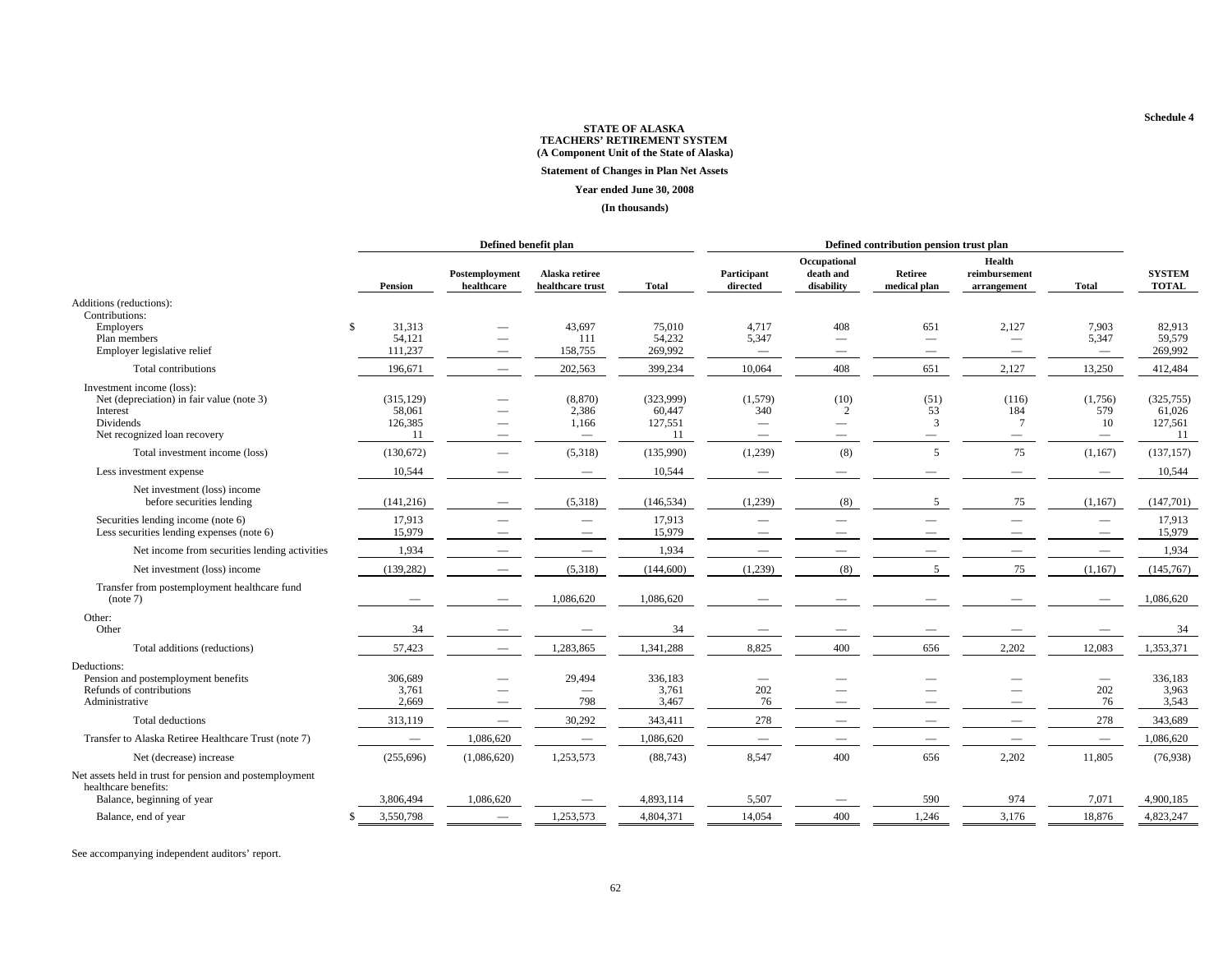Schedule 4

**STATE OF ALASKA**
**TEACHERS' RETIREMENT SYSTEM**
**(A Component Unit of the State of Alaska)**

**Statement of Changes in Plan Net Assets**

**Year ended June 30, 2008**

**(In thousands)**

| | Defined benefit plan | | | | Defined contribution pension trust plan | | | | | |
|---|---|---|---|---|---|---|---|---|---|---|
| | Pension | Postemployment healthcare | Alaska retiree healthcare trust | Total | Participant directed | Occupational death and disability | Retiree medical plan | Health reimbursement arrangement | Total | SYSTEM TOTAL |
| Additions (reductions): | | | | | | | | | | |
| Contributions: | | | | | | | | | | |
| Employers | $ 31,313 | — | 43,697 | 75,010 | 4,717 | 408 | 651 | 2,127 | 7,903 | 82,913 |
| Plan members | 54,121 | — | 111 | 54,232 | 5,347 | — | — | — | 5,347 | 59,579 |
| Employer legislative relief | 111,237 | — | 158,755 | 269,992 | — | — | — | — | — | 269,992 |
| Total contributions | 196,671 | — | 202,563 | 399,234 | 10,064 | 408 | 651 | 2,127 | 13,250 | 412,484 |
| Investment income (loss): | | | | | | | | | | |
| Net (depreciation) in fair value (note 3) | (315,129) | — | (8,870) | (323,999) | (1,579) | (10) | (51) | (116) | (1,756) | (325,755) |
| Interest | 58,061 | — | 2,386 | 60,447 | 340 | 2 | 53 | 184 | 579 | 61,026 |
| Dividends | 126,385 | — | 1,166 | 127,551 | — | — | 3 | 7 | 10 | 127,561 |
| Net recognized loan recovery | 11 | — | — | 11 | — | — | — | — | — | 11 |
| Total investment income (loss) | (130,672) | — | (5,318) | (135,990) | (1,239) | (8) | 5 | 75 | (1,167) | (137,157) |
| Less investment expense | 10,544 | — | — | 10,544 | — | — | — | — | — | 10,544 |
| Net investment (loss) income before securities lending | (141,216) | — | (5,318) | (146,534) | (1,239) | (8) | 5 | 75 | (1,167) | (147,701) |
| Securities lending income (note 6) | 17,913 | — | — | 17,913 | — | — | — | — | — | 17,913 |
| Less securities lending expenses (note 6) | 15,979 | — | — | 15,979 | — | — | — | — | — | 15,979 |
| Net income from securities lending activities | 1,934 | — | — | 1,934 | — | — | — | — | — | 1,934 |
| Net investment (loss) income | (139,282) | — | (5,318) | (144,600) | (1,239) | (8) | 5 | 75 | (1,167) | (145,767) |
| Transfer from postemployment healthcare fund (note 7) | — | — | 1,086,620 | 1,086,620 | — | — | — | — | — | 1,086,620 |
| Other: | | | | | | | | | | |
| Other | 34 | — | — | 34 | — | — | — | — | — | 34 |
| Total additions (reductions) | 57,423 | — | 1,283,865 | 1,341,288 | 8,825 | 400 | 656 | 2,202 | 12,083 | 1,353,371 |
| Deductions: | | | | | | | | | | |
| Pension and postemployment benefits | 306,689 | — | 29,494 | 336,183 | — | — | — | — | — | 336,183 |
| Refunds of contributions | 3,761 | — | — | 3,761 | 202 | — | — | — | 202 | 3,963 |
| Administrative | 2,669 | — | 798 | 3,467 | 76 | — | — | — | 76 | 3,543 |
| Total deductions | 313,119 | — | 30,292 | 343,411 | 278 | — | — | — | 278 | 343,689 |
| Transfer to Alaska Retiree Healthcare Trust (note 7) | — | 1,086,620 | — | 1,086,620 | — | — | — | — | — | 1,086,620 |
| Net (decrease) increase | (255,696) | (1,086,620) | 1,253,573 | (88,743) | 8,547 | 400 | 656 | 2,202 | 11,805 | (76,938) |
| Net assets held in trust for pension and postemployment healthcare benefits: | | | | | | | | | | |
| Balance, beginning of year | 3,806,494 | 1,086,620 | — | 4,893,114 | 5,507 | — | 590 | 974 | 7,071 | 4,900,185 |
| Balance, end of year | $ 3,550,798 | — | 1,253,573 | 4,804,371 | 14,054 | 400 | 1,246 | 3,176 | 18,876 | 4,823,247 |

See accompanying independent auditors' report.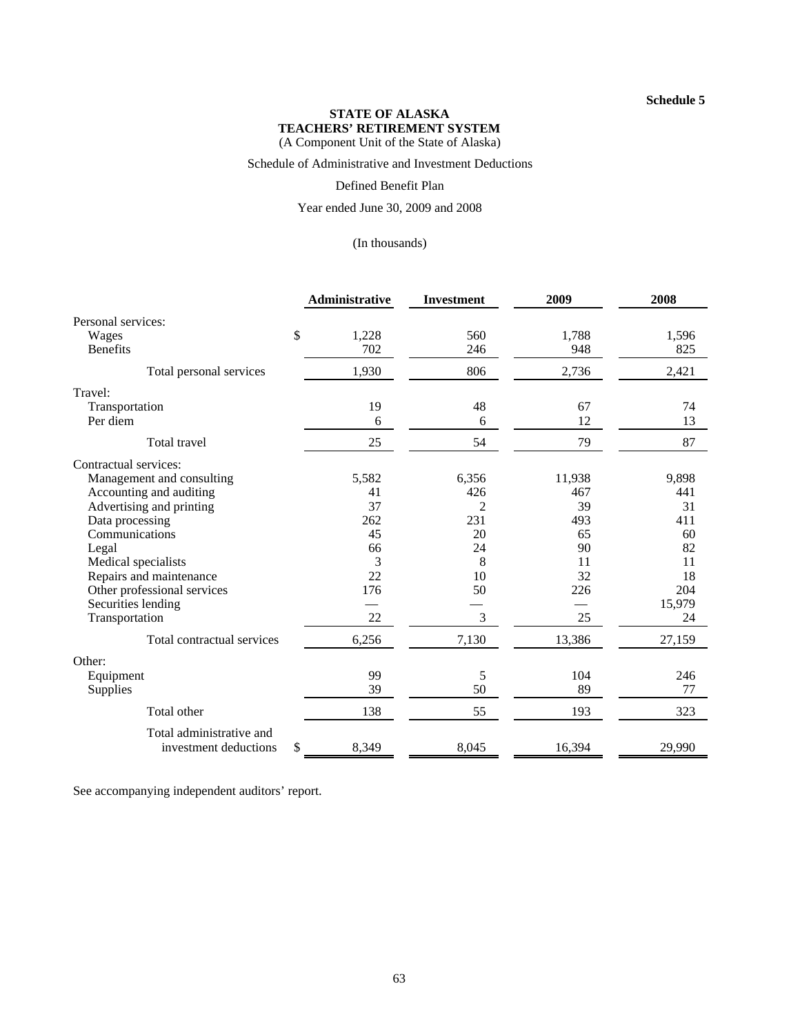**Schedule 5**

**STATE OF ALASKA**
**TEACHERS' RETIREMENT SYSTEM**
(A Component Unit of the State of Alaska)

Schedule of Administrative and Investment Deductions

Defined Benefit Plan

Year ended June 30, 2009 and 2008

(In thousands)

| | Administrative | Investment | 2009 | 2008 |
|---|---|---|---|---|
| Personal services: | | | | |
| Wages | $ 1,228 | 560 | 1,788 | 1,596 |
| Benefits | 702 | 246 | 948 | 825 |
| Total personal services | 1,930 | 806 | 2,736 | 2,421 |
| Travel: | | | | |
| Transportation | 19 | 48 | 67 | 74 |
| Per diem | 6 | 6 | 12 | 13 |
| Total travel | 25 | 54 | 79 | 87 |
| Contractual services: | | | | |
| Management and consulting | 5,582 | 6,356 | 11,938 | 9,898 |
| Accounting and auditing | 41 | 426 | 467 | 441 |
| Advertising and printing | 37 | 2 | 39 | 31 |
| Data processing | 262 | 231 | 493 | 411 |
| Communications | 45 | 20 | 65 | 60 |
| Legal | 66 | 24 | 90 | 82 |
| Medical specialists | 3 | 8 | 11 | 11 |
| Repairs and maintenance | 22 | 10 | 32 | 18 |
| Other professional services | 176 | 50 | 226 | 204 |
| Securities lending | — | — | — | 15,979 |
| Transportation | 22 | 3 | 25 | 24 |
| Total contractual services | 6,256 | 7,130 | 13,386 | 27,159 |
| Other: | | | | |
| Equipment | 99 | 5 | 104 | 246 |
| Supplies | 39 | 50 | 89 | 77 |
| Total other | 138 | 55 | 193 | 323 |
| Total administrative and investment deductions | $ 8,349 | 8,045 | 16,394 | 29,990 |

See accompanying independent auditors' report.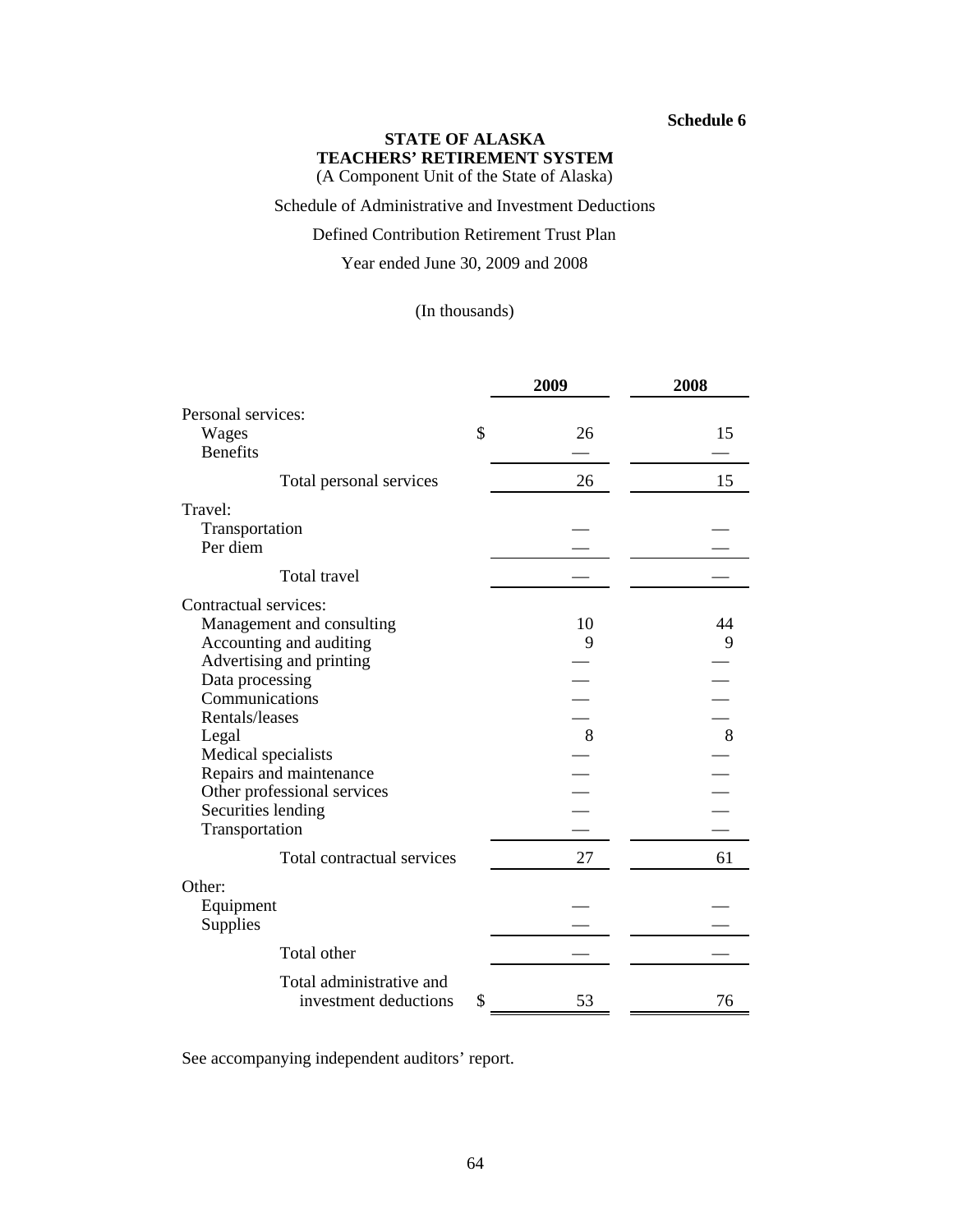**Schedule 6**

**STATE OF ALASKA**
**TEACHERS' RETIREMENT SYSTEM**
(A Component Unit of the State of Alaska)

Schedule of Administrative and Investment Deductions

Defined Contribution Retirement Trust Plan

Year ended June 30, 2009 and 2008

(In thousands)

| | 2009 | 2008 |
|---|---|---|
| Personal services: | | |
| Wages | $ 26 | 15 |
| Benefits | — | — |
| Total personal services | 26 | 15 |
| Travel: | | |
| Transportation | — | — |
| Per diem | — | — |
| Total travel | — | — |
| Contractual services: | | |
| Management and consulting | 10 | 44 |
| Accounting and auditing | 9 | 9 |
| Advertising and printing | — | — |
| Data processing | — | — |
| Communications | — | — |
| Rentals/leases | — | — |
| Legal | 8 | 8 |
| Medical specialists | — | — |
| Repairs and maintenance | — | — |
| Other professional services | — | — |
| Securities lending | — | — |
| Transportation | — | — |
| Total contractual services | 27 | 61 |
| Other: | | |
| Equipment | — | — |
| Supplies | — | — |
| Total other | — | — |
| Total administrative and investment deductions | $ 53 | 76 |

See accompanying independent auditors' report.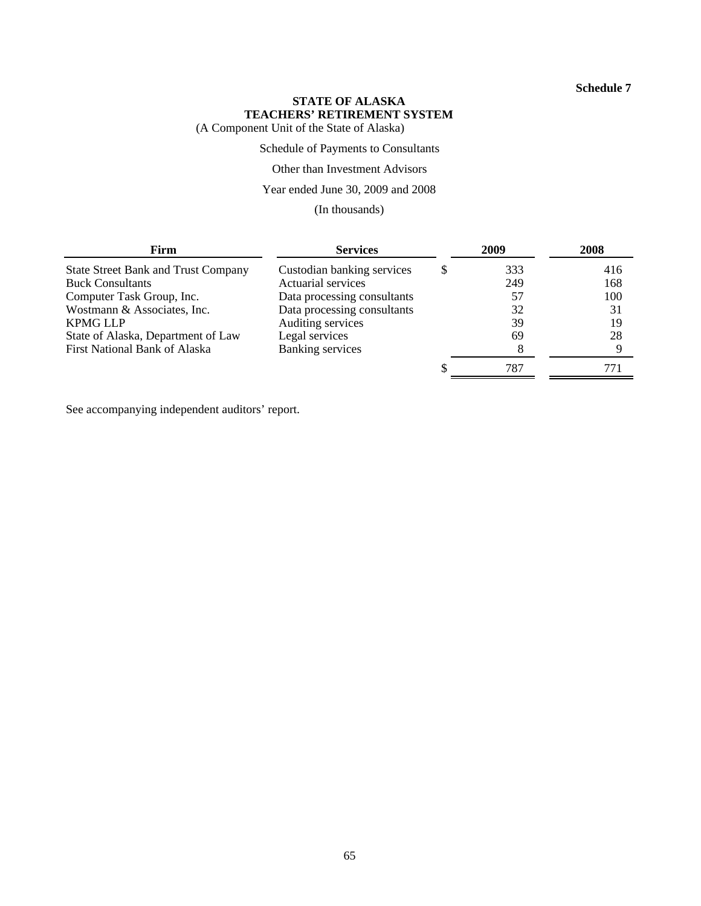**Schedule 7**

# STATE OF ALASKA
# TEACHERS' RETIREMENT SYSTEM

(A Component Unit of the State of Alaska)

Schedule of Payments to Consultants

Other than Investment Advisors

Year ended June 30, 2009 and 2008

(In thousands)

| Firm | Services | | 2009 | 2008 |
|---|---|---|---|---|
| State Street Bank and Trust Company | Custodian banking services | $ | 333 | 416 |
| Buck Consultants | Actuarial services | | 249 | 168 |
| Computer Task Group, Inc. | Data processing consultants | | 57 | 100 |
| Wostmann & Associates, Inc. | Data processing consultants | | 32 | 31 |
| KPMG LLP | Auditing services | | 39 | 19 |
| State of Alaska, Department of Law | Legal services | | 69 | 28 |
| First National Bank of Alaska | Banking services | | 8 | 9 |
| | | $ | 787 | 771 |

See accompanying independent auditors' report.